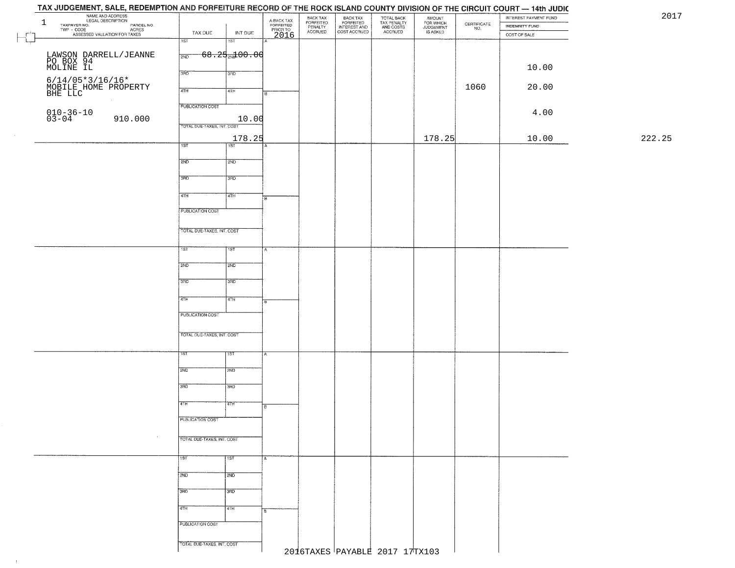# TAX JUDGEMENT, SALE, REDEMPTION AND FORFEITURE RECORD OF THE ROCK ISLAND COUNTY DIVISION OF THE CIRCUIT COURT — 14th JUDIC

2017

| NAME AND ADDRESS / LEGAL DESCRIPTION / TAXPAYER NO. / PARCEL NO. / TWP - CODE / ACRES / ASSESSED VALUATION FOR TAXES | TAX DUE | INT DUE | A-BACK TAX FORFEITED PRIOR TO 2016 | BACK TAX FORFEITED PENALTY ACCRUED | BACK TAX FORFEITED INTEREST AND COST ACCRUED | TOTAL BACK TAX PENALTY AND COSTS ACCRUED | AMOUNT FOR WHICH JUDGEMENT IS ASKED | CERTIFICATE NO. | INTEREST PAYMENT FUND / INDEMNITY FUND / COST OF SALE | |
|---|---|---|---|---|---|---|---|---|---|---|
| 1<br>LAWSON DARRELL/JEANNE<br>PO BOX 94<br>MOLINE IL<br>6/14/05*3/16/16*<br>MOBILE HOME PROPERTY<br>BHE LLC<br>010-36-10<br>03-04 910.000 | 1ST<br>2ND 68.25<br>3RD<br>4TH<br>PUBLICATION COST<br>TOTAL DUE-TAXES, INT. COST 178.25 | 1ST<br>2ND 100.00<br>3RD<br>4TH<br>10.00 | A<br>B | | | | 178.25 | 1060 | 10.00<br>20.00<br>4.00<br>10.00 | 222.25 |
| | 1ST<br>2ND<br>3RD<br>4TH<br>PUBLICATION COST<br>TOTAL DUE-TAXES, INT. COST | 1ST<br>2ND<br>3RD<br>4TH | A<br>B | | | | | | | |
| | 1ST<br>2ND<br>3RD<br>4TH<br>PUBLICATION COST<br>TOTAL DUE-TAXES, INT. COST | 1ST<br>2ND<br>3RD<br>4TH | A<br>B | | | | | | | |
| | 1ST<br>2ND<br>3RD<br>4TH<br>PUBLICATION COST<br>TOTAL DUE-TAXES, INT. COST | 1ST<br>2ND<br>3RD<br>4TH | A<br>B | | | | | | | |
| | 1ST<br>2ND<br>3RD<br>4TH<br>PUBLICATION COST<br>TOTAL DUE-TAXES, INT. COST | 1ST<br>2ND<br>3RD<br>4TH | A<br>B | | | | | | | |

2016TAXES PAYABLE 2017 17TX103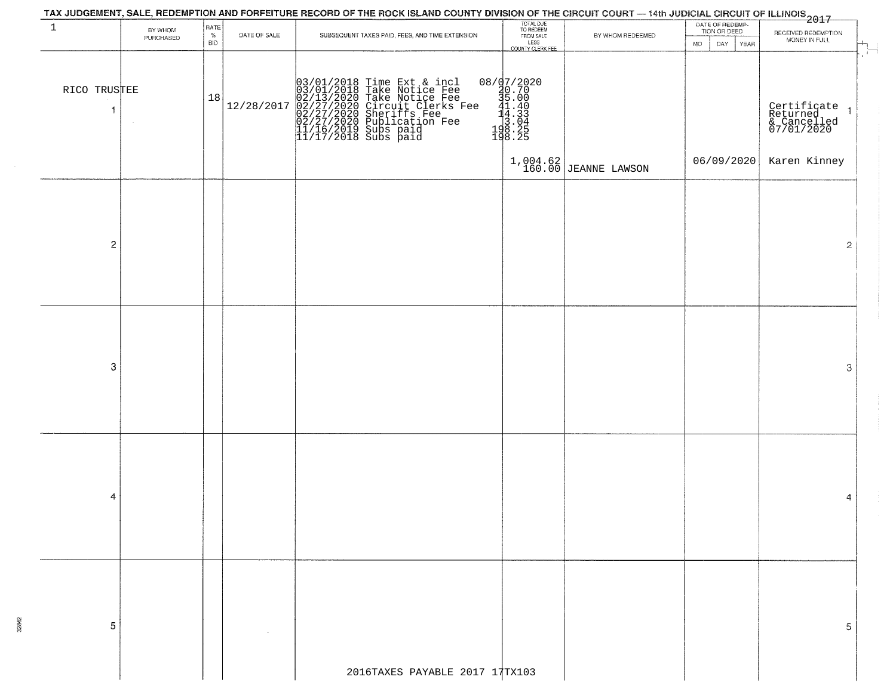# TAX JUDGEMENT, SALE, REDEMPTION AND FORFEITURE RECORD OF THE ROCK ISLAND COUNTY DIVISION OF THE CIRCUIT COURT — 14th JUDICIAL CIRCUIT OF ILLINOIS 2017

| 1 | BY WHOM PURCHASED | RATE % BID | DATE OF SALE | SUBSEQUENT TAXES PAID, FEES, AND TIME EXTENSION | TOTAL DUE TO REDEEM FROM SALE LESS COUNTY CLERK FEE | BY WHOM REDEEMED | DATE OF REDEMPTION OR DEED (MO DAY YEAR) | RECEIVED REDEMPTION MONEY IN FULL | |
|---|---|---|---|---|---|---|---|---|---|
| 1 | RICO TRUSTEE | 18 | 12/28/2017 | 03/01/2018 Time Ext & incl<br>03/01/2018 Take Notice Fee<br>02/13/2020 Take Notice Fee<br>02/27/2020 Circuit Clerks Fee<br>02/27/2020 Sheriffs Fee<br>02/27/2020 Publication Fee<br>11/16/2019 Subs paid<br>11/17/2018 Subs paid | 08/07/2020<br>20.70<br>35.00<br>41.40<br>14.33<br>3.04<br>198.25<br>198.25<br><br>1,004.62<br>160.00 | JEANNE LAWSON | 06/09/2020 | Certificate Returned & Cancelled 07/01/2020<br><br>Karen Kinney | 1 |
| 2 | | | | | | | | | 2 |
| 3 | | | | | | | | | 3 |
| 4 | | | | | | | | | 4 |
| 5 | | | | | | | | | 5 |

2016TAXES PAYABLE 2017 17TX103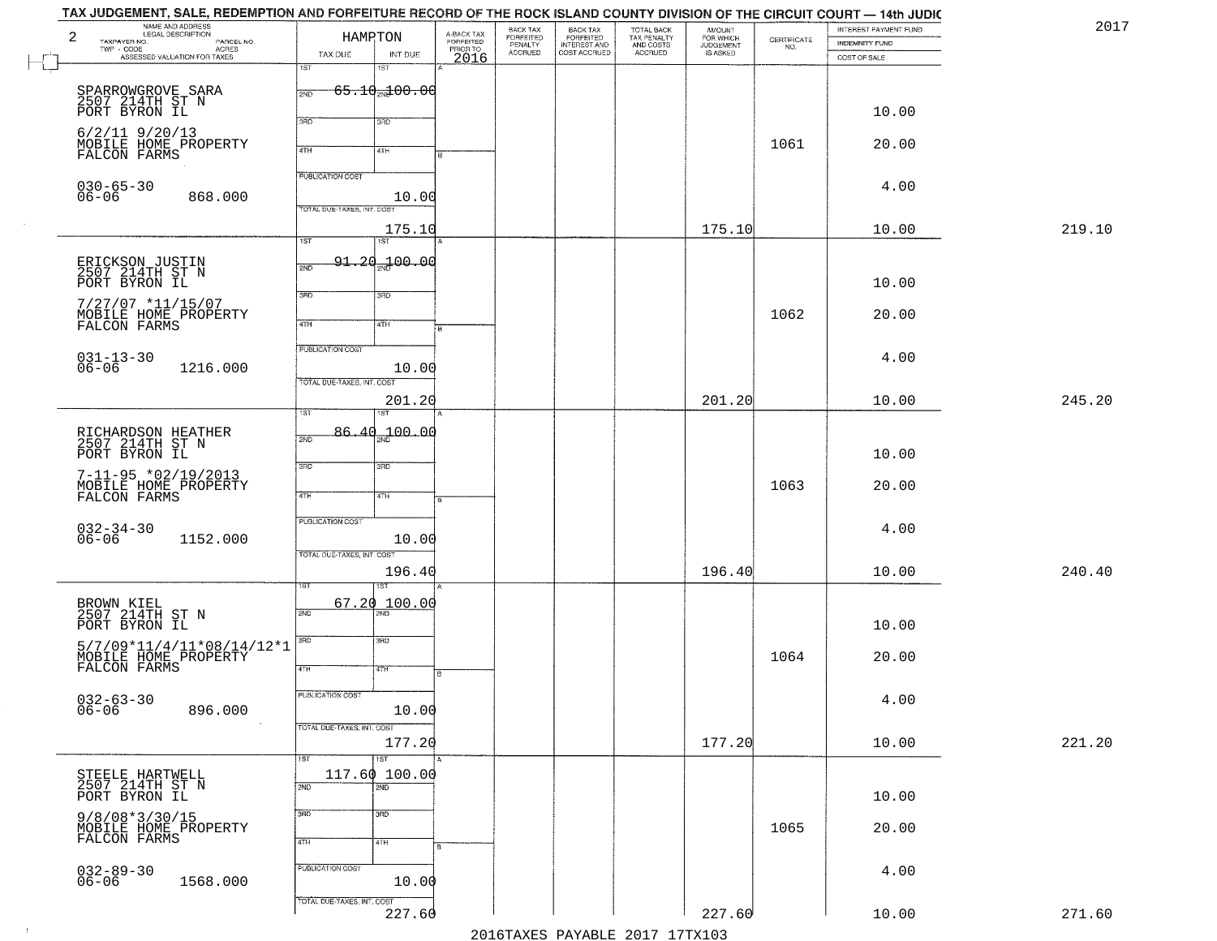TAX JUDGEMENT, SALE, REDEMPTION AND FORFEITURE RECORD OF THE ROCK ISLAND COUNTY DIVISION OF THE CIRCUIT COURT — 14th JUDIC

2017

| NAME AND ADDRESS / LEGAL DESCRIPTION / TAXPAYER NO. / PARCEL NO. / TWP - CODE / ACRES / ASSESSED VALUATION FOR TAXES | HAMPTON TAX DUE | INT DUE | A-BACK TAX FORFEITED PRIOR TO 2016 | BACK TAX FORFEITED PENALTY ACCRUED | BACK TAX FORFEITED INTEREST AND COST ACCRUED | TOTAL BACK TAX PENALTY AND COSTS ACCRUED | AMOUNT FOR WHICH JUDGEMENT IS ASKED | CERTIFICATE NO. | INTEREST PAYMENT FUND / INDEMNITY FUND / COST OF SALE | |
|---|---|---|---|---|---|---|---|---|---|---|
| 2 | | | | | | | | | | |
| SPARROWGROVE SARA 2507 214TH ST N PORT BYRON IL 6/2/11 9/20/13 MOBILE HOME PROPERTY FALCON FARMS 030-65-30 06-06 868.000 | 1ST 65.10 | 1ST 100.00 | | | | | | 1061 | 10.00 / 20.00 / 4.00 | |
| | PUBLICATION COST | 10.00 | | | | | | | | |
| | TOTAL DUE-TAXES, INT. COST | 175.10 | | | | | 175.10 | | 10.00 | 219.10 |
| ERICKSON JUSTIN 2507 214TH ST N PORT BYRON IL 7/27/07 *11/15/07 MOBILE HOME PROPERTY FALCON FARMS 031-13-30 06-06 1216.000 | 1ST 91.20 | 1ST 100.00 | | | | | | 1062 | 10.00 / 20.00 / 4.00 | |
| | PUBLICATION COST | 10.00 | | | | | | | | |
| | TOTAL DUE-TAXES, INT. COST | 201.20 | | | | | 201.20 | | 10.00 | 245.20 |
| RICHARDSON HEATHER 2507 214TH ST N PORT BYRON IL 7-11-95 *02/19/2013 MOBILE HOME PROPERTY FALCON FARMS 032-34-30 06-06 1152.000 | 1ST 86.40 | 1ST 100.00 | | | | | | 1063 | 10.00 / 20.00 / 4.00 | |
| | PUBLICATION COST | 10.00 | | | | | | | | |
| | TOTAL DUE-TAXES, INT. COST | 196.40 | | | | | 196.40 | | 10.00 | 240.40 |
| BROWN KIEL 2507 214TH ST N PORT BYRON IL 5/7/09*11/4/11*08/14/12*1 MOBILE HOME PROPERTY FALCON FARMS 032-63-30 06-06 896.000 | 1ST 67.20 | 1ST 100.00 | | | | | | 1064 | 10.00 / 20.00 / 4.00 | |
| | PUBLICATION COST | 10.00 | | | | | | | | |
| | TOTAL DUE-TAXES, INT. COST | 177.20 | | | | | 177.20 | | 10.00 | 221.20 |
| STEELE HARTWELL 2507 214TH ST N PORT BYRON IL 9/8/08*3/30/15 MOBILE HOME PROPERTY FALCON FARMS 032-89-30 06-06 1568.000 | 1ST 117.60 | 1ST 100.00 | | | | | | 1065 | 10.00 / 20.00 / 4.00 | |
| | PUBLICATION COST | 10.00 | | | | | | | | |
| | TOTAL DUE-TAXES, INT. COST | 227.60 | | | | | 227.60 | | 10.00 | 271.60 |

2016TAXES PAYABLE 2017 17TX103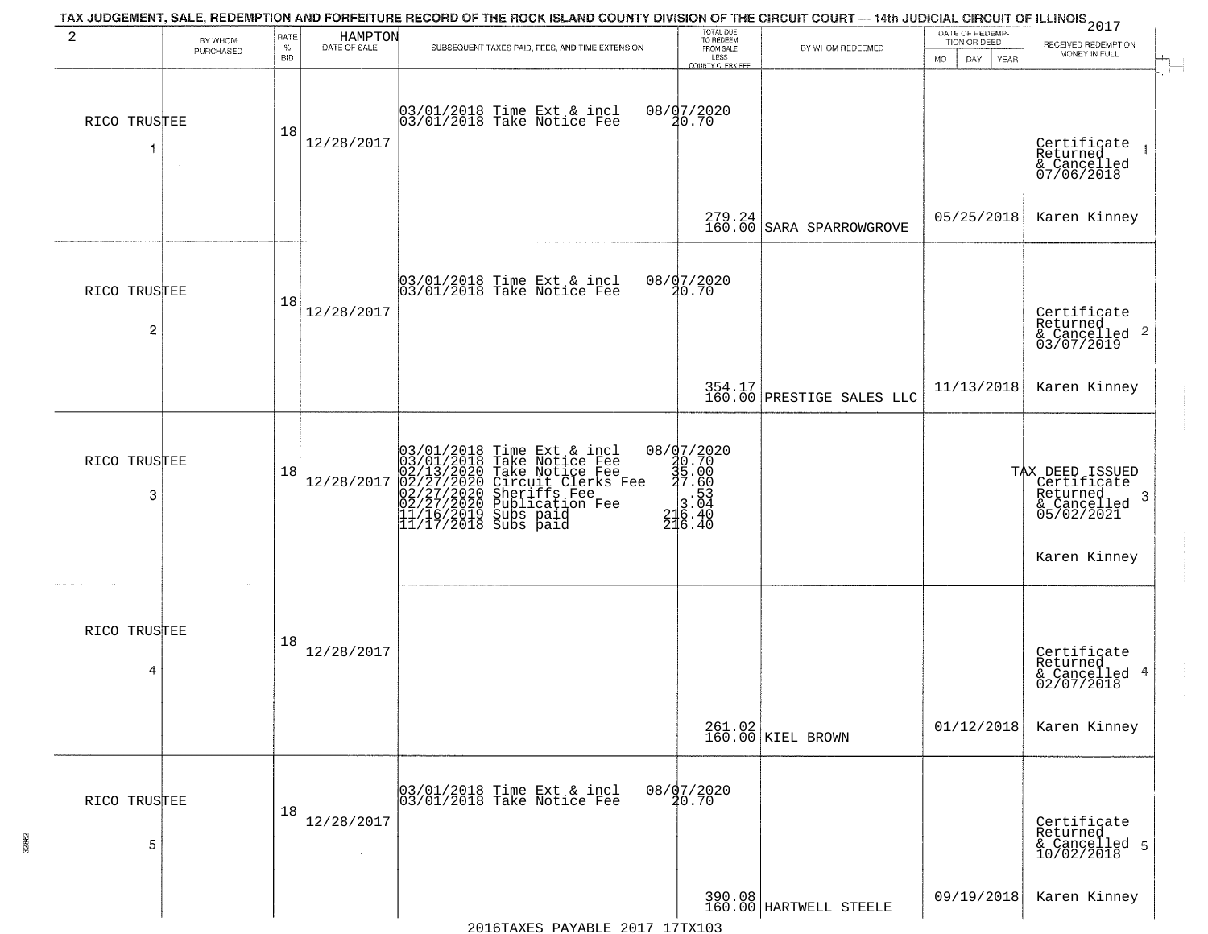# TAX JUDGEMENT, SALE, REDEMPTION AND FORFEITURE RECORD OF THE ROCK ISLAND COUNTY DIVISION OF THE CIRCUIT COURT — 14th JUDICIAL CIRCUIT OF ILLINOIS 2017

| 2 | BY WHOM PURCHASED | RATE % BID | HAMPTON DATE OF SALE | SUBSEQUENT TAXES PAID, FEES, AND TIME EXTENSION | TOTAL DUE TO REDEEM FROM SALE LESS COUNTY CLERK FEE | BY WHOM REDEEMED | DATE OF REDEMPTION OR DEED MO DAY YEAR | RECEIVED REDEMPTION MONEY IN FULL |
|---|---|---|---|---|---|---|---|---|
| RICO TRUSTEE 1 | | 18 | 12/28/2017 | 03/01/2018 Time Ext & incl<br>03/01/2018 Take Notice Fee | 08/07/2020<br>20.70<br>279.24<br>160.00 | SARA SPARROWGROVE | 05/25/2018 | Certificate Returned & Cancelled 07/06/2018<br>Karen Kinney |
| RICO TRUSTEE 2 | | 18 | 12/28/2017 | 03/01/2018 Time Ext & incl<br>03/01/2018 Take Notice Fee | 08/07/2020<br>20.70<br>354.17<br>160.00 | PRESTIGE SALES LLC | 11/13/2018 | Certificate Returned & Cancelled 03/07/2019<br>Karen Kinney |
| RICO TRUSTEE 3 | | 18 | 12/28/2017 | 03/01/2018 Time Ext & incl<br>03/01/2018 Take Notice Fee<br>02/13/2020 Take Notice Fee<br>02/27/2020 Circuit Clerks Fee<br>02/27/2020 Sheriffs Fee<br>02/27/2020 Publication Fee<br>11/16/2019 Subs paid<br>11/17/2018 Subs paid | 08/07/2020<br>20.70<br>35.00<br>27.60<br>.53<br>3.04<br>216.40<br>216.40 | | | TAX DEED ISSUED Certificate Returned & Cancelled 05/02/2021<br>Karen Kinney |
| RICO TRUSTEE 4 | | 18 | 12/28/2017 | | 261.02<br>160.00 | KIEL BROWN | 01/12/2018 | Certificate Returned & Cancelled 02/07/2018<br>Karen Kinney |
| RICO TRUSTEE 5 | | 18 | 12/28/2017 | 03/01/2018 Time Ext & incl<br>03/01/2018 Take Notice Fee | 08/07/2020<br>20.70<br>390.08<br>160.00 | HARTWELL STEELE | 09/19/2018 | Certificate Returned & Cancelled 10/02/2018<br>Karen Kinney |

2016TAXES PAYABLE 2017 17TX103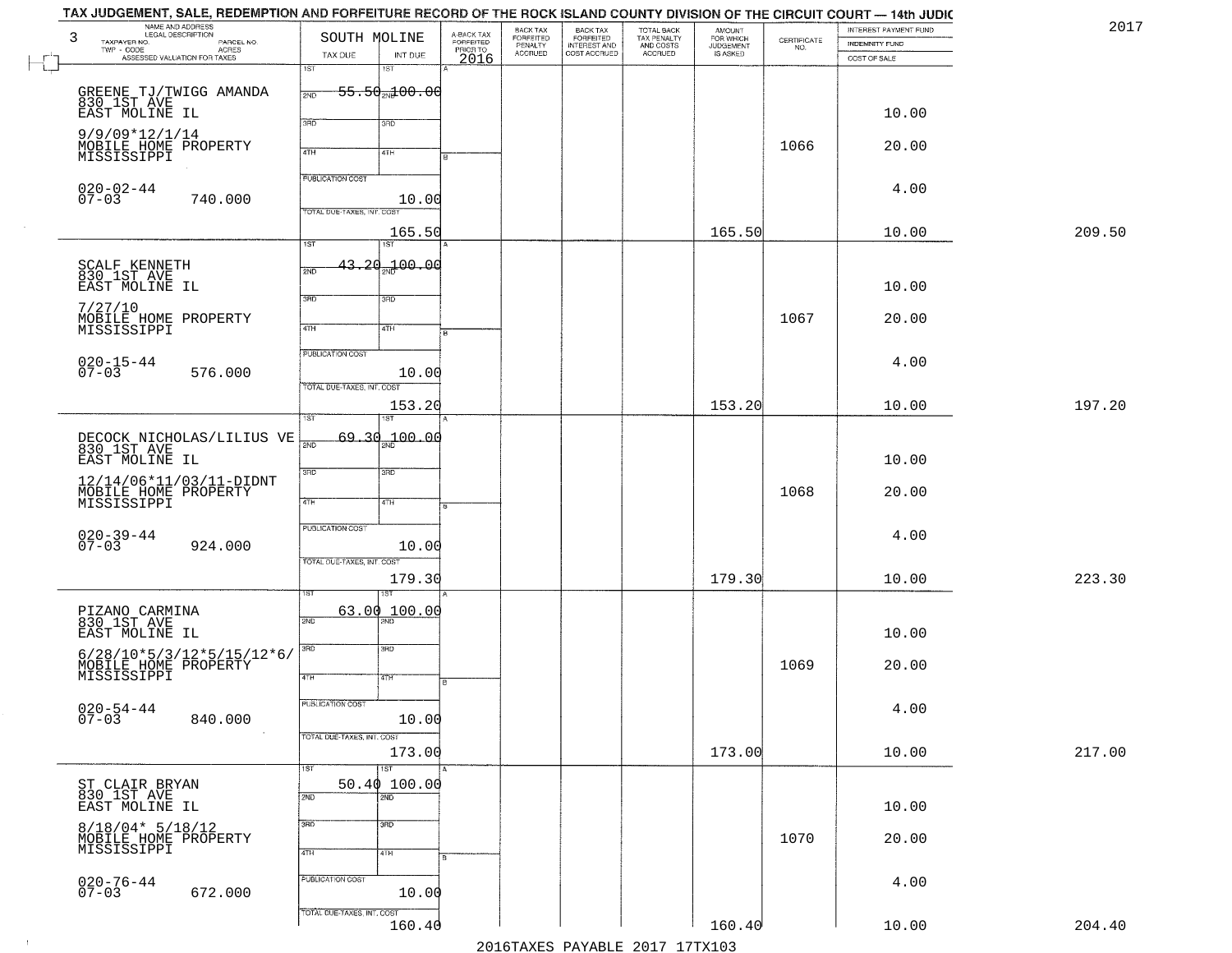TAX JUDGEMENT, SALE, REDEMPTION AND FORFEITURE RECORD OF THE ROCK ISLAND COUNTY DIVISION OF THE CIRCUIT COURT — 14th JUDIC

2017

| NAME AND ADDRESS / LEGAL DESCRIPTION / TAXPAYER NO. / PARCEL NO. / TWP - CODE / ACRES / ASSESSED VALUATION FOR TAXES | SOUTH MOLINE TAX DUE | INT DUE | A-BACK TAX FORFEITED PRIOR TO 2016 | BACK TAX FORFEITED PENALTY ACCRUED | BACK TAX FORFEITED INTEREST AND COST ACCRUED | TOTAL BACK TAX PENALTY AND COSTS ACCRUED | AMOUNT FOR WHICH JUDGEMENT IS ASKED | CERTIFICATE NO. | INTEREST PAYMENT FUND / INDEMNITY FUND / COST OF SALE | |
|---|---|---|---|---|---|---|---|---|---|---|
| 3 | | | | | | | | | | |
| GREENE TJ/TWIGG AMANDA 830 1ST AVE EAST MOLINE IL | 1ST 55.50 | 100.00 | | | | | | | 10.00 | |
| 9/9/09*12/1/14 MOBILE HOME PROPERTY MISSISSIPPI | | | | | | | | 1066 | 20.00 | |
| 020-02-44 07-03 740.000 | PUBLICATION COST | 10.00 | | | | | | | 4.00 | |
| | TOTAL DUE-TAXES, INT. COST | 165.50 | | | | | 165.50 | | 10.00 | 209.50 |
| SCALF KENNETH 830 1ST AVE EAST MOLINE IL | 1ST 43.20 | 100.00 | | | | | | | 10.00 | |
| 7/27/10 MOBILE HOME PROPERTY MISSISSIPPI | | | | | | | | 1067 | 20.00 | |
| 020-15-44 07-03 576.000 | PUBLICATION COST | 10.00 | | | | | | | 4.00 | |
| | TOTAL DUE-TAXES, INT. COST | 153.20 | | | | | 153.20 | | 10.00 | 197.20 |
| DECOCK NICHOLAS/LILIUS VE 830 1ST AVE EAST MOLINE IL | 1ST 69.30 | 100.00 | | | | | | | 10.00 | |
| 12/14/06*11/03/11-DIDNT MOBILE HOME PROPERTY MISSISSIPPI | | | | | | | | 1068 | 20.00 | |
| 020-39-44 07-03 924.000 | PUBLICATION COST | 10.00 | | | | | | | 4.00 | |
| | TOTAL DUE-TAXES, INT. COST | 179.30 | | | | | 179.30 | | 10.00 | 223.30 |
| PIZANO CARMINA 830 1ST AVE EAST MOLINE IL | 1ST 63.00 | 100.00 | | | | | | | 10.00 | |
| 6/28/10*5/3/12*5/15/12*6/ MOBILE HOME PROPERTY MISSISSIPPI | | | | | | | | 1069 | 20.00 | |
| 020-54-44 07-03 840.000 | PUBLICATION COST | 10.00 | | | | | | | 4.00 | |
| | TOTAL DUE-TAXES, INT. COST | 173.00 | | | | | 173.00 | | 10.00 | 217.00 |
| ST CLAIR BRYAN 830 1ST AVE EAST MOLINE IL | 1ST 50.40 | 100.00 | | | | | | | 10.00 | |
| 8/18/04* 5/18/12 MOBILE HOME PROPERTY MISSISSIPPI | | | | | | | | 1070 | 20.00 | |
| 020-76-44 07-03 672.000 | PUBLICATION COST | 10.00 | | | | | | | 4.00 | |
| | TOTAL DUE-TAXES, INT. COST | 160.40 | | | | | 160.40 | | 10.00 | 204.40 |

2016TAXES PAYABLE 2017 17TX103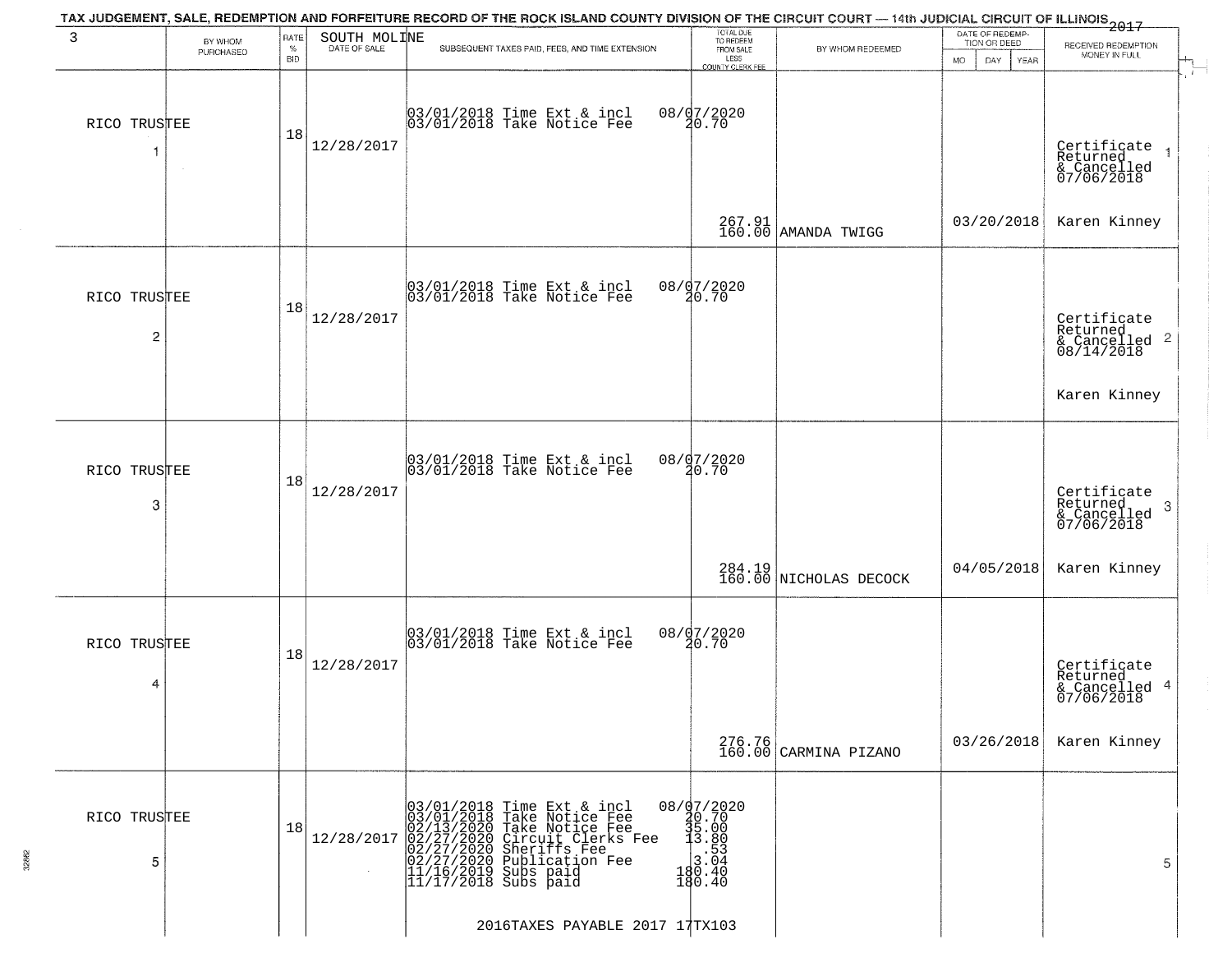TAX JUDGEMENT, SALE, REDEMPTION AND FORFEITURE RECORD OF THE ROCK ISLAND COUNTY DIVISION OF THE CIRCUIT COURT — 14th JUDICIAL CIRCUIT OF ILLINOIS 2017

| 3 | BY WHOM PURCHASED | RATE % BID | SOUTH MOLINE DATE OF SALE | SUBSEQUENT TAXES PAID, FEES, AND TIME EXTENSION | TOTAL DUE TO REDEEM FROM SALE LESS COUNTY CLERK FEE | BY WHOM REDEEMED | DATE OF REDEMPTION OR DEED MO DAY YEAR | RECEIVED REDEMPTION MONEY IN FULL |
|---|---|---|---|---|---|---|---|---|
| RICO TRUSTEE 1 | | 18 | 12/28/2017 | 03/01/2018 Time Ext & incl<br>03/01/2018 Take Notice Fee | 08/07/2020<br>20.70<br>267.91<br>160.00 | AMANDA TWIGG | 03/20/2018 | Certificate Returned & Cancelled 07/06/2018 1<br>Karen Kinney |
| RICO TRUSTEE 2 | | 18 | 12/28/2017 | 03/01/2018 Time Ext & incl<br>03/01/2018 Take Notice Fee | 08/07/2020<br>20.70 | | | Certificate Returned & Cancelled 08/14/2018 2<br>Karen Kinney |
| RICO TRUSTEE 3 | | 18 | 12/28/2017 | 03/01/2018 Time Ext & incl<br>03/01/2018 Take Notice Fee | 08/07/2020<br>20.70<br>284.19<br>160.00 | NICHOLAS DECOCK | 04/05/2018 | Certificate Returned & Cancelled 07/06/2018 3<br>Karen Kinney |
| RICO TRUSTEE 4 | | 18 | 12/28/2017 | 03/01/2018 Time Ext & incl<br>03/01/2018 Take Notice Fee | 08/07/2020<br>20.70<br>276.76<br>160.00 | CARMINA PIZANO | 03/26/2018 | Certificate Returned & Cancelled 07/06/2018 4<br>Karen Kinney |
| RICO TRUSTEE 5 | | 18 | 12/28/2017 | 03/01/2018 Time Ext & incl<br>03/01/2018 Take Notice Fee<br>02/13/2020 Take Notice Fee<br>02/27/2020 Circuit Clerks Fee<br>02/27/2020 Sheriffs Fee<br>02/27/2020 Publication Fee<br>11/16/2019 Subs paid<br>11/17/2018 Subs paid | 08/07/2020<br>20.70<br>35.00<br>13.80<br>.53<br>3.04<br>180.40<br>180.40 | | | 5 |

2016TAXES PAYABLE 2017 17TX103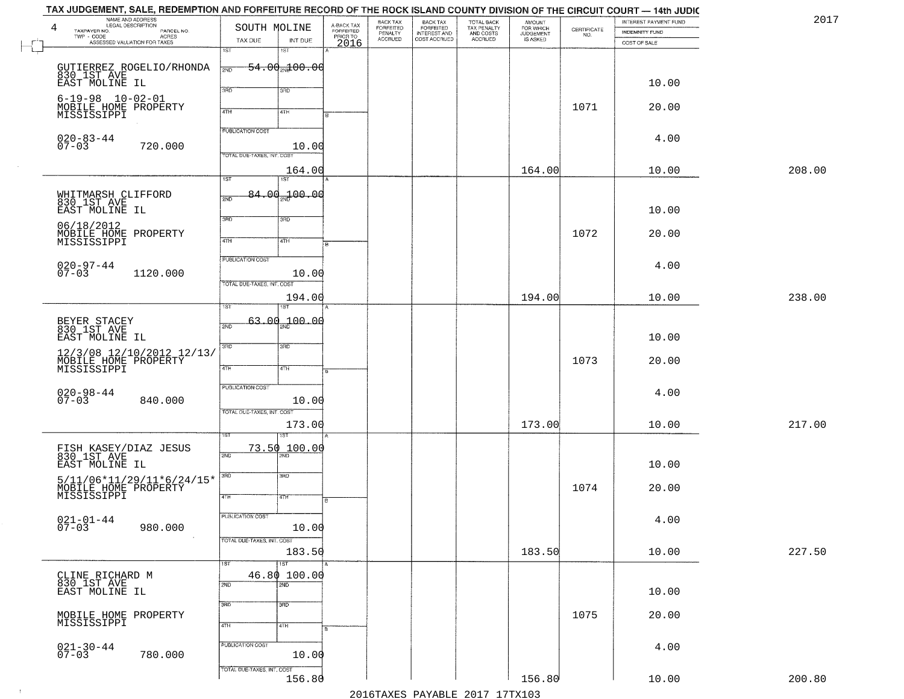TAX JUDGEMENT, SALE, REDEMPTION AND FORFEITURE RECORD OF THE ROCK ISLAND COUNTY DIVISION OF THE CIRCUIT COURT — 14th JUDIC

2017

| NAME AND ADDRESS / LEGAL DESCRIPTION / TAXPAYER NO. / PARCEL NO. / TWP - CODE / ACRES / ASSESSED VALUATION FOR TAXES (4) | SOUTH MOLINE TAX DUE | INT DUE | A-BACK TAX FORFEITED PRIOR TO 2016 | BACK TAX FORFEITED PENALTY ACCRUED | BACK TAX FORFEITED INTEREST AND COST ACCRUED | TOTAL BACK TAX PENALTY AND COSTS ACCRUED | AMOUNT FOR WHICH JUDGEMENT IS ASKED | CERTIFICATE NO. | INTEREST PAYMENT FUND / INDEMNITY FUND / COST OF SALE | |
|---|---|---|---|---|---|---|---|---|---|---|
| GUTIERREZ ROGELIO/RHONDA<br>830 1ST AVE<br>EAST MOLINE IL<br>6-19-98 10-02-01<br>MOBILE HOME PROPERTY<br>MISSISSIPPI<br>020-83-44<br>07-03 720.000 | 1ST 54.00<br>PUBLICATION COST<br>TOTAL DUE-TAXES, INT. COST | 1ST 100.00<br>10.00<br>164.00 | | | | | 164.00 | 1071 | 10.00<br>20.00<br>4.00<br>10.00 | 208.00 |
| WHITMARSH CLIFFORD<br>830 1ST AVE<br>EAST MOLINE IL<br>06/18/2012<br>MOBILE HOME PROPERTY<br>MISSISSIPPI<br>020-97-44<br>07-03 1120.000 | 1ST 84.00<br>PUBLICATION COST<br>TOTAL DUE-TAXES, INT. COST | 1ST 100.00<br>10.00<br>194.00 | | | | | 194.00 | 1072 | 10.00<br>20.00<br>4.00<br>10.00 | 238.00 |
| BEYER STACEY<br>830 1ST AVE<br>EAST MOLINE IL<br>12/3/08 12/10/2012 12/13/<br>MOBILE HOME PROPERTY<br>MISSISSIPPI<br>020-98-44<br>07-03 840.000 | 1ST 63.00<br>PUBLICATION COST<br>TOTAL DUE-TAXES, INT. COST | 1ST 100.00<br>10.00<br>173.00 | | | | | 173.00 | 1073 | 10.00<br>20.00<br>4.00<br>10.00 | 217.00 |
| FISH KASEY/DIAZ JESUS<br>830 1ST AVE<br>EAST MOLINE IL<br>5/11/06*11/29/11*6/24/15*<br>MOBILE HOME PROPERTY<br>MISSISSIPPI<br>021-01-44<br>07-03 980.000 | 1ST 73.50<br>PUBLICATION COST<br>TOTAL DUE-TAXES, INT. COST | 1ST 100.00<br>10.00<br>183.50 | | | | | 183.50 | 1074 | 10.00<br>20.00<br>4.00<br>10.00 | 227.50 |
| CLINE RICHARD M<br>830 1ST AVE<br>EAST MOLINE IL<br>MOBILE HOME PROPERTY<br>MISSISSIPPI<br>021-30-44<br>07-03 780.000 | 1ST 46.80<br>PUBLICATION COST<br>TOTAL DUE-TAXES, INT. COST | 1ST 100.00<br>10.00<br>156.80 | | | | | 156.80 | 1075 | 10.00<br>20.00<br>4.00<br>10.00 | 200.80 |

2016TAXES PAYABLE 2017 17TX103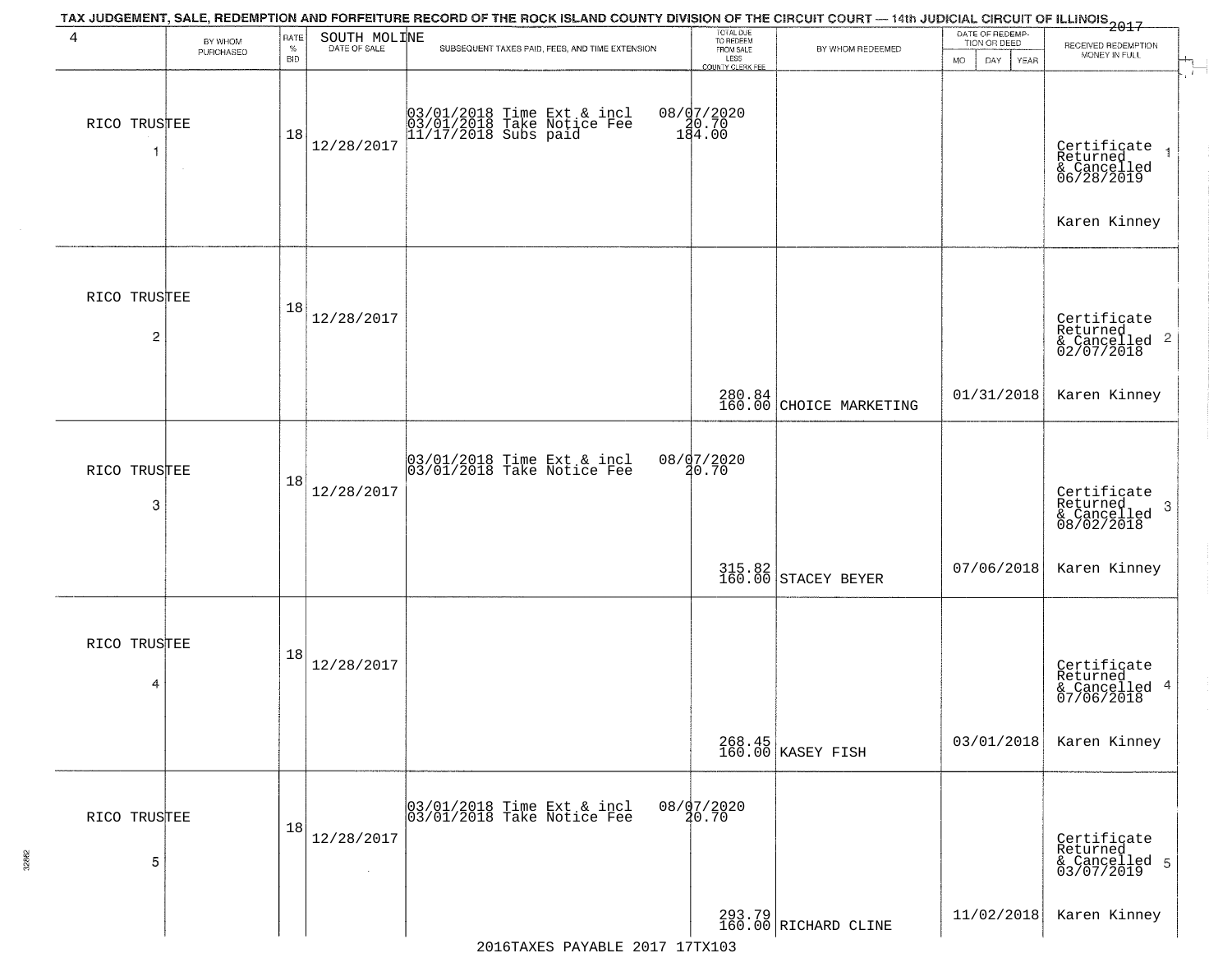TAX JUDGEMENT, SALE, REDEMPTION AND FORFEITURE RECORD OF THE ROCK ISLAND COUNTY DIVISION OF THE CIRCUIT COURT — 14th JUDICIAL CIRCUIT OF ILLINOIS 2017

| 4 | BY WHOM PURCHASED | RATE % BID | SOUTH MOLINE DATE OF SALE | SUBSEQUENT TAXES PAID, FEES, AND TIME EXTENSION | TOTAL DUE TO REDEEM FROM SALE LESS COUNTY CLERK FEE | BY WHOM REDEEMED | DATE OF REDEMPTION OR DEED MO DAY YEAR | RECEIVED REDEMPTION MONEY IN FULL |
|---|---|---|---|---|---|---|---|---|
| 1 | RICO TRUSTEE | 18 | 12/28/2017 | 03/01/2018 Time Ext & incl 08/07/2020<br>03/01/2018 Take Notice Fee 20.70<br>11/17/2018 Subs paid 184.00 | | | | Certificate Returned & Cancelled 06/28/2019<br>Karen Kinney |
| 2 | RICO TRUSTEE | 18 | 12/28/2017 | | 280.84<br>160.00 | CHOICE MARKETING | 01/31/2018 | Certificate Returned & Cancelled 02/07/2018<br>Karen Kinney |
| 3 | RICO TRUSTEE | 18 | 12/28/2017 | 03/01/2018 Time Ext & incl 08/07/2020<br>03/01/2018 Take Notice Fee 20.70 | 315.82<br>160.00 | STACEY BEYER | 07/06/2018 | Certificate Returned & Cancelled 08/02/2018<br>Karen Kinney |
| 4 | RICO TRUSTEE | 18 | 12/28/2017 | | 268.45<br>160.00 | KASEY FISH | 03/01/2018 | Certificate Returned & Cancelled 07/06/2018<br>Karen Kinney |
| 5 | RICO TRUSTEE | 18 | 12/28/2017 | 03/01/2018 Time Ext & incl 08/07/2020<br>03/01/2018 Take Notice Fee 20.70 | 293.79<br>160.00 | RICHARD CLINE | 11/02/2018 | Certificate Returned & Cancelled 03/07/2019<br>Karen Kinney |

2016TAXES PAYABLE 2017 17TX103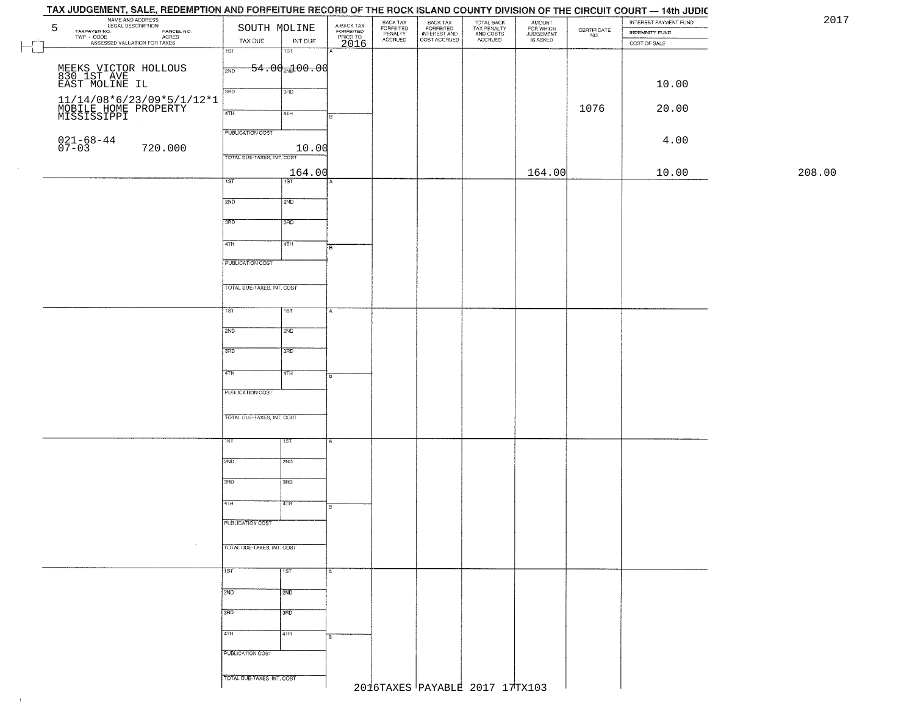# TAX JUDGEMENT, SALE, REDEMPTION AND FORFEITURE RECORD OF THE ROCK ISLAND COUNTY DIVISION OF THE CIRCUIT COURT — 14th JUDIC

2017

| NAME AND ADDRESS / LEGAL DESCRIPTION / TAXPAYER NO. / PARCEL NO. / TWP - CODE / ACRES / ASSESSED VALUATION FOR TAXES | SOUTH MOLINE TAX DUE | INT DUE | A-BACK TAX FORFEITED PRIOR TO 2016 | BACK TAX FORFEITED PENALTY ACCRUED | BACK TAX FORFEITED INTEREST AND COST ACCRUED | TOTAL BACK TAX PENALTY AND COSTS ACCRUED | AMOUNT FOR WHICH JUDGEMENT IS ASKED | CERTIFICATE NO. | INTEREST PAYMENT FUND / INDEMNITY FUND / COST OF SALE | |
|---|---|---|---|---|---|---|---|---|---|---|
| 5 | 1ST | 1ST | A | | | | | | | |
| MEEKS VICTOR HOLLOUS 830 1ST AVE EAST MOLINE IL | 2ND 54.00 | 2ND 100.00 | | | | | | | 10.00 | |
| 11/14/08*6/23/09*5/1/12*1 MOBILE HOME PROPERTY MISSISSIPPI | 3RD | 3RD | | | | | | | | |
| | 4TH | 4TH | B | | | | | 1076 | 20.00 | |
| 021-68-44 07-03 720.000 | PUBLICATION COST | 10.00 | | | | | | | 4.00 | |
| | TOTAL DUE-TAXES, INT. COST | 164.00 | | | | | 164.00 | | 10.00 | 208.00 |

2016TAXES PAYABLE 2017 17TX103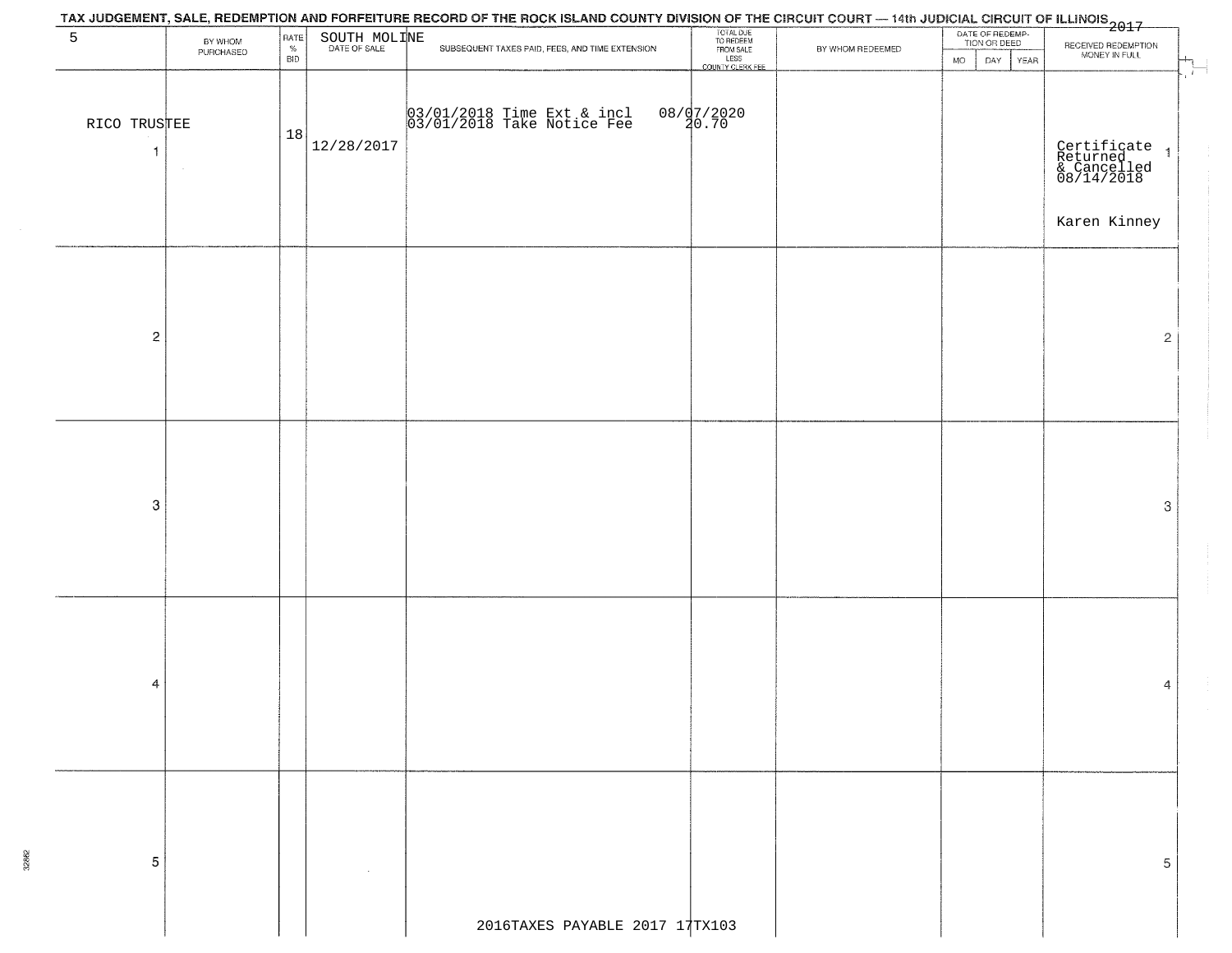TAX JUDGEMENT, SALE, REDEMPTION AND FORFEITURE RECORD OF THE ROCK ISLAND COUNTY DIVISION OF THE CIRCUIT COURT — 14th JUDICIAL CIRCUIT OF ILLINOIS 2017

| 5 | BY WHOM PURCHASED | RATE % BID | SOUTH MOLINE DATE OF SALE | SUBSEQUENT TAXES PAID, FEES, AND TIME EXTENSION | TOTAL DUE TO REDEEM FROM SALE LESS COUNTY CLERK FEE | BY WHOM REDEEMED | DATE OF REDEMPTION OR DEED MO DAY YEAR | RECEIVED REDEMPTION MONEY IN FULL | |
|---|---|---|---|---|---|---|---|---|---|
| 1 | RICO TRUSTEE | 18 | 12/28/2017 | 03/01/2018 Time Ext & incl<br>03/01/2018 Take Notice Fee | 08/07/2020<br>20.70 | | | Certificate Returned & Cancelled 08/14/2018<br><br>Karen Kinney | 1 |
| 2 | | | | | | | | | 2 |
| 3 | | | | | | | | | 3 |
| 4 | | | | | | | | | 4 |
| 5 | | | | | | | | | 5 |

2016TAXES PAYABLE 2017 17TX103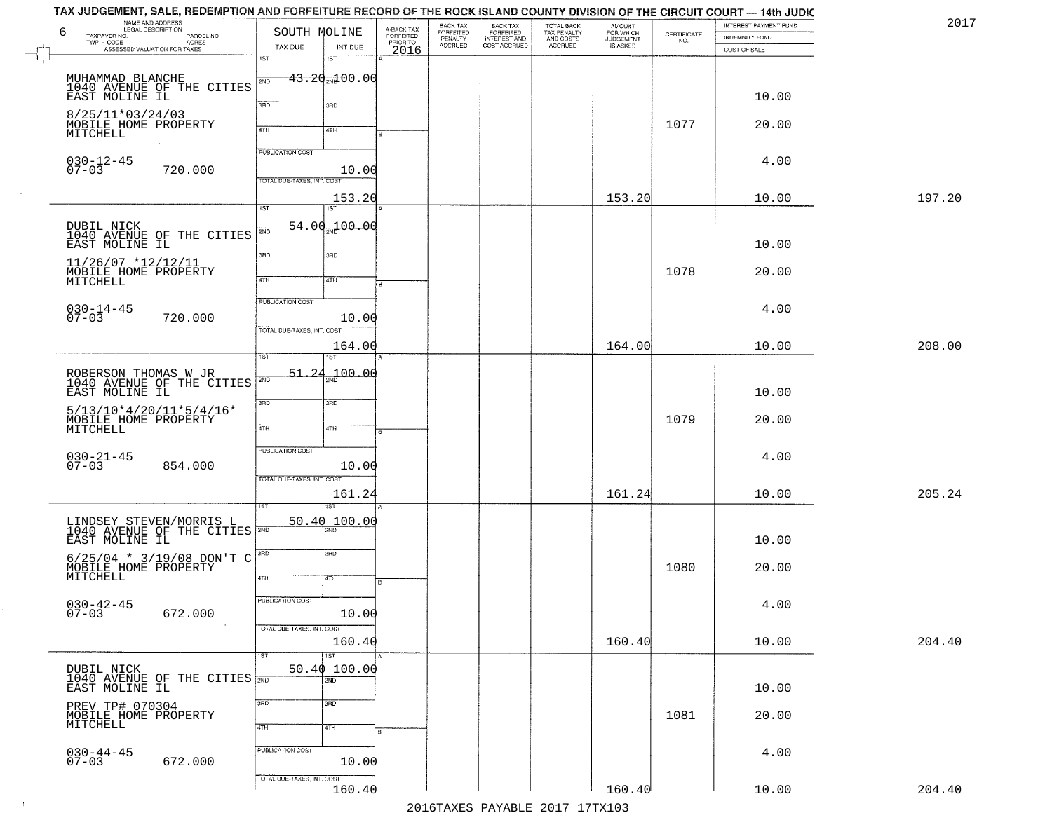TAX JUDGEMENT, SALE, REDEMPTION AND FORFEITURE RECORD OF THE ROCK ISLAND COUNTY DIVISION OF THE CIRCUIT COURT — 14th JUDIC

2017

| 6 NAME AND ADDRESS / LEGAL DESCRIPTION / TAXPAYER NO. / PARCEL NO. / TWP - CODE / ACRES / ASSESSED VALUATION FOR TAXES | SOUTH MOLINE TAX DUE | INT DUE | A-BACK TAX FORFEITED PRIOR TO 2016 | BACK TAX FORFEITED PENALTY ACCRUED | BACK TAX FORFEITED INTEREST AND COST ACCRUED | TOTAL BACK TAX PENALTY AND COSTS ACCRUED | AMOUNT FOR WHICH JUDGEMENT IS ASKED | CERTIFICATE NO. | INTEREST PAYMENT FUND / INDEMNITY FUND / COST OF SALE | |
|---|---|---|---|---|---|---|---|---|---|---|
| MUHAMMAD BLANCHE 1040 AVENUE OF THE CITIES EAST MOLINE IL 8/25/11*03/24/03 MOBILE HOME PROPERTY MITCHELL 030-12-45 07-03 720.000 | 1ST 43.20 | 100.00 PUBLICATION COST 10.00 TOTAL DUE-TAXES, INT. COST 153.20 | | | | | 153.20 | 1077 | 10.00 20.00 4.00 10.00 | 197.20 |
| DUBIL NICK 1040 AVENUE OF THE CITIES EAST MOLINE IL 11/26/07 *12/12/11 MOBILE HOME PROPERTY MITCHELL 030-14-45 07-03 720.000 | 1ST 54.00 | 100.00 PUBLICATION COST 10.00 TOTAL DUE-TAXES, INT. COST 164.00 | | | | | 164.00 | 1078 | 10.00 20.00 4.00 10.00 | 208.00 |
| ROBERSON THOMAS W JR 1040 AVENUE OF THE CITIES EAST MOLINE IL 5/13/10*4/20/11*5/4/16* MOBILE HOME PROPERTY MITCHELL 030-21-45 07-03 854.000 | 1ST 51.24 | 100.00 PUBLICATION COST 10.00 TOTAL DUE-TAXES, INT. COST 161.24 | | | | | 161.24 | 1079 | 10.00 20.00 4.00 10.00 | 205.24 |
| LINDSEY STEVEN/MORRIS L 1040 AVENUE OF THE CITIES EAST MOLINE IL 6/25/04 * 3/19/08 DON'T C MOBILE HOME PROPERTY MITCHELL 030-42-45 07-03 672.000 | 1ST 50.40 | 100.00 PUBLICATION COST 10.00 TOTAL DUE-TAXES, INT. COST 160.40 | | | | | 160.40 | 1080 | 10.00 20.00 4.00 10.00 | 204.40 |
| DUBIL NICK 1040 AVENUE OF THE CITIES EAST MOLINE IL PREV TP# 070304 MOBILE HOME PROPERTY MITCHELL 030-44-45 07-03 672.000 | 1ST 50.40 | 100.00 PUBLICATION COST 10.00 TOTAL DUE-TAXES, INT. COST 160.40 | | | | | 160.40 | 1081 | 10.00 20.00 4.00 10.00 | 204.40 |

2016TAXES PAYABLE 2017 17TX103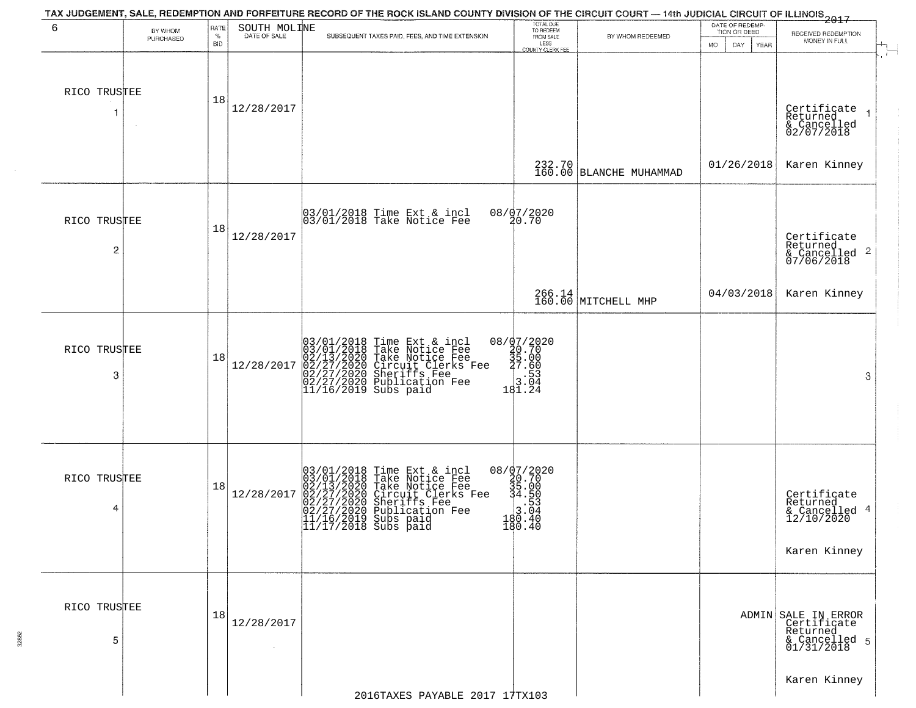# TAX JUDGEMENT, SALE, REDEMPTION AND FORFEITURE RECORD OF THE ROCK ISLAND COUNTY DIVISION OF THE CIRCUIT COURT — 14th JUDICIAL CIRCUIT OF ILLINOIS 2017

| 6 | BY WHOM PURCHASED | RATE % BID | SOUTH MOLINE DATE OF SALE | SUBSEQUENT TAXES PAID, FEES, AND TIME EXTENSION | TOTAL DUE TO REDEEM FROM SALE LESS COUNTY CLERK FEE | BY WHOM REDEEMED | DATE OF REDEMPTION OR DEED MO DAY YEAR | RECEIVED REDEMPTION MONEY IN FULL |
|---|---|---|---|---|---|---|---|---|
| RICO TRUSTEE 1 | | 18 | 12/28/2017 | | 232.70<br>160.00 | BLANCHE MUHAMMAD | 01/26/2018 | Certificate Returned & Cancelled 02/07/2018<br>Karen Kinney 1 |
| RICO TRUSTEE 2 | | 18 | 12/28/2017 | 03/01/2018 Time Ext & incl 08/07/2020<br>03/01/2018 Take Notice Fee 20.70 | 266.14<br>160.00 | MITCHELL MHP | 04/03/2018 | Certificate Returned & Cancelled 07/06/2018<br>Karen Kinney 2 |
| RICO TRUSTEE 3 | | 18 | 12/28/2017 | 03/01/2018 Time Ext & incl 08/07/2020<br>03/01/2018 Take Notice Fee 20.70<br>02/13/2020 Take Notice Fee 35.00<br>02/27/2020 Circuit Clerks Fee 27.60<br>02/27/2020 Sheriffs Fee .53<br>02/27/2020 Publication Fee 3.04<br>11/16/2019 Subs paid 181.24 | | | | 3 |
| RICO TRUSTEE 4 | | 18 | 12/28/2017 | 03/01/2018 Time Ext & incl 08/07/2020<br>03/01/2018 Take Notice Fee 20.70<br>02/13/2020 Take Notice Fee 35.00<br>02/27/2020 Circuit Clerks Fee 34.50<br>02/27/2020 Sheriffs Fee .53<br>02/27/2020 Publication Fee 3.04<br>11/16/2019 Subs paid 180.40<br>11/17/2018 Subs paid 180.40 | | | | Certificate Returned & Cancelled 12/10/2020<br>Karen Kinney 4 |
| RICO TRUSTEE 5 | | 18 | 12/28/2017 | | | | ADMIN | SALE IN ERROR Certificate Returned & Cancelled 01/31/2018<br>Karen Kinney 5 |

2016TAXES PAYABLE 2017 17TX103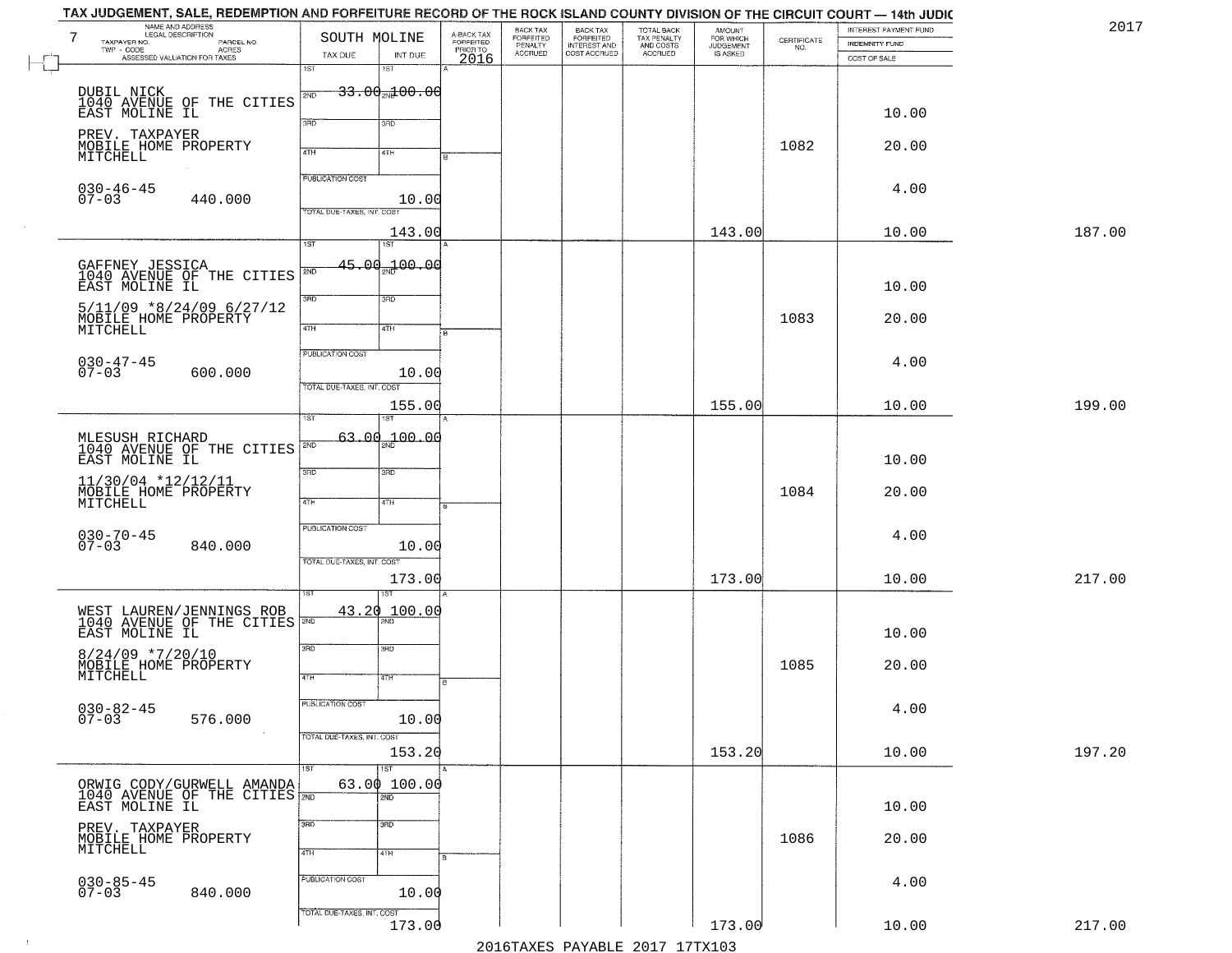TAX JUDGEMENT, SALE, REDEMPTION AND FORFEITURE RECORD OF THE ROCK ISLAND COUNTY DIVISION OF THE CIRCUIT COURT — 14th JUDIC

2017

| NAME AND ADDRESS / LEGAL DESCRIPTION / TAXPAYER NO. / PARCEL NO. / TWP - CODE / ACRES / ASSESSED VALUATION FOR TAXES | SOUTH MOLINE TAX DUE | INT DUE | A-BACK TAX FORFEITED PRIOR TO 2016 | BACK TAX FORFEITED PENALTY ACCRUED | BACK TAX FORFEITED INTEREST AND COST ACCRUED | TOTAL BACK TAX PENALTY AND COSTS ACCRUED | AMOUNT FOR WHICH JUDGEMENT IS ASKED | CERTIFICATE NO. | INTEREST PAYMENT FUND / INDEMNITY FUND / COST OF SALE | |
|---|---|---|---|---|---|---|---|---|---|---|
| 7 DUBIL NICK, 1040 AVENUE OF THE CITIES, EAST MOLINE IL, PREV. TAXPAYER, MOBILE HOME PROPERTY, MITCHELL, 030-46-45, 07-03, 440.000 | 1ST 33.00 | 100.00 | | | | | | 1082 | 10.00 / 20.00 / 4.00 / 10.00 | |
| | PUBLICATION COST | 10.00 | | | | | | | | |
| | TOTAL DUE-TAXES, INT. COST | 143.00 | | | | | 143.00 | | | 187.00 |
| GAFFNEY JESSICA, 1040 AVENUE OF THE CITIES, EAST MOLINE IL, 5/11/09 *8/24/09 6/27/12, MOBILE HOME PROPERTY, MITCHELL, 030-47-45, 07-03, 600.000 | 1ST 45.00 | 100.00 | | | | | | 1083 | 10.00 / 20.00 / 4.00 / 10.00 | |
| | PUBLICATION COST | 10.00 | | | | | | | | |
| | TOTAL DUE-TAXES, INT. COST | 155.00 | | | | | 155.00 | | | 199.00 |
| MLESUSH RICHARD, 1040 AVENUE OF THE CITIES, EAST MOLINE IL, 11/30/04 *12/12/11, MOBILE HOME PROPERTY, MITCHELL, 030-70-45, 07-03, 840.000 | 1ST 63.00 | 100.00 | | | | | | 1084 | 10.00 / 20.00 / 4.00 / 10.00 | |
| | PUBLICATION COST | 10.00 | | | | | | | | |
| | TOTAL DUE-TAXES, INT. COST | 173.00 | | | | | 173.00 | | | 217.00 |
| WEST LAUREN/JENNINGS ROB, 1040 AVENUE OF THE CITIES, EAST MOLINE IL, 8/24/09 *7/20/10, MOBILE HOME PROPERTY, MITCHELL, 030-82-45, 07-03, 576.000 | 1ST 43.20 | 100.00 | | | | | | 1085 | 10.00 / 20.00 / 4.00 / 10.00 | |
| | PUBLICATION COST | 10.00 | | | | | | | | |
| | TOTAL DUE-TAXES, INT. COST | 153.20 | | | | | 153.20 | | | 197.20 |
| ORWIG CODY/GURWELL AMANDA, 1040 AVENUE OF THE CITIES, EAST MOLINE IL, PREV. TAXPAYER, MOBILE HOME PROPERTY, MITCHELL, 030-85-45, 07-03, 840.000 | 1ST 63.00 | 100.00 | | | | | | 1086 | 10.00 / 20.00 / 4.00 / 10.00 | |
| | PUBLICATION COST | 10.00 | | | | | | | | |
| | TOTAL DUE-TAXES, INT. COST | 173.00 | | | | | 173.00 | | | 217.00 |

2016TAXES PAYABLE 2017 17TX103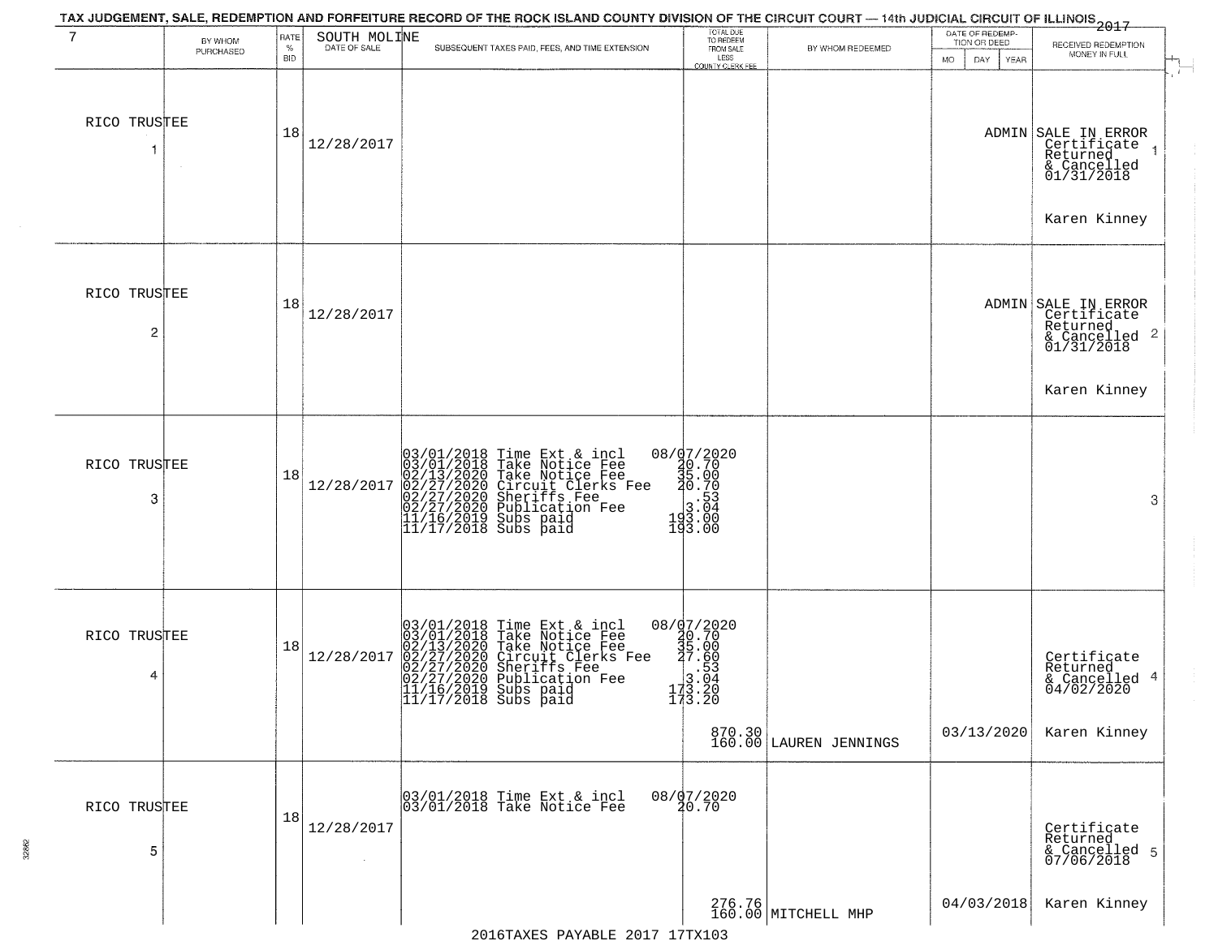TAX JUDGEMENT, SALE, REDEMPTION AND FORFEITURE RECORD OF THE ROCK ISLAND COUNTY DIVISION OF THE CIRCUIT COURT — 14th JUDICIAL CIRCUIT OF ILLINOIS 2017

| 7 | BY WHOM PURCHASED | RATE % BID | SOUTH MOLINE DATE OF SALE | SUBSEQUENT TAXES PAID, FEES, AND TIME EXTENSION | TOTAL DUE TO REDEEM FROM SALE LESS COUNTY CLERK FEE | BY WHOM REDEEMED | DATE OF REDEMPTION OR DEED MO DAY YEAR | RECEIVED REDEMPTION MONEY IN FULL |
|---|---|---|---|---|---|---|---|---|
| 1 | RICO TRUSTEE | 18 | 12/28/2017 | | | | ADMIN | SALE IN ERROR Certificate Returned & Cancelled 01/31/2018 Karen Kinney |
| 2 | RICO TRUSTEE | 18 | 12/28/2017 | | | | ADMIN | SALE IN ERROR Certificate Returned & Cancelled 01/31/2018 Karen Kinney |
| 3 | RICO TRUSTEE | 18 | 12/28/2017 | 03/01/2018 Time Ext & incl 08/07/2020<br>03/01/2018 Take Notice Fee 20.70<br>02/13/2020 Take Notice Fee 35.00<br>02/27/2020 Circuit Clerks Fee 20.70<br>02/27/2020 Sheriffs Fee .53<br>02/27/2020 Publication Fee 3.04<br>11/16/2019 Subs paid 193.00<br>11/17/2018 Subs paid 193.00 | | | | |
| 4 | RICO TRUSTEE | 18 | 12/28/2017 | 03/01/2018 Time Ext & incl 08/07/2020<br>03/01/2018 Take Notice Fee 20.70<br>02/13/2020 Take Notice Fee 35.00<br>02/27/2020 Circuit Clerks Fee 27.60<br>02/27/2020 Sheriffs Fee .53<br>02/27/2020 Publication Fee 3.04<br>11/16/2019 Subs paid 173.20<br>11/17/2018 Subs paid 173.20 | 870.30<br>160.00 | LAUREN JENNINGS | 03/13/2020 | Certificate Returned & Cancelled 04/02/2020 Karen Kinney |
| 5 | RICO TRUSTEE | 18 | 12/28/2017 | 03/01/2018 Time Ext & incl 08/07/2020<br>03/01/2018 Take Notice Fee 20.70 | 276.76<br>160.00 | MITCHELL MHP | 04/03/2018 | Certificate Returned & Cancelled 07/06/2018 Karen Kinney |

2016TAXES PAYABLE 2017 17TX103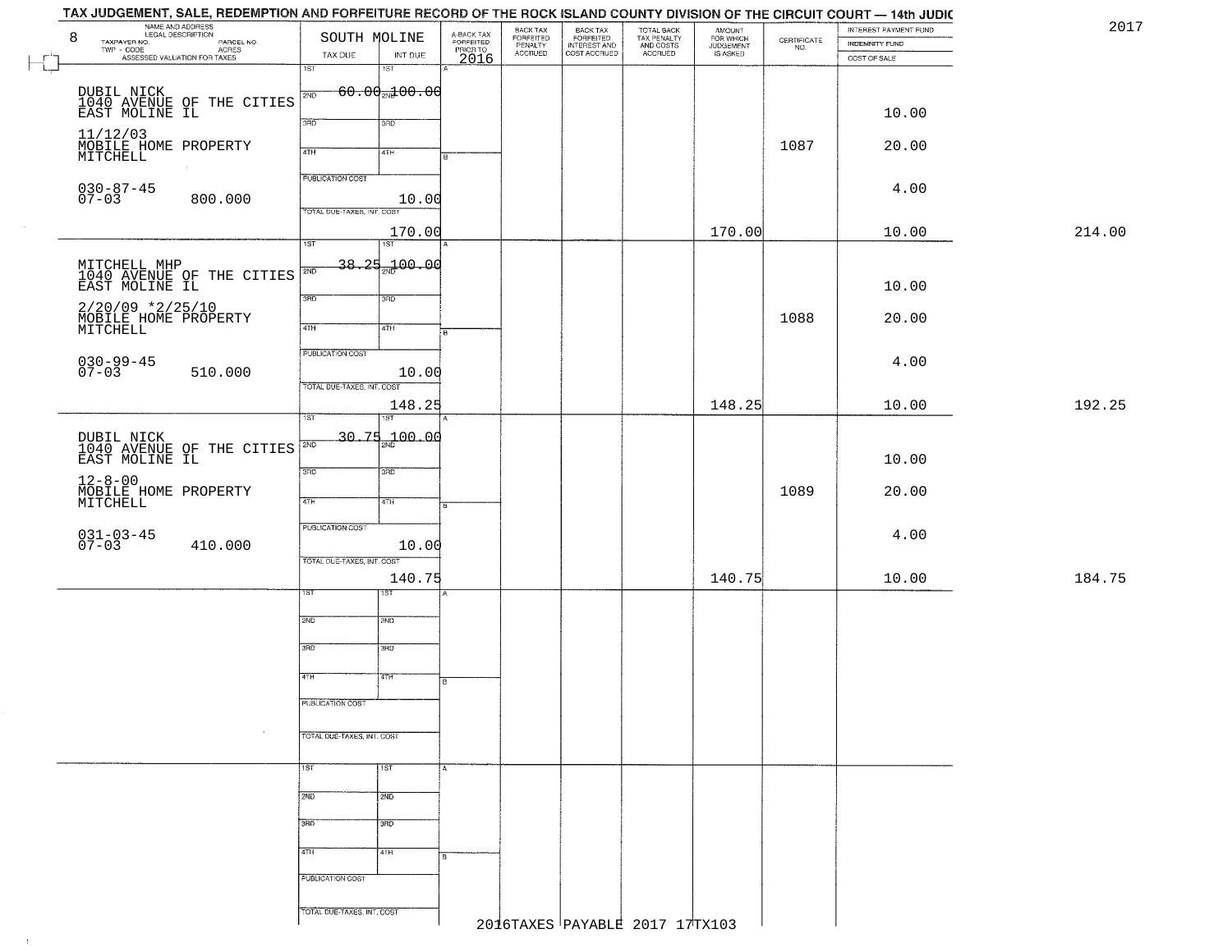# TAX JUDGEMENT, SALE, REDEMPTION AND FORFEITURE RECORD OF THE ROCK ISLAND COUNTY DIVISION OF THE CIRCUIT COURT — 14th JUDIC

2017

| 8 NAME AND ADDRESS / LEGAL DESCRIPTION / TAXPAYER NO. / PARCEL NO. / TWP - CODE / ACRES / ASSESSED VALUATION FOR TAXES | SOUTH MOLINE TAX DUE | INT DUE | A-BACK TAX FORFEITED PRIOR TO 2016 | BACK TAX FORFEITED PENALTY ACCRUED | BACK TAX FORFEITED INTEREST AND COST ACCRUED | TOTAL BACK TAX PENALTY AND COSTS ACCRUED | AMOUNT FOR WHICH JUDGEMENT IS ASKED | CERTIFICATE NO. | INTEREST PAYMENT FUND / INDEMNITY FUND / COST OF SALE | |
|---|---|---|---|---|---|---|---|---|---|---|
| DUBIL NICK<br>1040 AVENUE OF THE CITIES<br>EAST MOLINE IL<br>11/12/03<br>MOBILE HOME PROPERTY<br>MITCHELL<br>030-87-45<br>07-03 800.000 | 1ST 60.00<br>PUBLICATION COST 10.00<br>TOTAL DUE-TAXES, INT. COST 170.00 | 2ND 100.00 | | | | | 170.00 | 1087 | 10.00<br>20.00<br>4.00<br>10.00 | 214.00 |
| MITCHELL MHP<br>1040 AVENUE OF THE CITIES<br>EAST MOLINE IL<br>2/20/09 *2/25/10<br>MOBILE HOME PROPERTY<br>MITCHELL<br>030-99-45<br>07-03 510.000 | 1ST 38.25<br>PUBLICATION COST 10.00<br>TOTAL DUE-TAXES, INT. COST 148.25 | 2ND 100.00 | | | | | 148.25 | 1088 | 10.00<br>20.00<br>4.00<br>10.00 | 192.25 |
| DUBIL NICK<br>1040 AVENUE OF THE CITIES<br>EAST MOLINE IL<br>12-8-00<br>MOBILE HOME PROPERTY<br>MITCHELL<br>031-03-45<br>07-03 410.000 | 1ST 30.75<br>PUBLICATION COST 10.00<br>TOTAL DUE-TAXES, INT. COST 140.75 | 2ND 100.00 | | | | | 140.75 | 1089 | 10.00<br>20.00<br>4.00<br>10.00 | 184.75 |
| | | | | | | | | | | |
| | | | | | | | | | | |

2016TAXES PAYABLE 2017 17TX103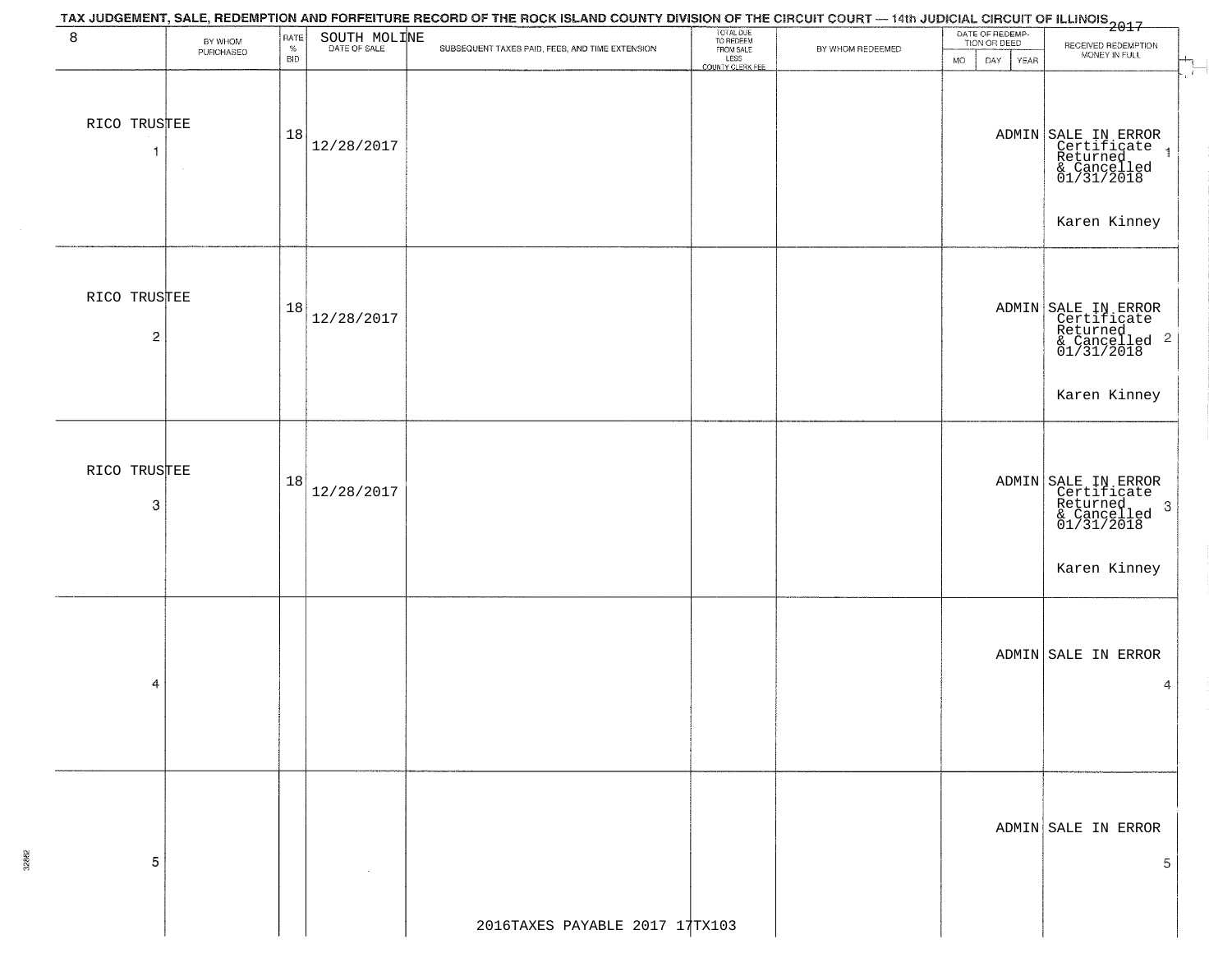TAX JUDGEMENT, SALE, REDEMPTION AND FORFEITURE RECORD OF THE ROCK ISLAND COUNTY DIVISION OF THE CIRCUIT COURT — 14th JUDICIAL CIRCUIT OF ILLINOIS 2017

| 8 | BY WHOM PURCHASED | RATE % BID | SOUTH MOLINE DATE OF SALE | SUBSEQUENT TAXES PAID, FEES, AND TIME EXTENSION | TOTAL DUE TO REDEEM FROM SALE LESS COUNTY CLERK FEE | BY WHOM REDEEMED | DATE OF REDEMPTION OR DEED MO DAY YEAR | RECEIVED REDEMPTION MONEY IN FULL |
|---|---|---|---|---|---|---|---|---|
| 1 | RICO TRUSTEE | 18 | 12/28/2017 | | | | ADMIN | SALE IN ERROR Certificate Returned & Cancelled 01/31/2018 Karen Kinney |
| 2 | RICO TRUSTEE | 18 | 12/28/2017 | | | | ADMIN | SALE IN ERROR Certificate Returned & Cancelled 01/31/2018 Karen Kinney |
| 3 | RICO TRUSTEE | 18 | 12/28/2017 | | | | ADMIN | SALE IN ERROR Certificate Returned & Cancelled 01/31/2018 Karen Kinney |
| 4 | | | | | | | ADMIN | SALE IN ERROR |
| 5 | | | | | | | ADMIN | SALE IN ERROR |

2016TAXES PAYABLE 2017 17TX103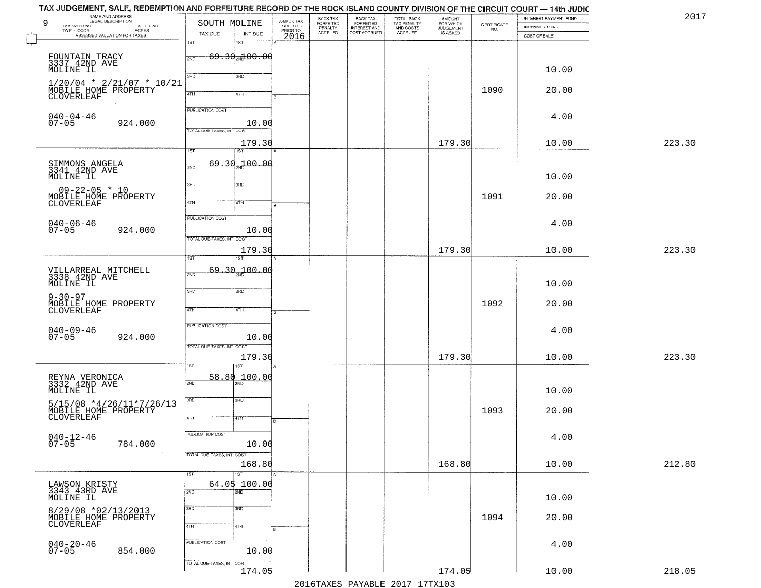TAX JUDGEMENT, SALE, REDEMPTION AND FORFEITURE RECORD OF THE ROCK ISLAND COUNTY DIVISION OF THE CIRCUIT COURT — 14th JUDIC

2017

| 9 NAME AND ADDRESS / LEGAL DESCRIPTION / TAXPAYER NO. / PARCEL NO. / TWP - CODE / ACRES / ASSESSED VALUATION FOR TAXES | SOUTH MOLINE TAX DUE | INT DUE | A-BACK TAX FORFEITED PRIOR TO 2016 | BACK TAX FORFEITED PENALTY ACCRUED | BACK TAX FORFEITED INTEREST AND COST ACCRUED | TOTAL BACK TAX PENALTY AND COSTS ACCRUED | AMOUNT FOR WHICH JUDGEMENT IS ASKED | CERTIFICATE NO. | INTEREST PAYMENT FUND / INDEMNITY FUND / COST OF SALE | |
|---|---|---|---|---|---|---|---|---|---|---|
| FOUNTAIN TRACY<br>3337 42ND AVE<br>MOLINE IL<br>1/20/04 * 2/21/07 * 10/21<br>MOBILE HOME PROPERTY<br>CLOVERLEAF<br>040-04-46<br>07-05 924.000 | 1ST 69.30<br>PUBLICATION COST<br>TOTAL DUE-TAXES, INT. COST | 1ST 100.00<br>10.00<br>179.30 | | | | | 179.30 | 1090 | 10.00<br>20.00<br>4.00<br>10.00 | 223.30 |
| SIMMONS ANGELA<br>3341 42ND AVE<br>MOLINE IL<br>09-22-05 * 10<br>MOBILE HOME PROPERTY<br>CLOVERLEAF<br>040-06-46<br>07-05 924.000 | 1ST 69.30<br>PUBLICATION COST<br>TOTAL DUE-TAXES, INT. COST | 1ST 100.00<br>10.00<br>179.30 | | | | | 179.30 | 1091 | 10.00<br>20.00<br>4.00<br>10.00 | 223.30 |
| VILLARREAL MITCHELL<br>3338 42ND AVE<br>MOLINE IL<br>9-30-97<br>MOBILE HOME PROPERTY<br>CLOVERLEAF<br>040-09-46<br>07-05 924.000 | 1ST 69.30<br>PUBLICATION COST<br>TOTAL DUE-TAXES, INT. COST | 1ST 100.00<br>10.00<br>179.30 | | | | | 179.30 | 1092 | 10.00<br>20.00<br>4.00<br>10.00 | 223.30 |
| REYNA VERONICA<br>3332 42ND AVE<br>MOLINE IL<br>5/15/08 *4/26/11*7/26/13<br>MOBILE HOME PROPERTY<br>CLOVERLEAF<br>040-12-46<br>07-05 784.000 | 1ST 58.80<br>PUBLICATION COST<br>TOTAL DUE-TAXES, INT. COST | 1ST 100.00<br>10.00<br>168.80 | | | | | 168.80 | 1093 | 10.00<br>20.00<br>4.00<br>10.00 | 212.80 |
| LAWSON KRISTY<br>3343 43RD AVE<br>MOLINE IL<br>8/29/08 *02/13/2013<br>MOBILE HOME PROPERTY<br>CLOVERLEAF<br>040-20-46<br>07-05 854.000 | 1ST 64.05<br>PUBLICATION COST<br>TOTAL DUE-TAXES, INT. COST | 1ST 100.00<br>10.00<br>174.05 | | | | | 174.05 | 1094 | 10.00<br>20.00<br>4.00<br>10.00 | 218.05 |

2016TAXES PAYABLE 2017 17TX103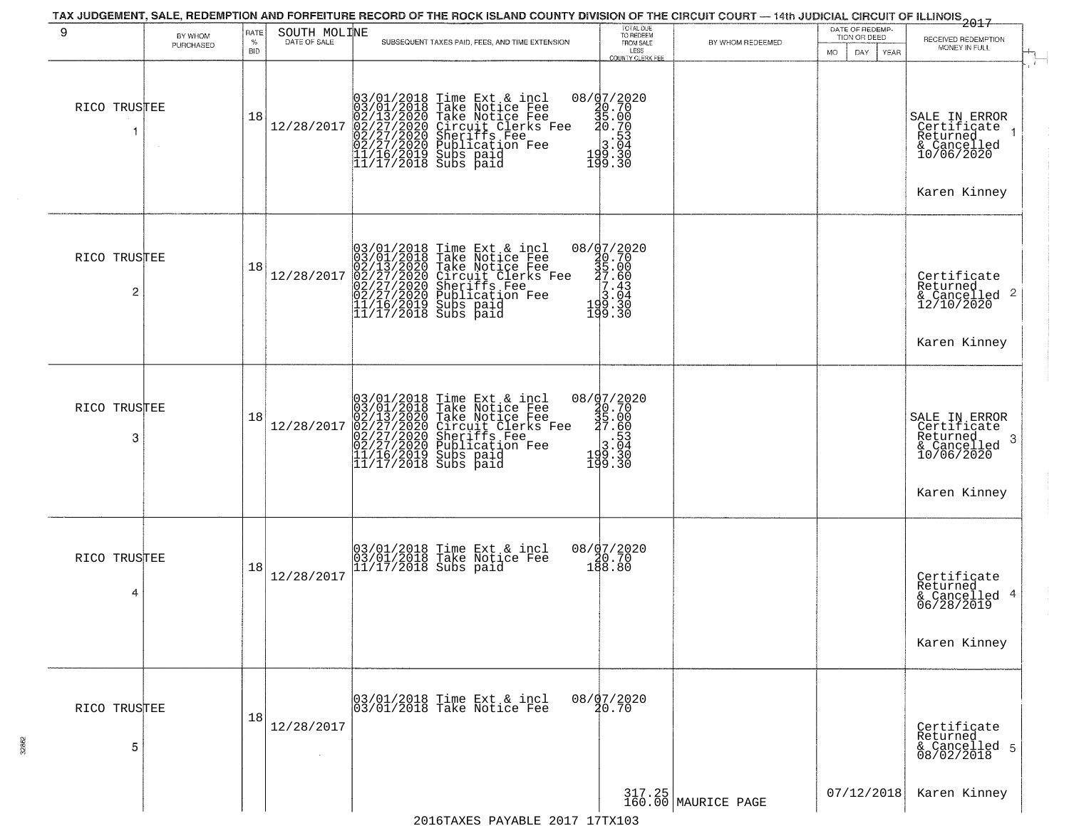TAX JUDGEMENT, SALE, REDEMPTION AND FORFEITURE RECORD OF THE ROCK ISLAND COUNTY DIVISION OF THE CIRCUIT COURT — 14th JUDICIAL CIRCUIT OF ILLINOIS 2017

| 9 | BY WHOM PURCHASED | RATE % BID | SOUTH MOLINE DATE OF SALE | SUBSEQUENT TAXES PAID, FEES, AND TIME EXTENSION | TOTAL DUE TO REDEEM FROM SALE LESS COUNTY CLERK FEE | BY WHOM REDEEMED | DATE OF REDEMPTION OR DEED MO DAY YEAR | RECEIVED REDEMPTION MONEY IN FULL |
|---|---|---|---|---|---|---|---|---|
| 1 | RICO TRUSTEE | 18 | 12/28/2017 | 03/01/2018 Time Ext & incl<br>03/01/2018 Take Notice Fee<br>02/13/2020 Take Notice Fee<br>02/27/2020 Circuit Clerks Fee<br>02/27/2020 Sheriffs Fee<br>02/27/2020 Publication Fee<br>11/16/2019 Subs paid<br>11/17/2018 Subs paid | 08/07/2020<br>20.70<br>35.00<br>20.70<br>.53<br>3.04<br>199.30<br>199.30 | | | SALE IN ERROR Certificate Returned & Cancelled 10/06/2020<br>Karen Kinney |
| 2 | RICO TRUSTEE | 18 | 12/28/2017 | 03/01/2018 Time Ext & incl<br>03/01/2018 Take Notice Fee<br>02/13/2020 Take Notice Fee<br>02/27/2020 Circuit Clerks Fee<br>02/27/2020 Sheriffs Fee<br>02/27/2020 Publication Fee<br>11/16/2019 Subs paid<br>11/17/2018 Subs paid | 08/07/2020<br>20.70<br>35.00<br>27.60<br>7.43<br>3.04<br>199.30<br>199.30 | | | Certificate Returned & Cancelled 12/10/2020<br>Karen Kinney |
| 3 | RICO TRUSTEE | 18 | 12/28/2017 | 03/01/2018 Time Ext & incl<br>03/01/2018 Take Notice Fee<br>02/13/2020 Take Notice Fee<br>02/27/2020 Circuit Clerks Fee<br>02/27/2020 Sheriffs Fee<br>02/27/2020 Publication Fee<br>11/16/2019 Subs paid<br>11/17/2018 Subs paid | 08/07/2020<br>20.70<br>35.00<br>27.60<br>.53<br>3.04<br>199.30<br>199.30 | | | SALE IN ERROR Certificate Returned & Cancelled 10/06/2020<br>Karen Kinney |
| 4 | RICO TRUSTEE | 18 | 12/28/2017 | 03/01/2018 Time Ext & incl<br>03/01/2018 Take Notice Fee<br>11/17/2018 Subs paid | 08/07/2020<br>20.70<br>188.80 | | | Certificate Returned & Cancelled 06/28/2019<br>Karen Kinney |
| 5 | RICO TRUSTEE | 18 | 12/28/2017 | 03/01/2018 Time Ext & incl<br>03/01/2018 Take Notice Fee | 08/07/2020<br>20.70<br>317.25<br>160.00 | MAURICE PAGE | 07/12/2018 | Certificate Returned & Cancelled 08/02/2018<br>Karen Kinney |

2016TAXES PAYABLE 2017 17TX103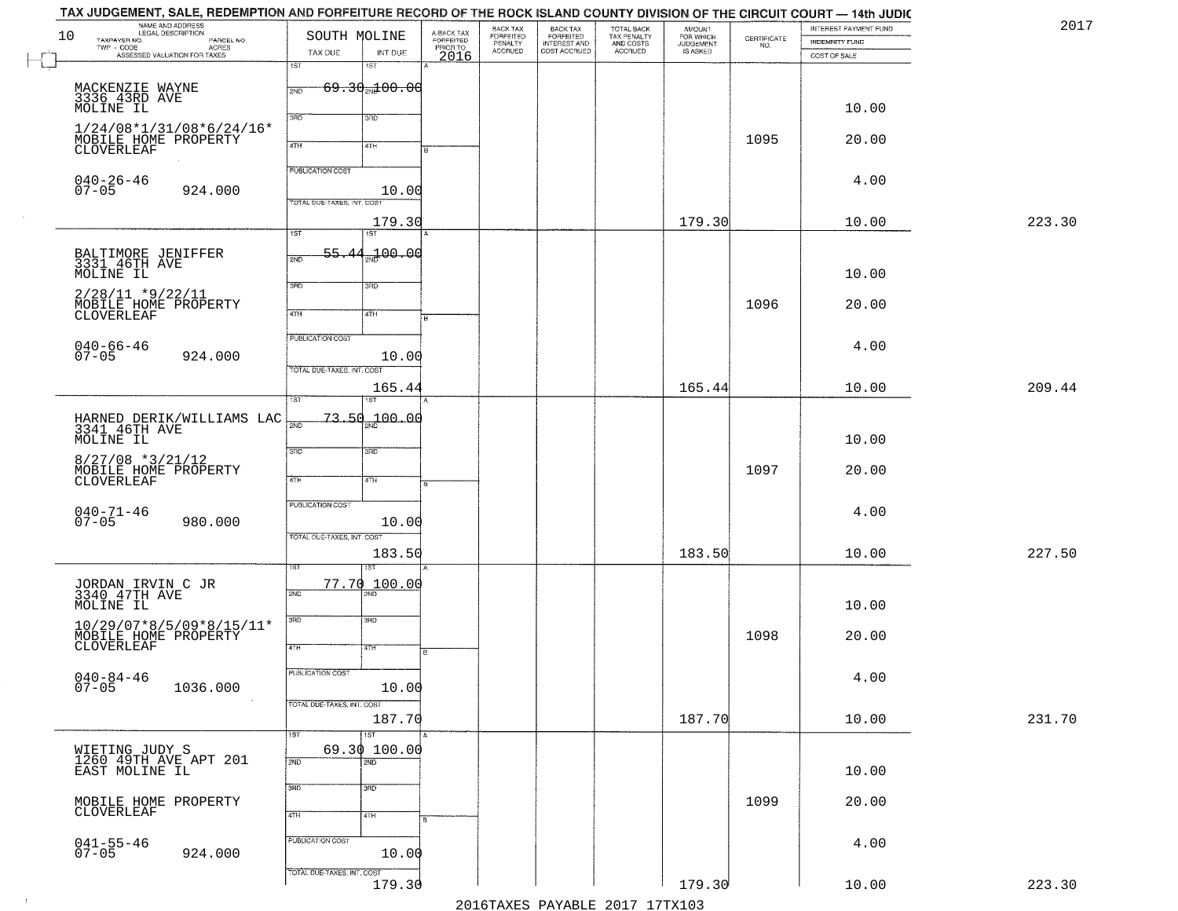# TAX JUDGEMENT, SALE, REDEMPTION AND FORFEITURE RECORD OF THE ROCK ISLAND COUNTY DIVISION OF THE CIRCUIT COURT — 14th JUDIC

2017

| NAME AND ADDRESS / LEGAL DESCRIPTION / TAXPAYER NO. / PARCEL NO. / TWP - CODE / ACRES / ASSESSED VALUATION FOR TAXES | SOUTH MOLINE TAX DUE | INT DUE | A-BACK TAX FORFEITED PRIOR TO 2016 | BACK TAX FORFEITED PENALTY ACCRUED | BACK TAX FORFEITED INTEREST AND COST ACCRUED | TOTAL BACK TAX PENALTY AND COSTS ACCRUED | AMOUNT FOR WHICH JUDGEMENT IS ASKED | CERTIFICATE NO. | INTEREST PAYMENT FUND / INDEMNITY FUND / COST OF SALE | |
|---|---|---|---|---|---|---|---|---|---|---|
| MACKENZIE WAYNE 3336 43RD AVE MOLINE IL 1/24/08*1/31/08*6/24/16* MOBILE HOME PROPERTY CLOVERLEAF 040-26-46 07-05 924.000 | 1ST 69.30 | 2ND 100.00 | | | | | | 1095 | 10.00 / 20.00 / 4.00 | |
| | PUBLICATION COST | 10.00 | | | | | | | | |
| | TOTAL DUE-TAXES, INT. COST | 179.30 | | | | | 179.30 | | 10.00 | 223.30 |
| BALTIMORE JENIFFER 3331 46TH AVE MOLINE IL 2/28/11 *9/22/11 MOBILE HOME PROPERTY CLOVERLEAF 040-66-46 07-05 924.000 | 1ST 55.44 | 2ND 100.00 | | | | | | 1096 | 10.00 / 20.00 / 4.00 | |
| | PUBLICATION COST | 10.00 | | | | | | | | |
| | TOTAL DUE-TAXES, INT. COST | 165.44 | | | | | 165.44 | | 10.00 | 209.44 |
| HARNED DERIK/WILLIAMS LAC 3341 46TH AVE MOLINE IL 8/27/08 *3/21/12 MOBILE HOME PROPERTY CLOVERLEAF 040-71-46 07-05 980.000 | 1ST 73.50 | 2ND 100.00 | | | | | | 1097 | 10.00 / 20.00 / 4.00 | |
| | PUBLICATION COST | 10.00 | | | | | | | | |
| | TOTAL DUE-TAXES, INT. COST | 183.50 | | | | | 183.50 | | 10.00 | 227.50 |
| JORDAN IRVIN C JR 3340 47TH AVE MOLINE IL 10/29/07*8/5/09*8/15/11* MOBILE HOME PROPERTY CLOVERLEAF 040-84-46 07-05 1036.000 | 1ST 77.70 | 2ND 100.00 | | | | | | 1098 | 10.00 / 20.00 / 4.00 | |
| | PUBLICATION COST | 10.00 | | | | | | | | |
| | TOTAL DUE-TAXES, INT. COST | 187.70 | | | | | 187.70 | | 10.00 | 231.70 |
| WIETING JUDY S 1260 49TH AVE APT 201 EAST MOLINE IL MOBILE HOME PROPERTY CLOVERLEAF 041-55-46 07-05 924.000 | 1ST 69.30 | 2ND 100.00 | | | | | | 1099 | 10.00 / 20.00 / 4.00 | |
| | PUBLICATION COST | 10.00 | | | | | | | | |
| | TOTAL DUE-TAXES, INT. COST | 179.30 | | | | | 179.30 | | 10.00 | 223.30 |

2016TAXES PAYABLE 2017 17TX103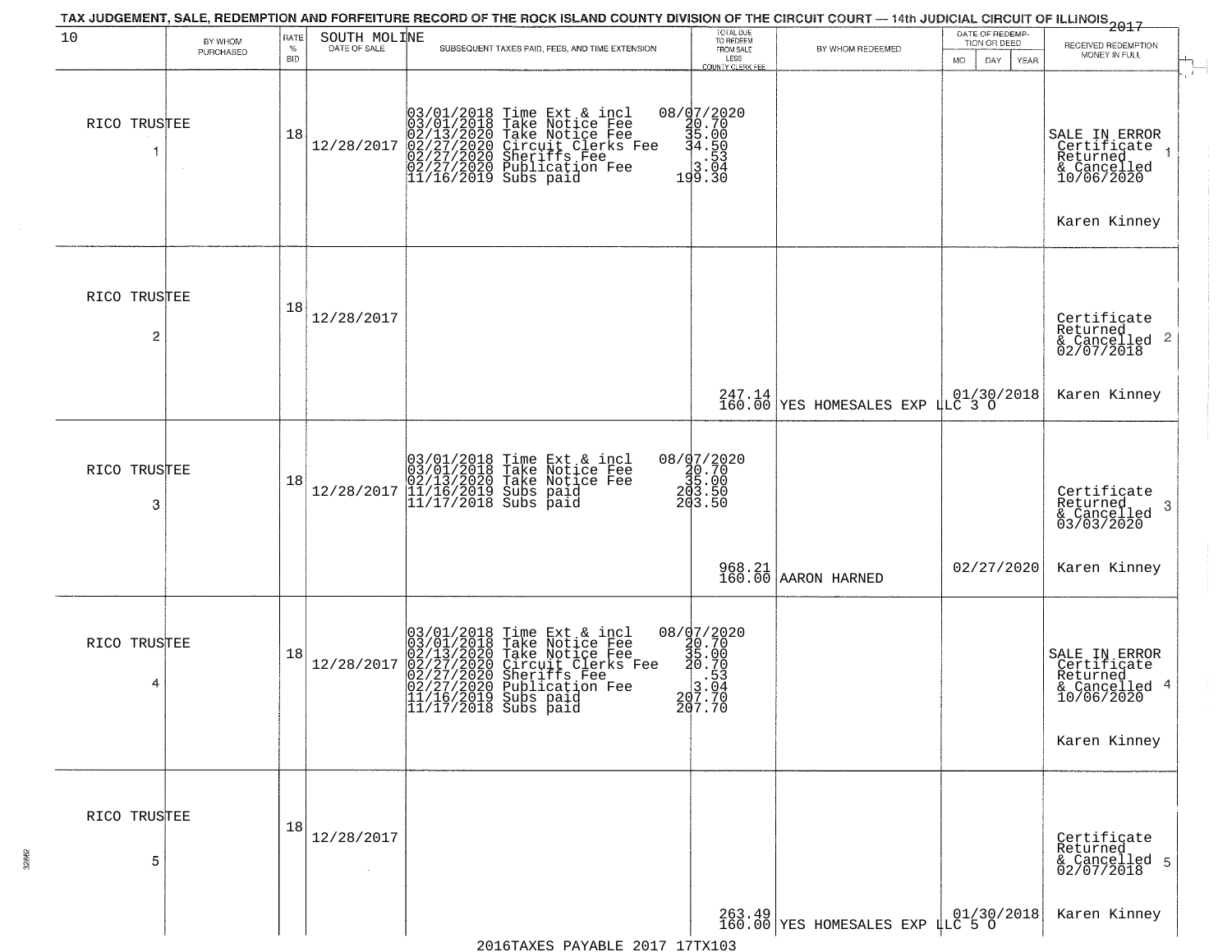TAX JUDGEMENT, SALE, REDEMPTION AND FORFEITURE RECORD OF THE ROCK ISLAND COUNTY DIVISION OF THE CIRCUIT COURT — 14th JUDICIAL CIRCUIT OF ILLINOIS 2017

10 SOUTH MOLINE

| BY WHOM PURCHASED | RATE % BID | DATE OF SALE | SUBSEQUENT TAXES PAID, FEES, AND TIME EXTENSION | TOTAL DUE TO REDEEM FROM SALE LESS COUNTY CLERK FEE | BY WHOM REDEEMED | DATE OF REDEMPTION OR DEED MO DAY YEAR | RECEIVED REDEMPTION MONEY IN FULL |
|---|---|---|---|---|---|---|---|
| RICO TRUSTEE 1 | 18 | 12/28/2017 | 03/01/2018 Time Ext & incl 08/07/2020<br>03/01/2018 Take Notice Fee 20.70<br>02/13/2020 Take Notice Fee 35.00<br>02/27/2020 Circuit Clerks Fee 34.50<br>02/27/2020 Sheriffs Fee .53<br>02/27/2020 Publication Fee 3.04<br>11/16/2019 Subs paid 199.30 | | | | SALE IN ERROR Certificate Returned & Cancelled 10/06/2020 Karen Kinney |
| RICO TRUSTEE 2 | 18 | 12/28/2017 | | 247.14<br>160.00 | YES HOMESALES EXP LLC 3 O | 01/30/2018 | Certificate Returned & Cancelled 02/07/2018 Karen Kinney |
| RICO TRUSTEE 3 | 18 | 12/28/2017 | 03/01/2018 Time Ext & incl 08/07/2020<br>03/01/2018 Take Notice Fee 20.70<br>02/13/2020 Take Notice Fee 35.00<br>11/16/2019 Subs paid 203.50<br>11/17/2018 Subs paid 203.50 | 968.21<br>160.00 | AARON HARNED | 02/27/2020 | Certificate Returned & Cancelled 03/03/2020 Karen Kinney |
| RICO TRUSTEE 4 | 18 | 12/28/2017 | 03/01/2018 Time Ext & incl 08/07/2020<br>03/01/2018 Take Notice Fee 20.70<br>02/13/2020 Take Notice Fee 35.00<br>02/27/2020 Circuit Clerks Fee 20.70<br>02/27/2020 Sheriffs Fee .53<br>02/27/2020 Publication Fee 3.04<br>11/16/2019 Subs paid 207.70<br>11/17/2018 Subs paid 207.70 | | | | SALE IN ERROR Certificate Returned & Cancelled 10/06/2020 Karen Kinney |
| RICO TRUSTEE 5 | 18 | 12/28/2017 | | 263.49<br>160.00 | YES HOMESALES EXP LLC 5 O | 01/30/2018 | Certificate Returned & Cancelled 02/07/2018 Karen Kinney |

2016TAXES PAYABLE 2017 17TX103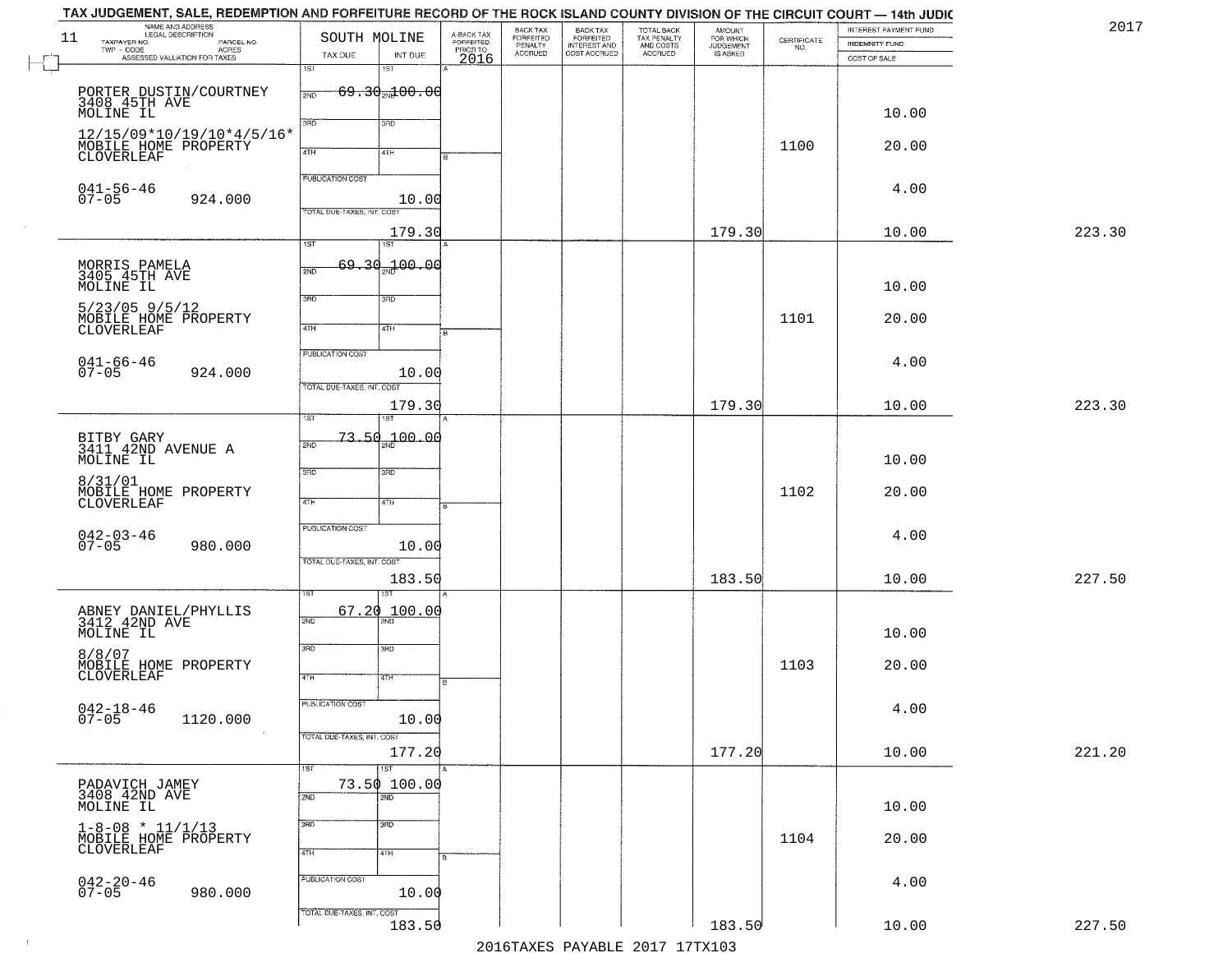TAX JUDGEMENT, SALE, REDEMPTION AND FORFEITURE RECORD OF THE ROCK ISLAND COUNTY DIVISION OF THE CIRCUIT COURT — 14th JUDIC

2017

| NAME AND ADDRESS / LEGAL DESCRIPTION / TAXPAYER NO. / PARCEL NO. / TWP - CODE / ACRES / ASSESSED VALUATION FOR TAXES | SOUTH MOLINE TAX DUE | INT DUE | A-BACK TAX FORFEITED PRIOR TO 2016 | BACK TAX FORFEITED PENALTY ACCRUED | BACK TAX FORFEITED INTEREST AND COST ACCRUED | TOTAL BACK TAX PENALTY AND COSTS ACCRUED | AMOUNT FOR WHICH JUDGEMENT IS ASKED | CERTIFICATE NO. | INTEREST PAYMENT FUND / INDEMNITY FUND / COST OF SALE | |
|---|---|---|---|---|---|---|---|---|---|---|
| 11 PORTER DUSTIN/COURTNEY 3408 45TH AVE MOLINE IL 12/15/09*10/19/10*4/5/16* MOBILE HOME PROPERTY CLOVERLEAF 041-56-46 07-05 924.000 | 1ST 69.30 | 100.00 | | | | | | 1100 | 10.00 20.00 4.00 | |
| PUBLICATION COST | | 10.00 | | | | | | | | |
| TOTAL DUE-TAXES, INT. COST | | 179.30 | | | | | 179.30 | | 10.00 | 223.30 |
| MORRIS PAMELA 3405 45TH AVE MOLINE IL 5/23/05 9/5/12 MOBILE HOME PROPERTY CLOVERLEAF 041-66-46 07-05 924.000 | 1ST 69.30 | 100.00 | | | | | | 1101 | 10.00 20.00 4.00 | |
| PUBLICATION COST | | 10.00 | | | | | | | | |
| TOTAL DUE-TAXES, INT. COST | | 179.30 | | | | | 179.30 | | 10.00 | 223.30 |
| BITBY GARY 3411 42ND AVENUE A MOLINE IL 8/31/01 MOBILE HOME PROPERTY CLOVERLEAF 042-03-46 07-05 980.000 | 1ST 73.50 | 100.00 | | | | | | 1102 | 10.00 20.00 4.00 | |
| PUBLICATION COST | | 10.00 | | | | | | | | |
| TOTAL DUE-TAXES, INT. COST | | 183.50 | | | | | 183.50 | | 10.00 | 227.50 |
| ABNEY DANIEL/PHYLLIS 3412 42ND AVE MOLINE IL 8/8/07 MOBILE HOME PROPERTY CLOVERLEAF 042-18-46 07-05 1120.000 | 1ST 67.20 | 100.00 | | | | | | 1103 | 10.00 20.00 4.00 | |
| PUBLICATION COST | | 10.00 | | | | | | | | |
| TOTAL DUE-TAXES, INT. COST | | 177.20 | | | | | 177.20 | | 10.00 | 221.20 |
| PADAVICH JAMEY 3408 42ND AVE MOLINE IL 1-8-08 * 11/1/13 MOBILE HOME PROPERTY CLOVERLEAF 042-20-46 07-05 980.000 | 1ST 73.50 | 100.00 | | | | | | 1104 | 10.00 20.00 4.00 | |
| PUBLICATION COST | | 10.00 | | | | | | | | |
| TOTAL DUE-TAXES, INT. COST | | 183.50 | | | | | 183.50 | | 10.00 | 227.50 |

2016TAXES PAYABLE 2017 17TX103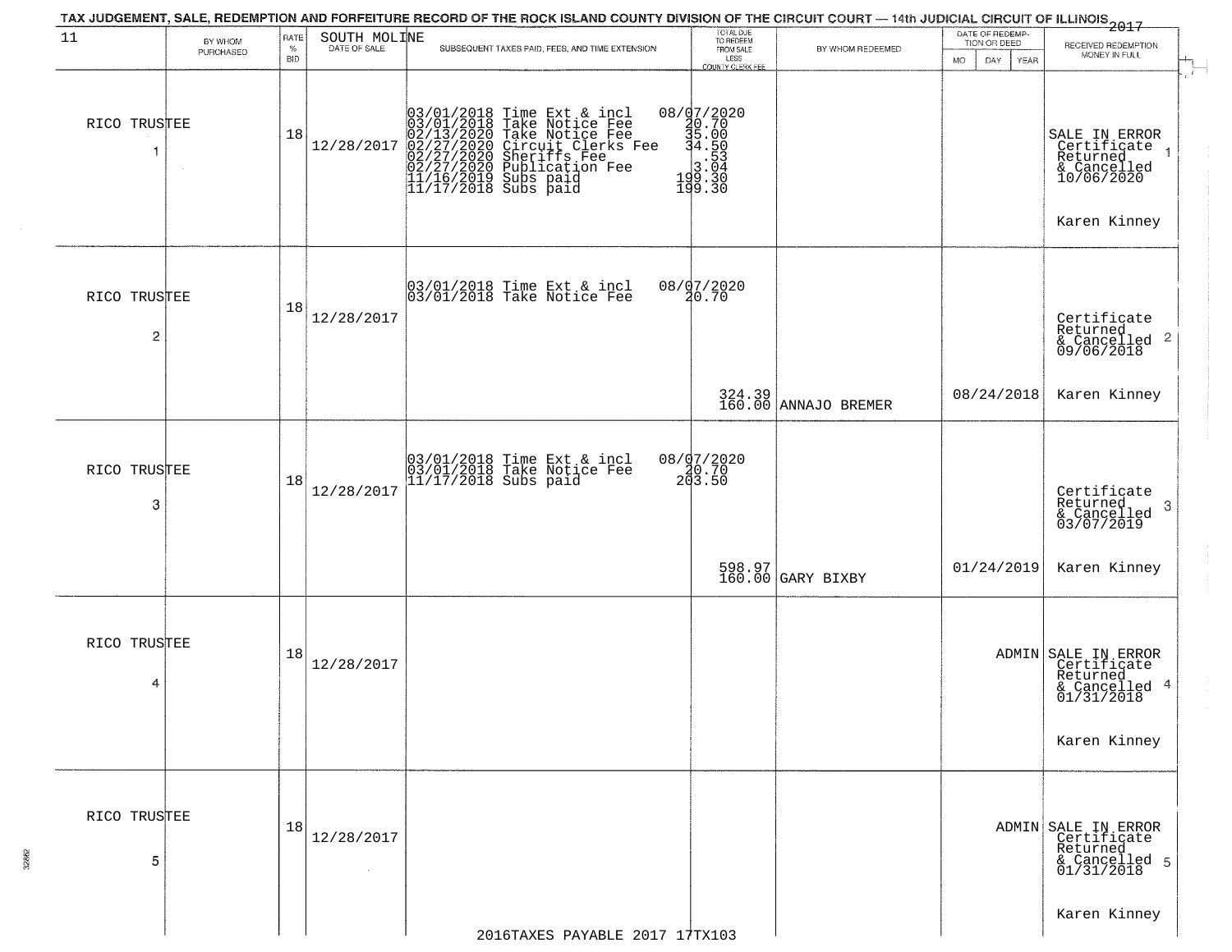TAX JUDGEMENT, SALE, REDEMPTION AND FORFEITURE RECORD OF THE ROCK ISLAND COUNTY DIVISION OF THE CIRCUIT COURT — 14th JUDICIAL CIRCUIT OF ILLINOIS 2017

| 11 | BY WHOM PURCHASED | RATE % BID | SOUTH MOLINE DATE OF SALE | SUBSEQUENT TAXES PAID, FEES, AND TIME EXTENSION | TOTAL DUE TO REDEEM FROM SALE LESS COUNTY CLERK FEE | BY WHOM REDEEMED | DATE OF REDEMPTION OR DEED MO DAY YEAR | RECEIVED REDEMPTION MONEY IN FULL |
|---|---|---|---|---|---|---|---|---|
| 1 | RICO TRUSTEE | 18 | 12/28/2017 | 03/01/2018 Time Ext & incl 08/07/2020<br>03/01/2018 Take Notice Fee 20.70<br>02/13/2020 Take Notice Fee 35.00<br>02/27/2020 Circuit Clerks Fee 34.50<br>02/27/2020 Sheriffs Fee .53<br>02/27/2020 Publication Fee 3.04<br>11/16/2019 Subs paid 199.30<br>11/17/2018 Subs paid 199.30 | | | | SALE IN ERROR Certificate Returned & Cancelled 10/06/2020<br>Karen Kinney |
| 2 | RICO TRUSTEE | 18 | 12/28/2017 | 03/01/2018 Time Ext & incl 08/07/2020<br>03/01/2018 Take Notice Fee 20.70 | 324.39<br>160.00 | ANNAJO BREMER | 08/24/2018 | Certificate Returned & Cancelled 09/06/2018<br>Karen Kinney |
| 3 | RICO TRUSTEE | 18 | 12/28/2017 | 03/01/2018 Time Ext & incl 08/07/2020<br>03/01/2018 Take Notice Fee 20.70<br>11/17/2018 Subs paid 203.50 | 598.97<br>160.00 | GARY BIXBY | 01/24/2019 | Certificate Returned & Cancelled 03/07/2019<br>Karen Kinney |
| 4 | RICO TRUSTEE | 18 | 12/28/2017 | | | | ADMIN | SALE IN ERROR Certificate Returned & Cancelled 01/31/2018<br>Karen Kinney |
| 5 | RICO TRUSTEE | 18 | 12/28/2017 | | | | ADMIN | SALE IN ERROR Certificate Returned & Cancelled 01/31/2018<br>Karen Kinney |

2016TAXES PAYABLE 2017 17TX103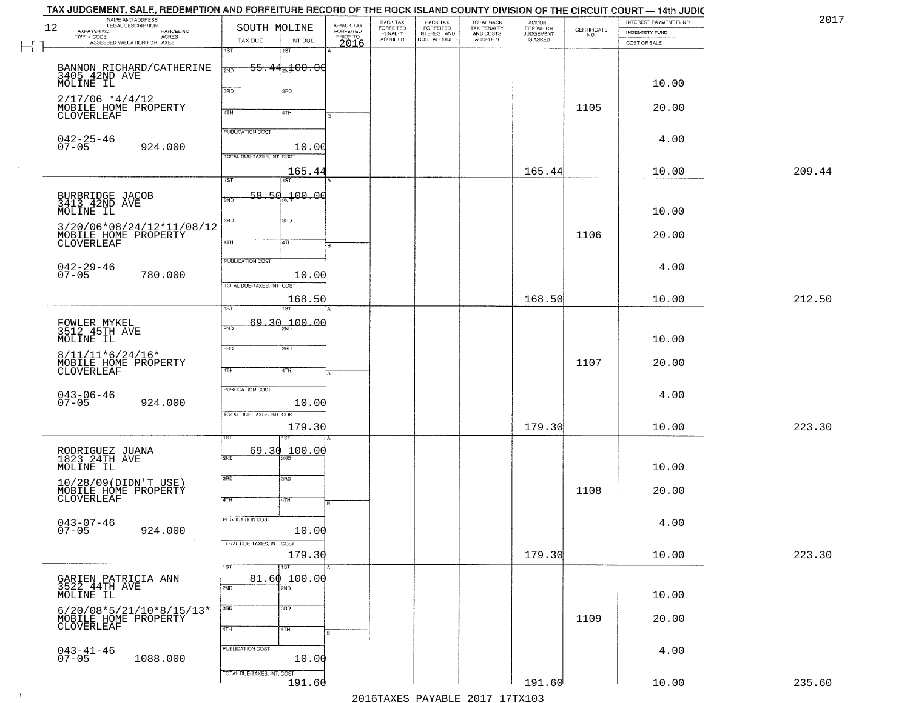TAX JUDGEMENT, SALE, REDEMPTION AND FORFEITURE RECORD OF THE ROCK ISLAND COUNTY DIVISION OF THE CIRCUIT COURT — 14th JUDIC

2017

| 12 NAME AND ADDRESS / LEGAL DESCRIPTION / TAXPAYER NO. / PARCEL NO. / TWP - CODE / ACRES / ASSESSED VALUATION FOR TAXES | SOUTH MOLINE TAX DUE | INT DUE | A-BACK TAX FORFEITED PRIOR TO 2016 | BACK TAX FORFEITED PENALTY ACCRUED | BACK TAX FORFEITED INTEREST AND COST ACCRUED | TOTAL BACK TAX PENALTY AND COSTS ACCRUED | AMOUNT FOR WHICH JUDGEMENT IS ASKED | CERTIFICATE NO. | INTEREST PAYMENT FUND / INDEMNITY FUND / COST OF SALE | |
|---|---|---|---|---|---|---|---|---|---|---|
| BANNON RICHARD/CATHERINE 3405 42ND AVE MOLINE IL 2/17/06 *4/4/12 MOBILE HOME PROPERTY CLOVERLEAF 042-25-46 07-05 924.000 | 1ST 55.44 / PUBLICATION COST / TOTAL DUE-TAXES, INT. COST 165.44 | 2ND 100.00 / 10.00 | | | | | 165.44 | 1105 | 10.00 / 20.00 / 4.00 / 10.00 | 209.44 |
| BURBRIDGE JACOB 3413 42ND AVE MOLINE IL 3/20/06*08/24/12*11/08/12 MOBILE HOME PROPERTY CLOVERLEAF 042-29-46 07-05 780.000 | 1ST 58.50 / PUBLICATION COST / TOTAL DUE-TAXES, INT. COST 168.50 | 2ND 100.00 / 10.00 | | | | | 168.50 | 1106 | 10.00 / 20.00 / 4.00 / 10.00 | 212.50 |
| FOWLER MYKEL 3512 45TH AVE MOLINE IL 8/11/11*6/24/16* MOBILE HOME PROPERTY CLOVERLEAF 043-06-46 07-05 924.000 | 1ST 69.30 / PUBLICATION COST / TOTAL DUE-TAXES, INT. COST 179.30 | 2ND 100.00 / 10.00 | | | | | 179.30 | 1107 | 10.00 / 20.00 / 4.00 / 10.00 | 223.30 |
| RODRIGUEZ JUANA 1823 24TH AVE MOLINE IL 10/28/09(DIDN'T USE) MOBILE HOME PROPERTY CLOVERLEAF 043-07-46 07-05 924.000 | 1ST 69.30 / PUBLICATION COST / TOTAL DUE-TAXES, INT. COST 179.30 | 2ND 100.00 / 10.00 | | | | | 179.30 | 1108 | 10.00 / 20.00 / 4.00 / 10.00 | 223.30 |
| GARIEN PATRICIA ANN 3522 44TH AVE MOLINE IL 6/20/08*5/21/10*8/15/13* MOBILE HOME PROPERTY CLOVERLEAF 043-41-46 07-05 1088.000 | 1ST 81.60 / PUBLICATION COST / TOTAL DUE-TAXES, INT. COST 191.60 | 2ND 100.00 / 10.00 | | | | | 191.60 | 1109 | 10.00 / 20.00 / 4.00 / 10.00 | 235.60 |

2016TAXES PAYABLE 2017 17TX103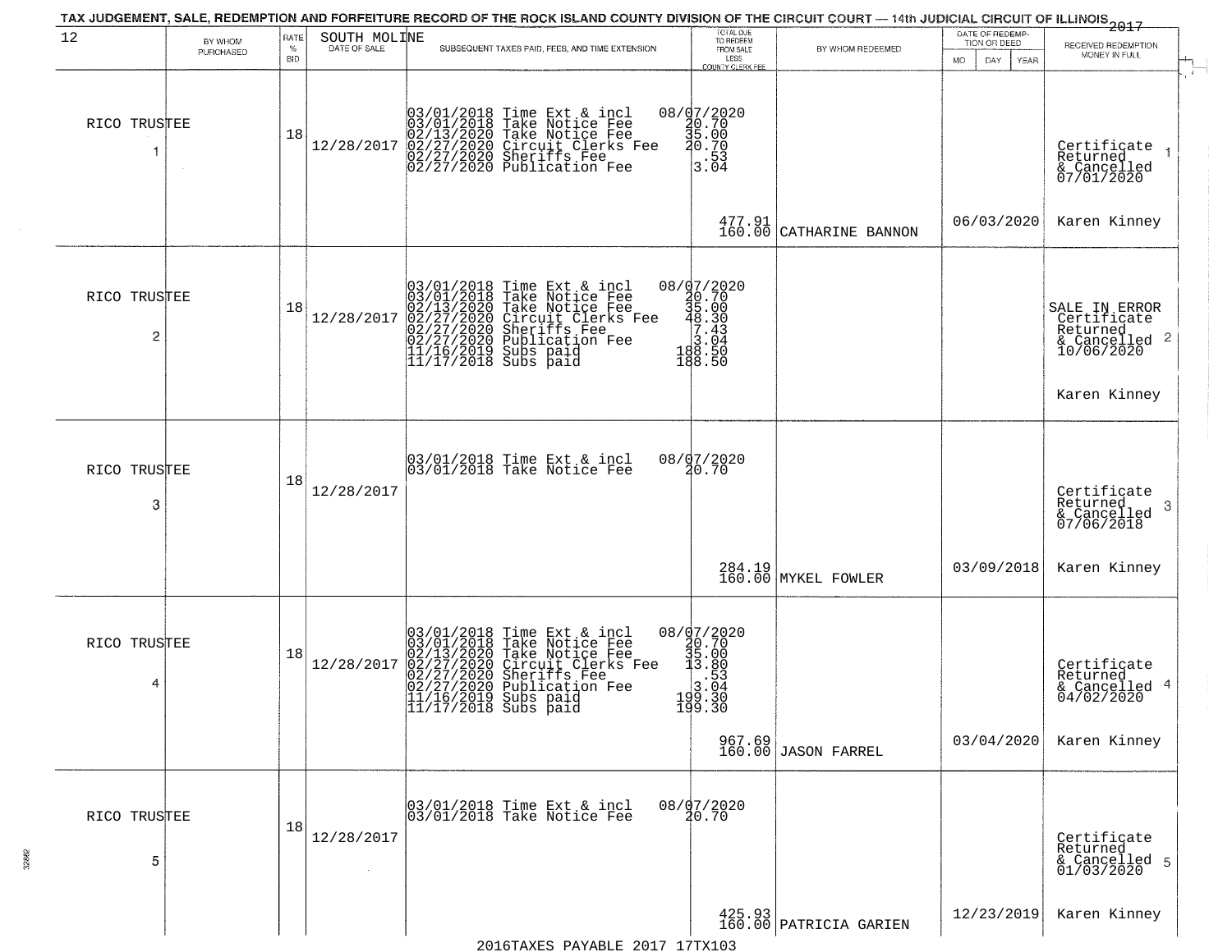TAX JUDGEMENT, SALE, REDEMPTION AND FORFEITURE RECORD OF THE ROCK ISLAND COUNTY DIVISION OF THE CIRCUIT COURT — 14th JUDICIAL CIRCUIT OF ILLINOIS 2017

| 12 | BY WHOM PURCHASED | RATE % BID | SOUTH MOLINE DATE OF SALE | SUBSEQUENT TAXES PAID, FEES, AND TIME EXTENSION | TOTAL DUE TO REDEEM FROM SALE LESS COUNTY CLERK FEE | BY WHOM REDEEMED | DATE OF REDEMPTION OR DEED MO DAY YEAR | RECEIVED REDEMPTION MONEY IN FULL |
|---|---|---|---|---|---|---|---|---|
| 1 | RICO TRUSTEE | 18 | 12/28/2017 | 03/01/2018 Time Ext & incl 08/07/2020<br>03/01/2018 Take Notice Fee 20.70<br>02/13/2020 Take Notice Fee 35.00<br>02/27/2020 Circuit Clerks Fee 20.70<br>02/27/2020 Sheriffs Fee .53<br>02/27/2020 Publication Fee 3.04 | 477.91<br>160.00 | CATHARINE BANNON | 06/03/2020 | Certificate Returned & Cancelled 07/01/2020<br>Karen Kinney |
| 2 | RICO TRUSTEE | 18 | 12/28/2017 | 03/01/2018 Time Ext & incl 08/07/2020<br>03/01/2018 Take Notice Fee 20.70<br>02/13/2020 Take Notice Fee 35.00<br>02/27/2020 Circuit Clerks Fee 48.30<br>02/27/2020 Sheriffs Fee 7.43<br>02/27/2020 Publication Fee 3.04<br>11/16/2019 Subs paid 188.50<br>11/17/2018 Subs paid 188.50 | | | | SALE IN ERROR Certificate Returned & Cancelled 10/06/2020<br>Karen Kinney |
| 3 | RICO TRUSTEE | 18 | 12/28/2017 | 03/01/2018 Time Ext & incl 08/07/2020<br>03/01/2018 Take Notice Fee 20.70 | 284.19<br>160.00 | MYKEL FOWLER | 03/09/2018 | Certificate Returned & Cancelled 07/06/2018<br>Karen Kinney |
| 4 | RICO TRUSTEE | 18 | 12/28/2017 | 03/01/2018 Time Ext & incl 08/07/2020<br>03/01/2018 Take Notice Fee 20.70<br>02/13/2020 Take Notice Fee 35.00<br>02/27/2020 Circuit Clerks Fee 13.80<br>02/27/2020 Sheriffs Fee .53<br>02/27/2020 Publication Fee 3.04<br>11/16/2019 Subs paid 199.30<br>11/17/2018 Subs paid 199.30 | 967.69<br>160.00 | JASON FARREL | 03/04/2020 | Certificate Returned & Cancelled 04/02/2020<br>Karen Kinney |
| 5 | RICO TRUSTEE | 18 | 12/28/2017 | 03/01/2018 Time Ext & incl 08/07/2020<br>03/01/2018 Take Notice Fee 20.70 | 425.93<br>160.00 | PATRICIA GARIEN | 12/23/2019 | Certificate Returned & Cancelled 01/03/2020<br>Karen Kinney |

2016TAXES PAYABLE 2017 17TX103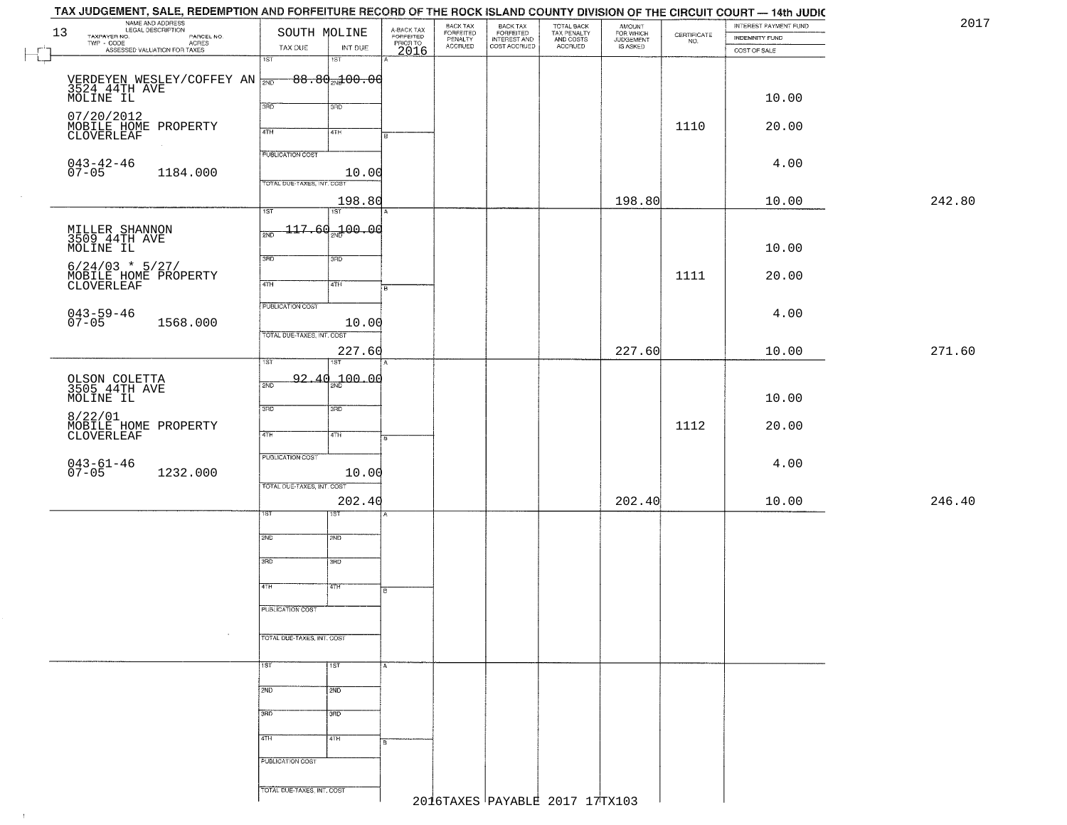TAX JUDGEMENT, SALE, REDEMPTION AND FORFEITURE RECORD OF THE ROCK ISLAND COUNTY DIVISION OF THE CIRCUIT COURT — 14th JUDIC

2017

| 13 NAME AND ADDRESS / LEGAL DESCRIPTION / TAXPAYER NO. / PARCEL NO. / TWP - CODE / ACRES / ASSESSED VALUATION FOR TAXES | SOUTH MOLINE TAX DUE | INT DUE | A-BACK TAX FORFEITED PRIOR TO 2016 | BACK TAX FORFEITED PENALTY ACCRUED | BACK TAX FORFEITED INTEREST AND COST ACCRUED | TOTAL BACK TAX PENALTY AND COSTS ACCRUED | AMOUNT FOR WHICH JUDGEMENT IS ASKED | CERTIFICATE NO. | INTEREST PAYMENT FUND / INDEMNITY FUND / COST OF SALE | |
|---|---|---|---|---|---|---|---|---|---|---|
| VERDEYEN WESLEY/COFFEY AN 3524 44TH AVE MOLINE IL 07/20/2012 MOBILE HOME PROPERTY CLOVERLEAF 043-42-46 07-05 1184.000 | 1ST 2ND 88.80 | 1ST 2ND 100.00 | | | | | | 1110 | 10.00 20.00 | |
| | PUBLICATION COST | 10.00 | | | | | | | 4.00 | |
| | TOTAL DUE-TAXES, INT. COST | 198.80 | | | | | 198.80 | | 10.00 | 242.80 |
| MILLER SHANNON 3509 44TH AVE MOLINE IL 6/24/03 * 5/27/ MOBILE HOME PROPERTY CLOVERLEAF 043-59-46 07-05 1568.000 | 1ST 2ND 117.60 | 1ST 2ND 100.00 | | | | | | 1111 | 10.00 20.00 | |
| | PUBLICATION COST | 10.00 | | | | | | | 4.00 | |
| | TOTAL DUE-TAXES, INT. COST | 227.60 | | | | | 227.60 | | 10.00 | 271.60 |
| OLSON COLETTA 3505 44TH AVE MOLINE IL 8/22/01 MOBILE HOME PROPERTY CLOVERLEAF 043-61-46 07-05 1232.000 | 1ST 2ND 92.40 | 1ST 2ND 100.00 | | | | | | 1112 | 10.00 20.00 | |
| | PUBLICATION COST | 10.00 | | | | | | | 4.00 | |
| | TOTAL DUE-TAXES, INT. COST | 202.40 | | | | | 202.40 | | 10.00 | 246.40 |

2016TAXES PAYABLE 2017 17TX103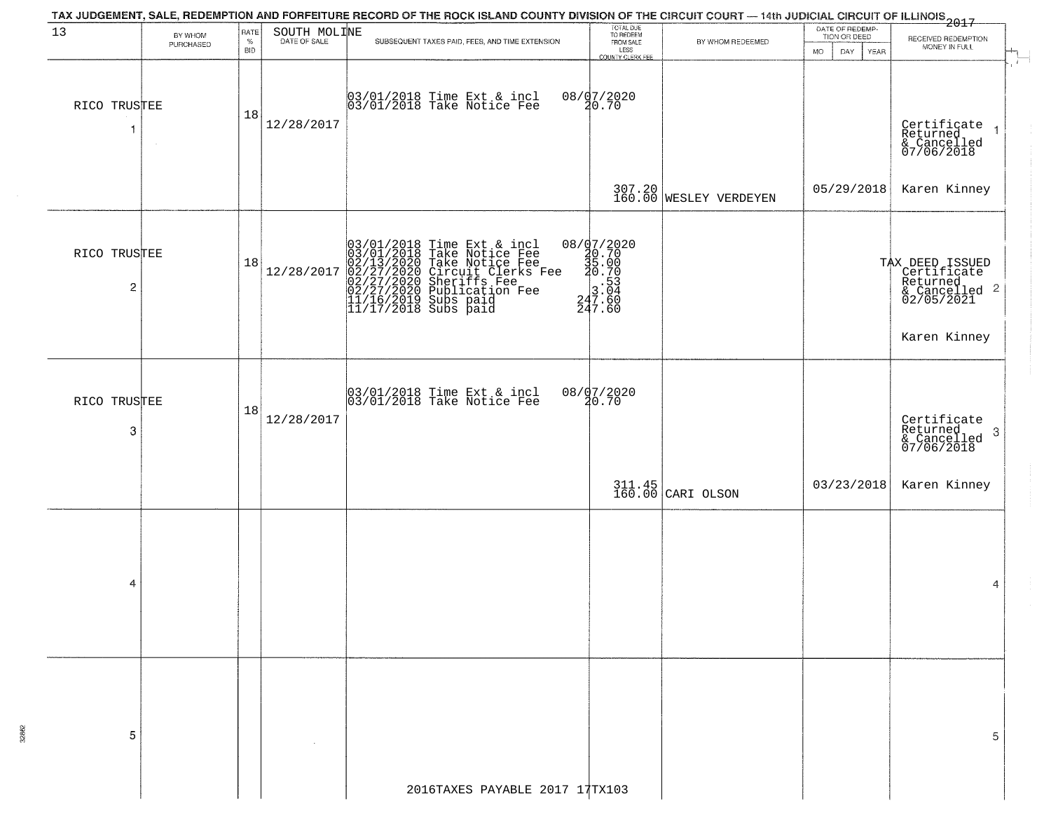TAX JUDGEMENT, SALE, REDEMPTION AND FORFEITURE RECORD OF THE ROCK ISLAND COUNTY DIVISION OF THE CIRCUIT COURT — 14th JUDICIAL CIRCUIT OF ILLINOIS 2017

| 13 | BY WHOM PURCHASED | RATE % BID | SOUTH MOLINE DATE OF SALE | SUBSEQUENT TAXES PAID, FEES, AND TIME EXTENSION | TOTAL DUE TO REDEEM FROM SALE LESS COUNTY CLERK FEE | BY WHOM REDEEMED | DATE OF REDEMPTION OR DEED MO DAY YEAR | RECEIVED REDEMPTION MONEY IN FULL |
|---|---|---|---|---|---|---|---|---|
| 1 | RICO TRUSTEE | 18 | 12/28/2017 | 03/01/2018 Time Ext & incl 08/07/2020<br>03/01/2018 Take Notice Fee 20.70 | 307.20<br>160.00 | WESLEY VERDEYEN | 05/29/2018 | Certificate Returned & Cancelled 07/06/2018<br>Karen Kinney |
| 2 | RICO TRUSTEE | 18 | 12/28/2017 | 03/01/2018 Time Ext & incl 08/07/2020<br>03/01/2018 Take Notice Fee 20.70<br>02/13/2020 Take Notice Fee 35.00<br>02/27/2020 Circuit Clerks Fee 20.70<br>02/27/2020 Sheriffs Fee .53<br>02/27/2020 Publication Fee 3.04<br>11/16/2019 Subs paid 247.60<br>11/17/2018 Subs paid 247.60 | | | | TAX DEED ISSUED Certificate Returned & Cancelled 02/05/2021<br>Karen Kinney |
| 3 | RICO TRUSTEE | 18 | 12/28/2017 | 03/01/2018 Time Ext & incl 08/07/2020<br>03/01/2018 Take Notice Fee 20.70 | 311.45<br>160.00 | CARI OLSON | 03/23/2018 | Certificate Returned & Cancelled 07/06/2018<br>Karen Kinney |
| 4 | | | | | | | | |
| 5 | | | | | | | | |

2016TAXES PAYABLE 2017 17TX103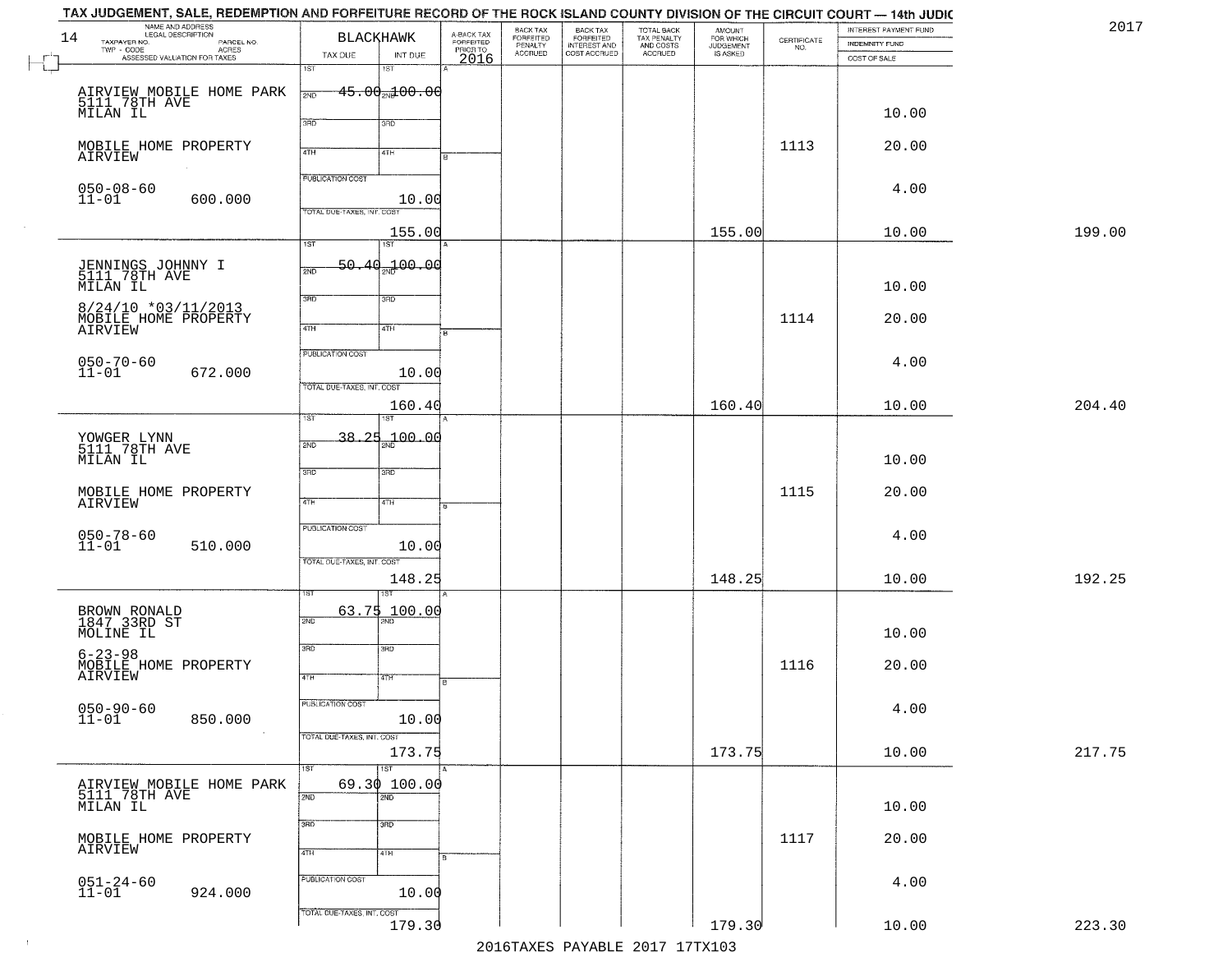TAX JUDGEMENT, SALE, REDEMPTION AND FORFEITURE RECORD OF THE ROCK ISLAND COUNTY DIVISION OF THE CIRCUIT COURT — 14th JUDIC

2017

| 14 NAME AND ADDRESS / LEGAL DESCRIPTION / TAXPAYER NO. / PARCEL NO. / TWP - CODE / ACRES / ASSESSED VALUATION FOR TAXES | BLACKHAWK TAX DUE | INT DUE | A-BACK TAX FORFEITED PRIOR TO 2016 | BACK TAX FORFEITED PENALTY ACCRUED | BACK TAX FORFEITED INTEREST AND COST ACCRUED | TOTAL BACK TAX PENALTY AND COSTS ACCRUED | AMOUNT FOR WHICH JUDGEMENT IS ASKED | CERTIFICATE NO. | INTEREST PAYMENT FUND / INDEMNITY FUND / COST OF SALE | |
|---|---|---|---|---|---|---|---|---|---|---|
| AIRVIEW MOBILE HOME PARK<br>5111 78TH AVE<br>MILAN IL<br>MOBILE HOME PROPERTY<br>AIRVIEW<br>050-08-60<br>11-01 600.000 | 1ST<br>2ND 45.00<br>3RD<br>4TH<br>PUBLICATION COST<br>TOTAL DUE-TAXES, INT. COST<br>155.00 | 1ST<br>2ND 100.00<br>3RD<br>4TH<br>10.00 | | | | | 155.00 | 1113 | 10.00<br>20.00<br>4.00<br>10.00 | 199.00 |
| JENNINGS JOHNNY I<br>5111 78TH AVE<br>MILAN IL<br>8/24/10 *03/11/2013<br>MOBILE HOME PROPERTY<br>AIRVIEW<br>050-70-60<br>11-01 672.000 | 1ST<br>2ND 50.40<br>3RD<br>4TH<br>PUBLICATION COST<br>TOTAL DUE-TAXES, INT. COST<br>160.40 | 1ST<br>2ND 100.00<br>3RD<br>4TH<br>10.00 | | | | | 160.40 | 1114 | 10.00<br>20.00<br>4.00<br>10.00 | 204.40 |
| YOWGER LYNN<br>5111 78TH AVE<br>MILAN IL<br>MOBILE HOME PROPERTY<br>AIRVIEW<br>050-78-60<br>11-01 510.000 | 1ST<br>2ND 38.25<br>3RD<br>4TH<br>PUBLICATION COST<br>TOTAL DUE-TAXES, INT. COST<br>148.25 | 1ST<br>2ND 100.00<br>3RD<br>4TH<br>10.00 | | | | | 148.25 | 1115 | 10.00<br>20.00<br>4.00<br>10.00 | 192.25 |
| BROWN RONALD<br>1847 33RD ST<br>MOLINE IL<br>6-23-98<br>MOBILE HOME PROPERTY<br>AIRVIEW<br>050-90-60<br>11-01 850.000 | 1ST<br>2ND 63.75<br>3RD<br>4TH<br>PUBLICATION COST<br>TOTAL DUE-TAXES, INT. COST<br>173.75 | 1ST<br>2ND 100.00<br>3RD<br>4TH<br>10.00 | | | | | 173.75 | 1116 | 10.00<br>20.00<br>4.00<br>10.00 | 217.75 |
| AIRVIEW MOBILE HOME PARK<br>5111 78TH AVE<br>MILAN IL<br>MOBILE HOME PROPERTY<br>AIRVIEW<br>051-24-60<br>11-01 924.000 | 1ST<br>2ND 69.30<br>3RD<br>4TH<br>PUBLICATION COST<br>TOTAL DUE-TAXES, INT. COST<br>179.30 | 1ST<br>2ND 100.00<br>3RD<br>4TH<br>10.00 | | | | | 179.30 | 1117 | 10.00<br>20.00<br>4.00<br>10.00 | 223.30 |

2016TAXES PAYABLE 2017 17TX103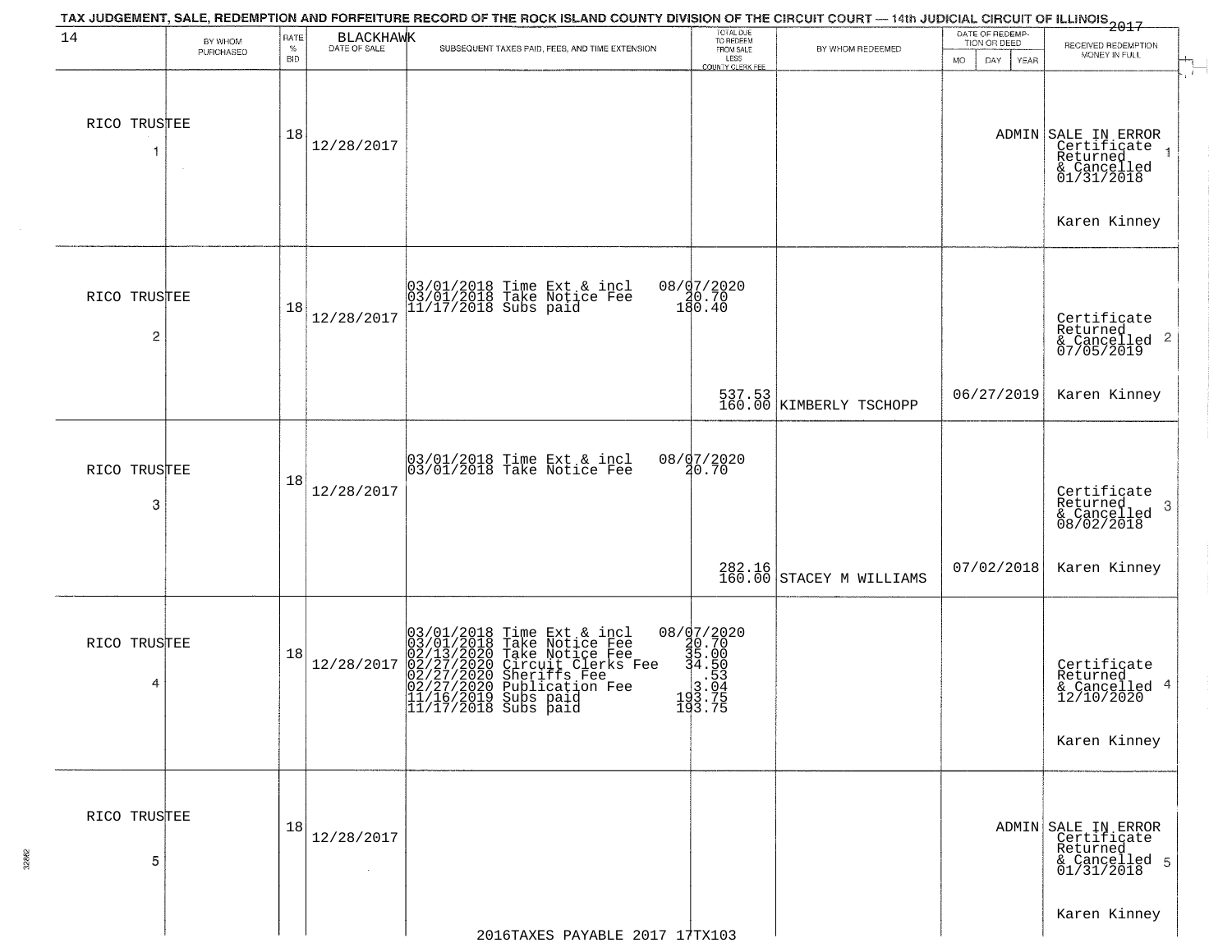TAX JUDGEMENT, SALE, REDEMPTION AND FORFEITURE RECORD OF THE ROCK ISLAND COUNTY DIVISION OF THE CIRCUIT COURT — 14th JUDICIAL CIRCUIT OF ILLINOIS 2017

14 BLACKHAWK

| | BY WHOM PURCHASED | RATE % BID | DATE OF SALE | SUBSEQUENT TAXES PAID, FEES, AND TIME EXTENSION | TOTAL DUE TO REDEEM FROM SALE LESS COUNTY CLERK FEE | BY WHOM REDEEMED | DATE OF REDEMPTION OR DEED MO DAY YEAR | RECEIVED REDEMPTION MONEY IN FULL |
|---|---|---|---|---|---|---|---|---|
| 1 | RICO TRUSTEE | 18 | 12/28/2017 | | | | ADMIN | SALE IN ERROR Certificate Returned & Cancelled 01/31/2018 Karen Kinney |
| 2 | RICO TRUSTEE | 18 | 12/28/2017 | 03/01/2018 Time Ext & incl 08/07/2020<br>03/01/2018 Take Notice Fee 20.70<br>11/17/2018 Subs paid 180.40 | 537.53<br>160.00 | KIMBERLY TSCHOPP | 06/27/2019 | Certificate Returned & Cancelled 07/05/2019 Karen Kinney |
| 3 | RICO TRUSTEE | 18 | 12/28/2017 | 03/01/2018 Time Ext & incl 08/07/2020<br>03/01/2018 Take Notice Fee 20.70 | 282.16<br>160.00 | STACEY M WILLIAMS | 07/02/2018 | Certificate Returned & Cancelled 08/02/2018 Karen Kinney |
| 4 | RICO TRUSTEE | 18 | 12/28/2017 | 03/01/2018 Time Ext & incl 08/07/2020<br>03/01/2018 Take Notice Fee 20.70<br>02/13/2020 Take Notice Fee 35.00<br>02/27/2020 Circuit Clerks Fee 34.50<br>02/27/2020 Sheriffs Fee .53<br>02/27/2020 Publication Fee 3.04<br>11/16/2019 Subs paid 193.75<br>11/17/2018 Subs paid 193.75 | | | | Certificate Returned & Cancelled 12/10/2020 Karen Kinney |
| 5 | RICO TRUSTEE | 18 | 12/28/2017 | | | | ADMIN | SALE IN ERROR Certificate Returned & Cancelled 01/31/2018 Karen Kinney |

2016TAXES PAYABLE 2017 17TX103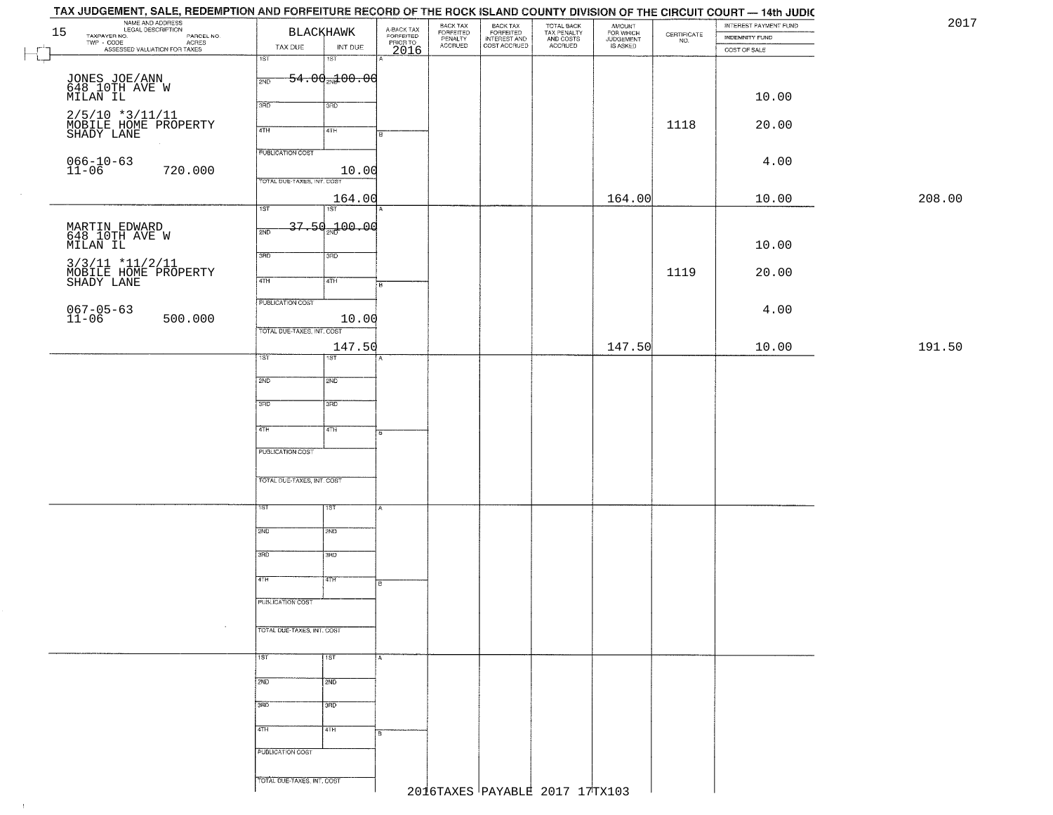# TAX JUDGEMENT, SALE, REDEMPTION AND FORFEITURE RECORD OF THE ROCK ISLAND COUNTY DIVISION OF THE CIRCUIT COURT — 14th JUDIC

2017

| 15 NAME AND ADDRESS / LEGAL DESCRIPTION / TAXPAYER NO. / PARCEL NO. / TWP - CODE / ACRES / ASSESSED VALUATION FOR TAXES | BLACKHAWK TAX DUE | INT DUE | A-BACK TAX FORFEITED PRIOR TO 2016 | BACK TAX FORFEITED PENALTY ACCRUED | BACK TAX FORFEITED INTEREST AND COST ACCRUED | TOTAL BACK TAX PENALTY AND COSTS ACCRUED | AMOUNT FOR WHICH JUDGEMENT IS ASKED | CERTIFICATE NO. | INTEREST PAYMENT FUND / INDEMNITY FUND / COST OF SALE | |
|---|---|---|---|---|---|---|---|---|---|---|
| JONES JOE/ANN 648 10TH AVE W MILAN IL 2/5/10 *3/11/11 MOBILE HOME PROPERTY SHADY LANE 066-10-63 11-06 720.000 | 2ND 54.00 | 2ND 100.00 | | | | | | 1118 | 10.00 / 20.00 / 4.00 | |
| | PUBLICATION COST | 10.00 | | | | | | | | |
| | TOTAL DUE-TAXES, INT. COST | 164.00 | | | | | 164.00 | | 10.00 | 208.00 |
| MARTIN EDWARD 648 10TH AVE W MILAN IL 3/3/11 *11/2/11 MOBILE HOME PROPERTY SHADY LANE 067-05-63 11-06 500.000 | 2ND 37.50 | 2ND 100.00 | | | | | | 1119 | 10.00 / 20.00 / 4.00 | |
| | PUBLICATION COST | 10.00 | | | | | | | | |
| | TOTAL DUE-TAXES, INT. COST | 147.50 | | | | | 147.50 | | 10.00 | 191.50 |

2016TAXES PAYABLE 2017 17TX103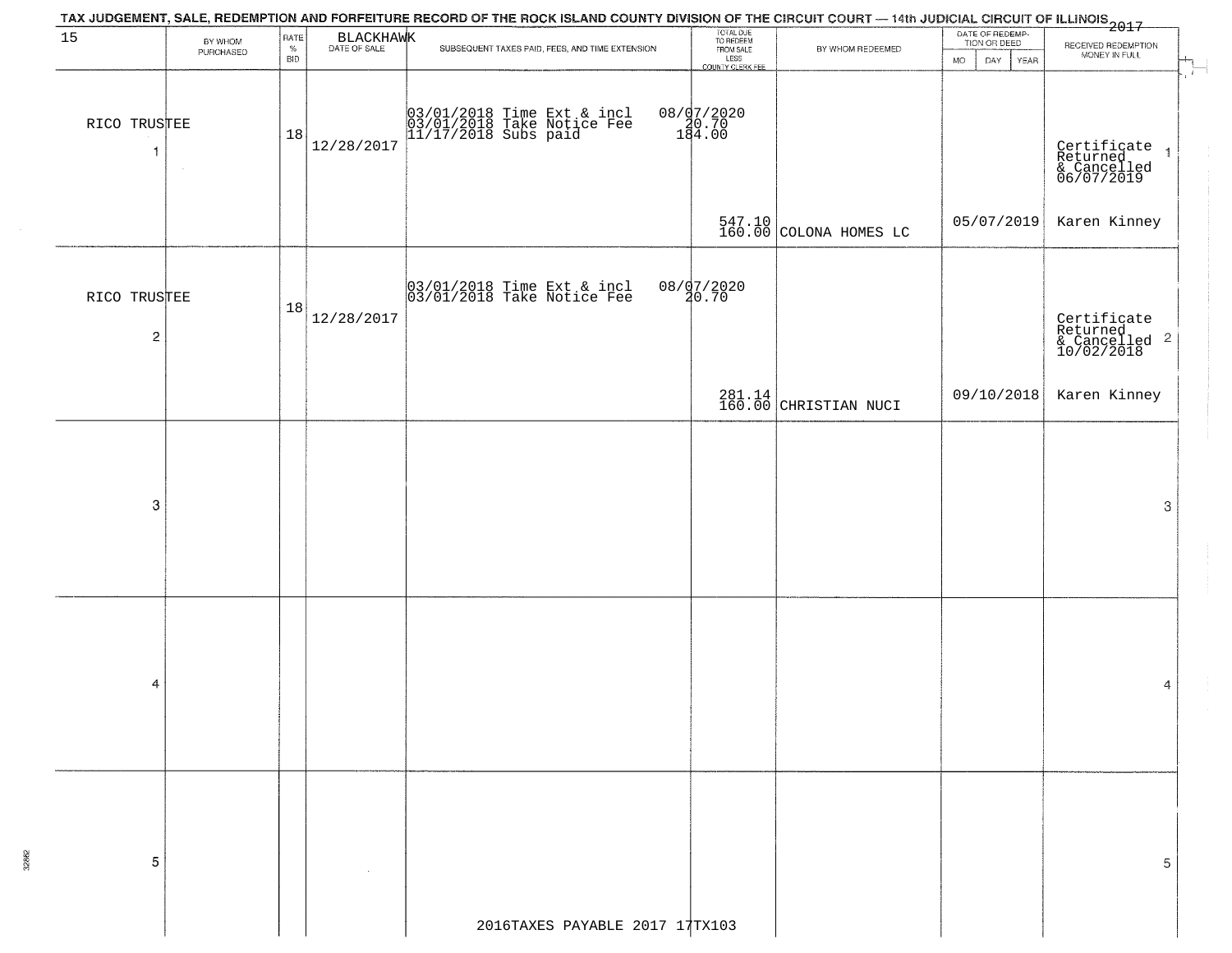# TAX JUDGEMENT, SALE, REDEMPTION AND FORFEITURE RECORD OF THE ROCK ISLAND COUNTY DIVISION OF THE CIRCUIT COURT — 14th JUDICIAL CIRCUIT OF ILLINOIS 2017

15 BLACKHAWK

| | BY WHOM PURCHASED | RATE % BID | DATE OF SALE | SUBSEQUENT TAXES PAID, FEES, AND TIME EXTENSION | TOTAL DUE TO REDEEM FROM SALE LESS COUNTY CLERK FEE | BY WHOM REDEEMED | DATE OF REDEMPTION OR DEED MO DAY YEAR | RECEIVED REDEMPTION MONEY IN FULL | |
|---|---|---|---|---|---|---|---|---|---|
| 1 | RICO TRUSTEE | 18 | 12/28/2017 | 03/01/2018 Time Ext & incl 08/07/2020<br>03/01/2018 Take Notice Fee 20.70<br>11/17/2018 Subs paid 184.00 | 547.10<br>160.00 | COLONA HOMES LC | 05/07/2019 | Certificate Returned & Cancelled 06/07/2019<br>Karen Kinney | 1 |
| 2 | RICO TRUSTEE | 18 | 12/28/2017 | 03/01/2018 Time Ext & incl 08/07/2020<br>03/01/2018 Take Notice Fee 20.70 | 281.14<br>160.00 | CHRISTIAN NUCI | 09/10/2018 | Certificate Returned & Cancelled 10/02/2018<br>Karen Kinney | 2 |
| 3 | | | | | | | | | 3 |
| 4 | | | | | | | | | 4 |
| 5 | | | | | | | | | 5 |

2016TAXES PAYABLE 2017 17TX103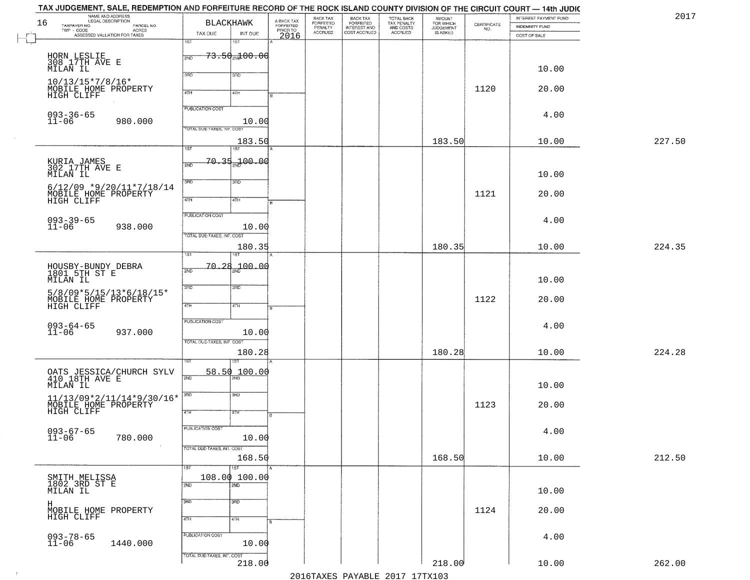TAX JUDGEMENT, SALE, REDEMPTION AND FORFEITURE RECORD OF THE ROCK ISLAND COUNTY DIVISION OF THE CIRCUIT COURT — 14th JUDIC

2017

| NAME AND ADDRESS / LEGAL DESCRIPTION / TAXPAYER NO. / PARCEL NO. / TWP - CODE / ACRES / ASSESSED VALUATION FOR TAXES | BLACKHAWK TAX DUE | INT DUE | A-BACK TAX FORFEITED PRIOR TO 2016 | BACK TAX FORFEITED PENALTY ACCRUED | BACK TAX FORFEITED INTEREST AND COST ACCRUED | TOTAL BACK TAX PENALTY AND COSTS ACCRUED | AMOUNT FOR WHICH JUDGEMENT IS ASKED | CERTIFICATE NO. | INTEREST PAYMENT FUND / INDEMNITY FUND / COST OF SALE | |
|---|---|---|---|---|---|---|---|---|---|---|
| HORN LESLIE<br>308 17TH AVE E<br>MILAN IL<br>10/13/15*7/8/16*<br>MOBILE HOME PROPERTY<br>HIGH CLIFF<br>093-36-65<br>11-06 980.000 | 1ST 73.50<br>PUBLICATION COST<br>TOTAL DUE-TAXES, INT. COST 183.50 | 2ND 100.00<br>10.00 | | | | | 183.50 | 1120 | 10.00<br>20.00<br>4.00<br>10.00 | 227.50 |
| KURIA JAMES<br>302 17TH AVE E<br>MILAN IL<br>6/12/09 *9/20/11*7/18/14<br>MOBILE HOME PROPERTY<br>HIGH CLIFF<br>093-39-65<br>11-06 938.000 | 1ST 70.35<br>PUBLICATION COST<br>TOTAL DUE-TAXES, INT. COST 180.35 | 2ND 100.00<br>10.00 | | | | | 180.35 | 1121 | 10.00<br>20.00<br>4.00<br>10.00 | 224.35 |
| HOUSBY-BUNDY DEBRA<br>1801 5TH ST E<br>MILAN IL<br>5/8/09*5/15/13*6/18/15*<br>MOBILE HOME PROPERTY<br>HIGH CLIFF<br>093-64-65<br>11-06 937.000 | 1ST 70.28<br>PUBLICATION COST<br>TOTAL DUE-TAXES, INT. COST 180.28 | 2ND 100.00<br>10.00 | | | | | 180.28 | 1122 | 10.00<br>20.00<br>4.00<br>10.00 | 224.28 |
| OATS JESSICA/CHURCH SYLV<br>410 18TH AVE E<br>MILAN IL<br>11/13/09*2/11/14*9/30/16*<br>MOBILE HOME PROPERTY<br>HIGH CLIFF<br>093-67-65<br>11-06 780.000 | 1ST 58.50<br>PUBLICATION COST<br>TOTAL DUE-TAXES, INT. COST 168.50 | 2ND 100.00<br>10.00 | | | | | 168.50 | 1123 | 10.00<br>20.00<br>4.00<br>10.00 | 212.50 |
| SMITH MELISSA<br>1802 3RD ST E<br>MILAN IL<br>H<br>MOBILE HOME PROPERTY<br>HIGH CLIFF<br>093-78-65<br>11-06 1440.000 | 1ST 108.00<br>PUBLICATION COST<br>TOTAL DUE-TAXES, INT. COST 218.00 | 2ND 100.00<br>10.00 | | | | | 218.00 | 1124 | 10.00<br>20.00<br>4.00<br>10.00 | 262.00 |

2016TAXES PAYABLE 2017 17TX103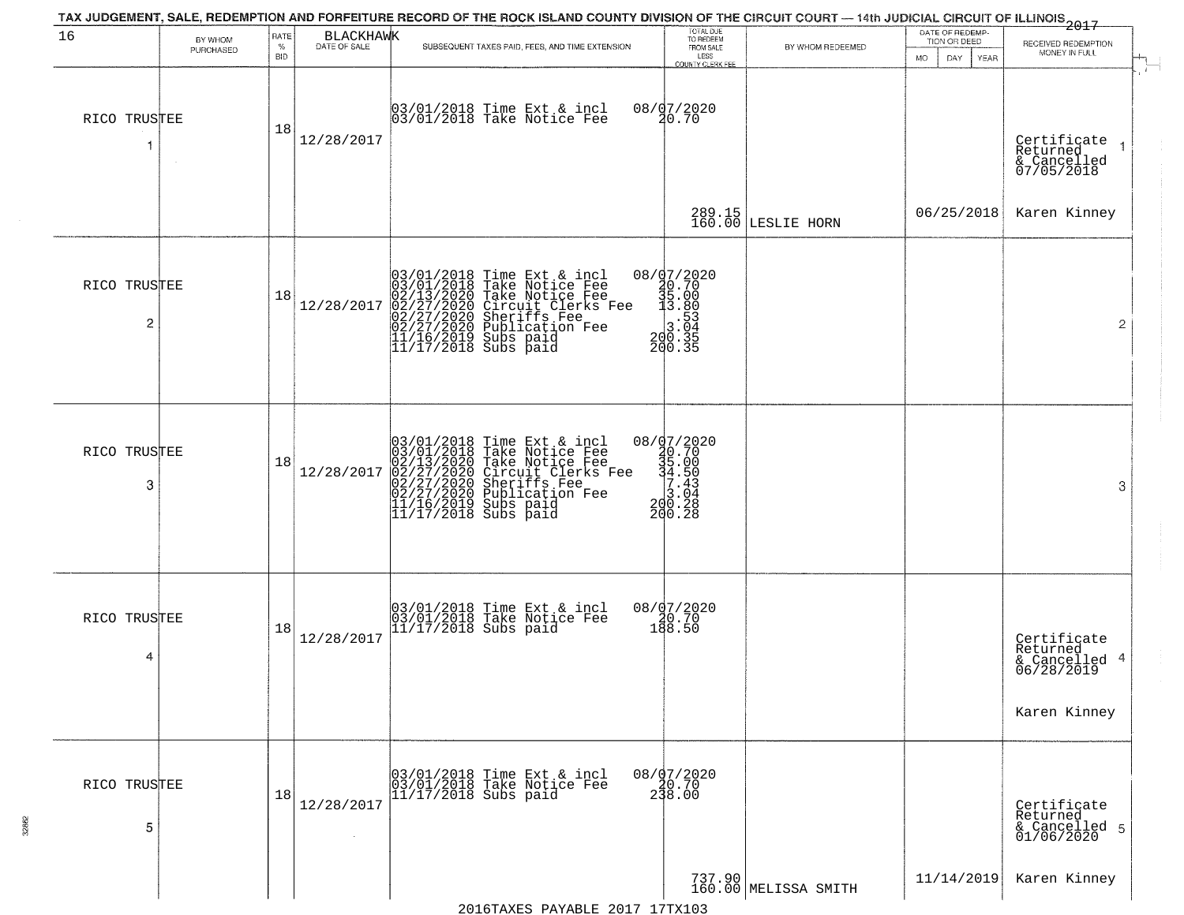TAX JUDGEMENT, SALE, REDEMPTION AND FORFEITURE RECORD OF THE ROCK ISLAND COUNTY DIVISION OF THE CIRCUIT COURT — 14th JUDICIAL CIRCUIT OF ILLINOIS 2017

| 16 | BY WHOM PURCHASED | RATE % BID | BLACKHAWK DATE OF SALE | SUBSEQUENT TAXES PAID, FEES, AND TIME EXTENSION | TOTAL DUE TO REDEEM FROM SALE LESS COUNTY CLERK FEE | BY WHOM REDEEMED | DATE OF REDEMPTION OR DEED MO DAY YEAR | RECEIVED REDEMPTION MONEY IN FULL |
|---|---|---|---|---|---|---|---|---|
| RICO TRUSTEE 1 | | 18 | 12/28/2017 | 03/01/2018 Time Ext & incl<br>03/01/2018 Take Notice Fee | 08/07/2020<br>20.70<br>289.15<br>160.00 | LESLIE HORN | 06/25/2018 | Certificate Returned & Cancelled 07/05/2018<br>Karen Kinney |
| RICO TRUSTEE 2 | | 18 | 12/28/2017 | 03/01/2018 Time Ext & incl<br>03/01/2018 Take Notice Fee<br>02/13/2020 Take Notice Fee<br>02/27/2020 Circuit Clerks Fee<br>02/27/2020 Sheriffs Fee<br>02/27/2020 Publication Fee<br>11/16/2019 Subs paid<br>11/17/2018 Subs paid | 08/07/2020<br>20.70<br>35.00<br>13.80<br>.53<br>3.04<br>200.35<br>200.35 | | | |
| RICO TRUSTEE 3 | | 18 | 12/28/2017 | 03/01/2018 Time Ext & incl<br>03/01/2018 Take Notice Fee<br>02/13/2020 Take Notice Fee<br>02/27/2020 Circuit Clerks Fee<br>02/27/2020 Sheriffs Fee<br>02/27/2020 Publication Fee<br>11/16/2019 Subs paid<br>11/17/2018 Subs paid | 08/07/2020<br>20.70<br>35.00<br>34.50<br>7.43<br>3.04<br>200.28<br>200.28 | | | |
| RICO TRUSTEE 4 | | 18 | 12/28/2017 | 03/01/2018 Time Ext & incl<br>03/01/2018 Take Notice Fee<br>11/17/2018 Subs paid | 08/07/2020<br>20.70<br>188.50 | | | Certificate Returned & Cancelled 06/28/2019<br>Karen Kinney |
| RICO TRUSTEE 5 | | 18 | 12/28/2017 | 03/01/2018 Time Ext & incl<br>03/01/2018 Take Notice Fee<br>11/17/2018 Subs paid | 08/07/2020<br>20.70<br>238.00<br>737.90<br>160.00 | MELISSA SMITH | 11/14/2019 | Certificate Returned & Cancelled 01/06/2020<br>Karen Kinney |

2016TAXES PAYABLE 2017 17TX103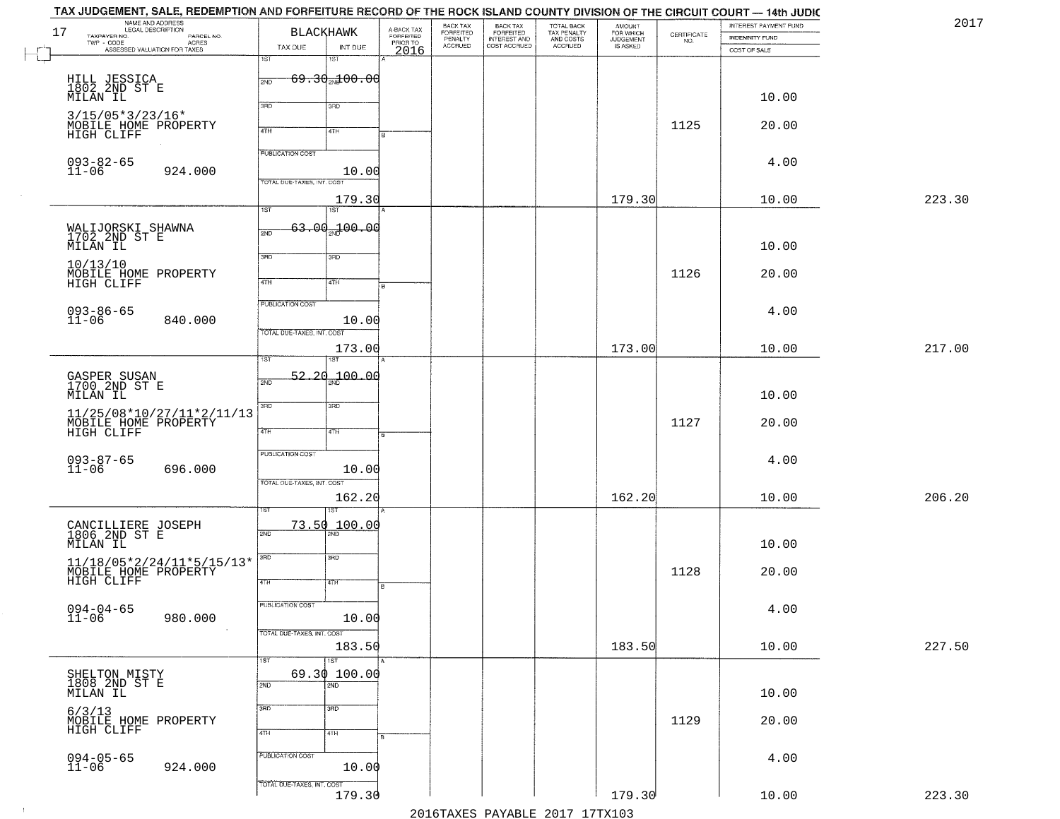# TAX JUDGEMENT, SALE, REDEMPTION AND FORFEITURE RECORD OF THE ROCK ISLAND COUNTY DIVISION OF THE CIRCUIT COURT — 14th JUDIC

2017

17 BLACKHAWK

| NAME AND ADDRESS / LEGAL DESCRIPTION / TAXPAYER NO. / PARCEL NO. / TWP - CODE / ACRES / ASSESSED VALUATION FOR TAXES | TAX DUE | INT DUE | A-BACK TAX FORFEITED PRIOR TO 2016 | BACK TAX FORFEITED PENALTY ACCRUED | BACK TAX FORFEITED INTEREST AND COST ACCRUED | TOTAL BACK TAX PENALTY AND COSTS ACCRUED | AMOUNT FOR WHICH JUDGEMENT IS ASKED | CERTIFICATE NO. | INTEREST PAYMENT FUND / INDEMNITY FUND / COST OF SALE | |
|---|---|---|---|---|---|---|---|---|---|---|
| HILL JESSICA 1802 2ND ST E MILAN IL 3/15/05*3/23/16* MOBILE HOME PROPERTY HIGH CLIFF 093-82-65 11-06 924.000 | 1ST 69.30 2ND 3RD 4TH PUBLICATION COST 10.00 TOTAL DUE-TAXES, INT. COST 179.30 | 1ST 100.00 | | | | | 179.30 | 1125 | 10.00 20.00 4.00 10.00 | 223.30 |
| WALIJORSKI SHAWNA 1702 2ND ST E MILAN IL 10/13/10 MOBILE HOME PROPERTY HIGH CLIFF 093-86-65 11-06 840.000 | 1ST 63.00 2ND 3RD 4TH PUBLICATION COST 10.00 TOTAL DUE-TAXES, INT. COST 173.00 | 1ST 100.00 | | | | | 173.00 | 1126 | 10.00 20.00 4.00 10.00 | 217.00 |
| GASPER SUSAN 1700 2ND ST E MILAN IL 11/25/08*10/27/11*2/11/13 MOBILE HOME PROPERTY HIGH CLIFF 093-87-65 11-06 696.000 | 1ST 52.20 2ND 3RD 4TH PUBLICATION COST 10.00 TOTAL DUE-TAXES, INT. COST 162.20 | 1ST 100.00 | | | | | 162.20 | 1127 | 10.00 20.00 4.00 10.00 | 206.20 |
| CANCILLIERE JOSEPH 1806 2ND ST E MILAN IL 11/18/05*2/24/11*5/15/13* MOBILE HOME PROPERTY HIGH CLIFF 094-04-65 11-06 980.000 | 1ST 73.50 2ND 3RD 4TH PUBLICATION COST 10.00 TOTAL DUE-TAXES, INT. COST 183.50 | 1ST 100.00 | | | | | 183.50 | 1128 | 10.00 20.00 4.00 10.00 | 227.50 |
| SHELTON MISTY 1808 2ND ST E MILAN IL 6/3/13 MOBILE HOME PROPERTY HIGH CLIFF 094-05-65 11-06 924.000 | 1ST 69.30 2ND 3RD 4TH PUBLICATION COST 10.00 TOTAL DUE-TAXES, INT. COST 179.30 | 1ST 100.00 | | | | | 179.30 | 1129 | 10.00 20.00 4.00 10.00 | 223.30 |

2016TAXES PAYABLE 2017 17TX103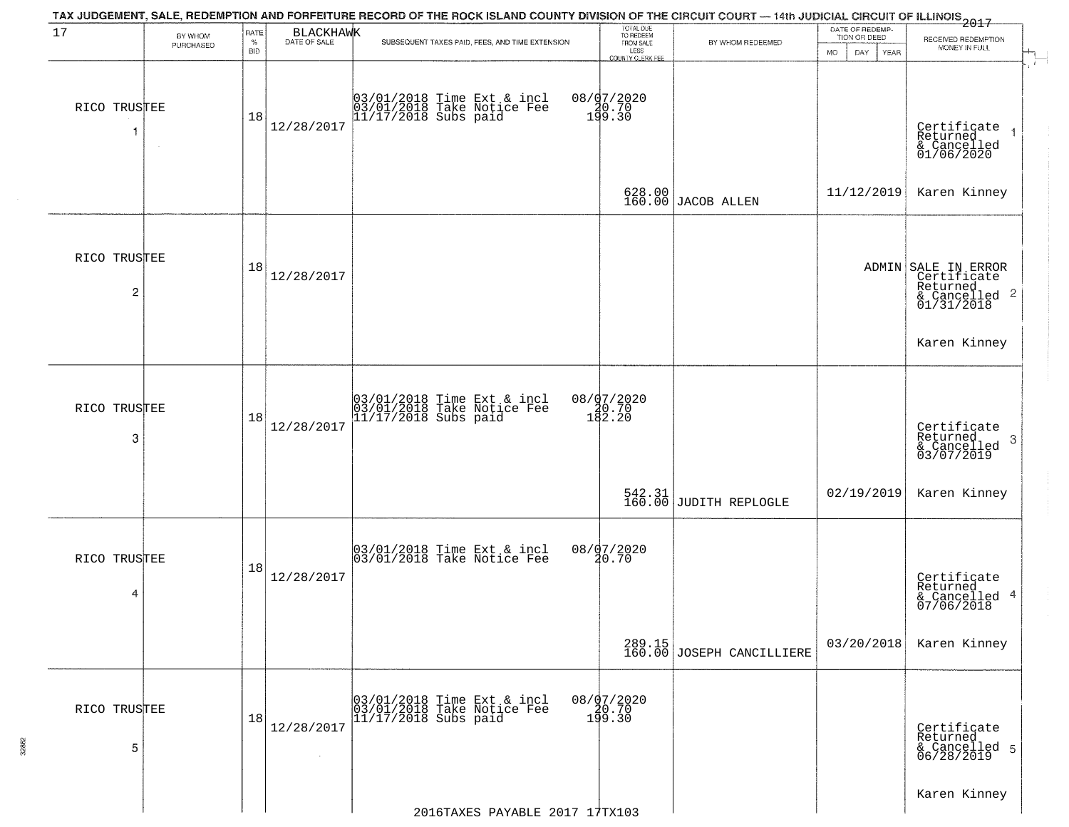TAX JUDGEMENT, SALE, REDEMPTION AND FORFEITURE RECORD OF THE ROCK ISLAND COUNTY DIVISION OF THE CIRCUIT COURT — 14th JUDICIAL CIRCUIT OF ILLINOIS 2017

| 17 | BY WHOM PURCHASED | RATE % BID | BLACKHAWK DATE OF SALE | SUBSEQUENT TAXES PAID, FEES, AND TIME EXTENSION | TOTAL DUE TO REDEEM FROM SALE LESS COUNTY CLERK FEE | BY WHOM REDEEMED | DATE OF REDEMPTION OR DEED MO DAY YEAR | RECEIVED REDEMPTION MONEY IN FULL |
|---|---|---|---|---|---|---|---|---|
| 1 | RICO TRUSTEE | 18 | 12/28/2017 | 03/01/2018 Time Ext & incl 08/07/2020<br>03/01/2018 Take Notice Fee 20.70<br>11/17/2018 Subs paid 199.30 | 628.00<br>160.00 | JACOB ALLEN | 11/12/2019 | Certificate Returned & Cancelled 01/06/2020 1<br>Karen Kinney |
| 2 | RICO TRUSTEE | 18 | 12/28/2017 | | | | ADMIN | SALE IN ERROR Certificate Returned & Cancelled 01/31/2018 2<br>Karen Kinney |
| 3 | RICO TRUSTEE | 18 | 12/28/2017 | 03/01/2018 Time Ext & incl 08/07/2020<br>03/01/2018 Take Notice Fee 20.70<br>11/17/2018 Subs paid 182.20 | 542.31<br>160.00 | JUDITH REPLOGLE | 02/19/2019 | Certificate Returned & Cancelled 03/07/2019 3<br>Karen Kinney |
| 4 | RICO TRUSTEE | 18 | 12/28/2017 | 03/01/2018 Time Ext & incl 08/07/2020<br>03/01/2018 Take Notice Fee 20.70 | 289.15<br>160.00 | JOSEPH CANCILLIERE | 03/20/2018 | Certificate Returned & Cancelled 07/06/2018 4<br>Karen Kinney |
| 5 | RICO TRUSTEE | 18 | 12/28/2017 | 03/01/2018 Time Ext & incl 08/07/2020<br>03/01/2018 Take Notice Fee 20.70<br>11/17/2018 Subs paid 199.30 | | | | Certificate Returned & Cancelled 06/28/2019 5<br>Karen Kinney |

2016TAXES PAYABLE 2017 17TX103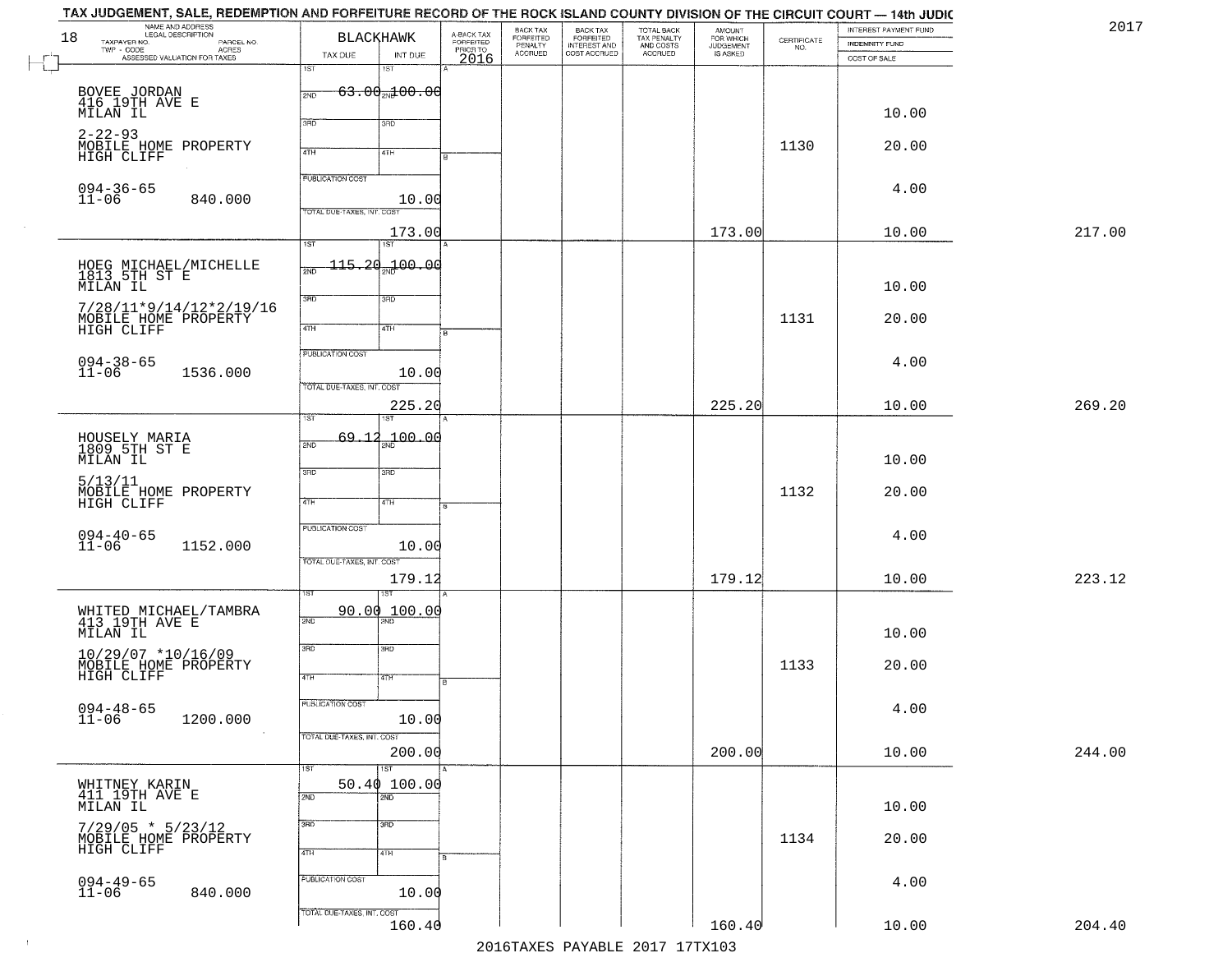# TAX JUDGEMENT, SALE, REDEMPTION AND FORFEITURE RECORD OF THE ROCK ISLAND COUNTY DIVISION OF THE CIRCUIT COURT — 14th JUDIC

2017

18

| NAME AND ADDRESS / LEGAL DESCRIPTION / TAXPAYER NO. / PARCEL NO. / TWP - CODE / ACRES / ASSESSED VALUATION FOR TAXES | BLACKHAWK TAX DUE | INT DUE | A-BACK TAX FORFEITED PRIOR TO 2016 | BACK TAX FORFEITED PENALTY ACCRUED | BACK TAX FORFEITED INTEREST AND COST ACCRUED | TOTAL BACK TAX PENALTY AND COSTS ACCRUED | AMOUNT FOR WHICH JUDGEMENT IS ASKED | CERTIFICATE NO. | INTEREST PAYMENT FUND / INDEMNITY FUND / COST OF SALE | |
|---|---|---|---|---|---|---|---|---|---|---|
| BOVEE JORDAN 416 19TH AVE E MILAN IL 2-22-93 MOBILE HOME PROPERTY HIGH CLIFF 094-36-65 11-06 840.000 | 1ST 2ND 63.00 3RD 4TH PUBLICATION COST TOTAL DUE-TAXES, INT. COST 173.00 | 1ST 2ND 100.00 3RD 4TH 10.00 | | | | | 173.00 | 1130 | 10.00 20.00 4.00 10.00 | 217.00 |
| HOEG MICHAEL/MICHELLE 1813 5TH ST E MILAN IL 7/28/11*9/14/12*2/19/16 MOBILE HOME PROPERTY HIGH CLIFF 094-38-65 11-06 1536.000 | 1ST 2ND 115.20 3RD 4TH PUBLICATION COST TOTAL DUE-TAXES, INT. COST 225.20 | 1ST 2ND 100.00 3RD 4TH 10.00 | | | | | 225.20 | 1131 | 10.00 20.00 4.00 10.00 | 269.20 |
| HOUSELY MARIA 1809 5TH ST E MILAN IL 5/13/11 MOBILE HOME PROPERTY HIGH CLIFF 094-40-65 11-06 1152.000 | 1ST 2ND 69.12 3RD 4TH PUBLICATION COST TOTAL DUE-TAXES, INT. COST 179.12 | 1ST 2ND 100.00 3RD 4TH 10.00 | | | | | 179.12 | 1132 | 10.00 20.00 4.00 10.00 | 223.12 |
| WHITED MICHAEL/TAMBRA 413 19TH AVE E MILAN IL 10/29/07 *10/16/09 MOBILE HOME PROPERTY HIGH CLIFF 094-48-65 11-06 1200.000 | 1ST 90.00 2ND 3RD 4TH PUBLICATION COST TOTAL DUE-TAXES, INT. COST 200.00 | 1ST 100.00 2ND 3RD 4TH 10.00 | | | | | 200.00 | 1133 | 10.00 20.00 4.00 10.00 | 244.00 |
| WHITNEY KARIN 411 19TH AVE E MILAN IL 7/29/05 * 5/23/12 MOBILE HOME PROPERTY HIGH CLIFF 094-49-65 11-06 840.000 | 1ST 50.40 2ND 3RD 4TH PUBLICATION COST TOTAL DUE-TAXES, INT. COST 160.40 | 1ST 100.00 2ND 3RD 4TH 10.00 | | | | | 160.40 | 1134 | 10.00 20.00 4.00 10.00 | 204.40 |

2016TAXES PAYABLE 2017 17TX103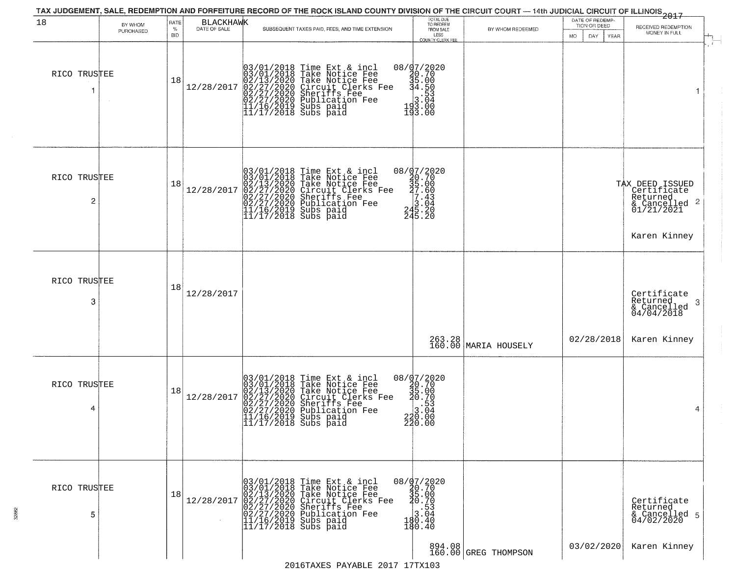TAX JUDGEMENT, SALE, REDEMPTION AND FORFEITURE RECORD OF THE ROCK ISLAND COUNTY DIVISION OF THE CIRCUIT COURT — 14th JUDICIAL CIRCUIT OF ILLINOIS 2017

| 18 | BY WHOM PURCHASED | RATE % BID | BLACKHAWK DATE OF SALE | SUBSEQUENT TAXES PAID, FEES, AND TIME EXTENSION | TOTAL DUE TO REDEEM FROM SALE LESS COUNTY CLERK FEE | BY WHOM REDEEMED | DATE OF REDEMPTION OR DEED MO DAY YEAR | RECEIVED REDEMPTION MONEY IN FULL |
|---|---|---|---|---|---|---|---|---|
| RICO TRUSTEE 1 | | 18 | 12/28/2017 | 03/01/2018 Time Ext & incl<br>03/01/2018 Take Notice Fee<br>02/13/2020 Take Notice Fee<br>02/27/2020 Circuit Clerks Fee<br>02/27/2020 Sheriffs Fee<br>02/27/2020 Publication Fee<br>11/16/2019 Subs paid<br>11/17/2018 Subs paid | 08/07/2020<br>20.70<br>35.00<br>34.50<br>.53<br>3.04<br>193.00<br>193.00 | | | 1 |
| RICO TRUSTEE 2 | | 18 | 12/28/2017 | 03/01/2018 Time Ext & incl<br>03/01/2018 Take Notice Fee<br>02/13/2020 Take Notice Fee<br>02/27/2020 Circuit Clerks Fee<br>02/27/2020 Sheriffs Fee<br>02/27/2020 Publication Fee<br>11/16/2019 Subs paid<br>11/17/2018 Subs paid | 08/07/2020<br>20.70<br>35.00<br>27.60<br>7.43<br>3.04<br>245.20<br>245.20 | | | TAX DEED ISSUED Certificate Returned & Cancelled 01/21/2021 2<br>Karen Kinney |
| RICO TRUSTEE 3 | | 18 | 12/28/2017 | | 263.28<br>160.00 | MARIA HOUSELY | 02/28/2018 | Certificate Returned & Cancelled 04/04/2018 3<br>Karen Kinney |
| RICO TRUSTEE 4 | | 18 | 12/28/2017 | 03/01/2018 Time Ext & incl<br>03/01/2018 Take Notice Fee<br>02/13/2020 Take Notice Fee<br>02/27/2020 Circuit Clerks Fee<br>02/27/2020 Sheriffs Fee<br>02/27/2020 Publication Fee<br>11/16/2019 Subs paid<br>11/17/2018 Subs paid | 08/07/2020<br>20.70<br>35.00<br>20.70<br>.53<br>3.04<br>220.00<br>220.00 | | | 4 |
| RICO TRUSTEE 5 | | 18 | 12/28/2017 | 03/01/2018 Time Ext & incl<br>03/01/2018 Take Notice Fee<br>02/13/2020 Take Notice Fee<br>02/27/2020 Circuit Clerks Fee<br>02/27/2020 Sheriffs Fee<br>02/27/2020 Publication Fee<br>11/16/2019 Subs paid<br>11/17/2018 Subs paid | 08/07/2020<br>20.70<br>35.00<br>20.70<br>.53<br>3.04<br>180.40<br>180.40<br>894.08<br>160.00 | GREG THOMPSON | 03/02/2020 | Certificate Returned & Cancelled 04/02/2020 5<br>Karen Kinney |

2016TAXES PAYABLE 2017 17TX103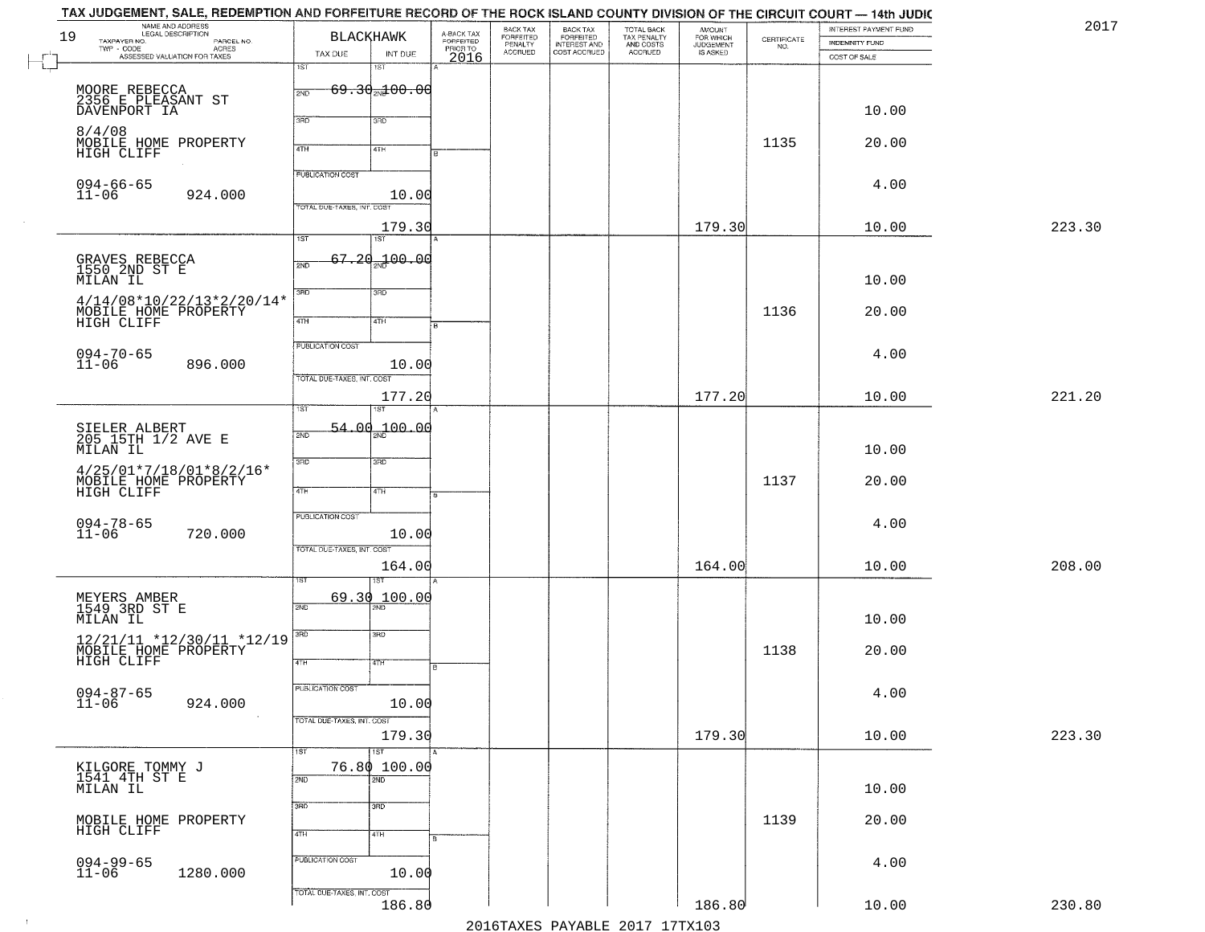TAX JUDGEMENT, SALE, REDEMPTION AND FORFEITURE RECORD OF THE ROCK ISLAND COUNTY DIVISION OF THE CIRCUIT COURT — 14th JUDIC

2017

| NAME AND ADDRESS / LEGAL DESCRIPTION / TAXPAYER NO. / PARCEL NO. / TWP - CODE / ACRES / ASSESSED VALUATION FOR TAXES | BLACKHAWK TAX DUE | INT DUE | A-BACK TAX FORFEITED PRIOR TO 2016 | BACK TAX FORFEITED PENALTY ACCRUED | BACK TAX FORFEITED INTEREST AND COST ACCRUED | TOTAL BACK TAX PENALTY AND COSTS ACCRUED | AMOUNT FOR WHICH JUDGEMENT IS ASKED | CERTIFICATE NO. | INTEREST PAYMENT FUND / INDEMNITY FUND / COST OF SALE | |
|---|---|---|---|---|---|---|---|---|---|---|
| MOORE REBECCA<br>2356 E PLEASANT ST<br>DAVENPORT IA<br>8/4/08<br>MOBILE HOME PROPERTY<br>HIGH CLIFF<br>094-66-65<br>11-06 924.000 | 1ST 69.30<br>PUBLICATION COST 10.00<br>TOTAL DUE-TAXES, INT. COST 179.30 | 100.00 | | | | | 179.30 | 1135 | 10.00<br>20.00<br>4.00<br>10.00 | 223.30 |
| GRAVES REBECCA<br>1550 2ND ST E<br>MILAN IL<br>4/14/08*10/22/13*2/20/14*<br>MOBILE HOME PROPERTY<br>HIGH CLIFF<br>094-70-65<br>11-06 896.000 | 1ST 67.20<br>PUBLICATION COST 10.00<br>TOTAL DUE-TAXES, INT. COST 177.20 | 100.00 | | | | | 177.20 | 1136 | 10.00<br>20.00<br>4.00<br>10.00 | 221.20 |
| SIELER ALBERT<br>205 15TH 1/2 AVE E<br>MILAN IL<br>4/25/01*7/18/01*8/2/16*<br>MOBILE HOME PROPERTY<br>HIGH CLIFF<br>094-78-65<br>11-06 720.000 | 1ST 54.00<br>PUBLICATION COST 10.00<br>TOTAL DUE-TAXES, INT. COST 164.00 | 100.00 | | | | | 164.00 | 1137 | 10.00<br>20.00<br>4.00<br>10.00 | 208.00 |
| MEYERS AMBER<br>1549 3RD ST E<br>MILAN IL<br>12/21/11 *12/30/11 *12/19<br>MOBILE HOME PROPERTY<br>HIGH CLIFF<br>094-87-65<br>11-06 924.000 | 1ST 69.30<br>PUBLICATION COST 10.00<br>TOTAL DUE-TAXES, INT. COST 179.30 | 100.00 | | | | | 179.30 | 1138 | 10.00<br>20.00<br>4.00<br>10.00 | 223.30 |
| KILGORE TOMMY J<br>1541 4TH ST E<br>MILAN IL<br>MOBILE HOME PROPERTY<br>HIGH CLIFF<br>094-99-65<br>11-06 1280.000 | 1ST 76.80<br>PUBLICATION COST 10.00<br>TOTAL DUE-TAXES, INT. COST 186.80 | 100.00 | | | | | 186.80 | 1139 | 10.00<br>20.00<br>4.00<br>10.00 | 230.80 |

2016TAXES PAYABLE 2017 17TX103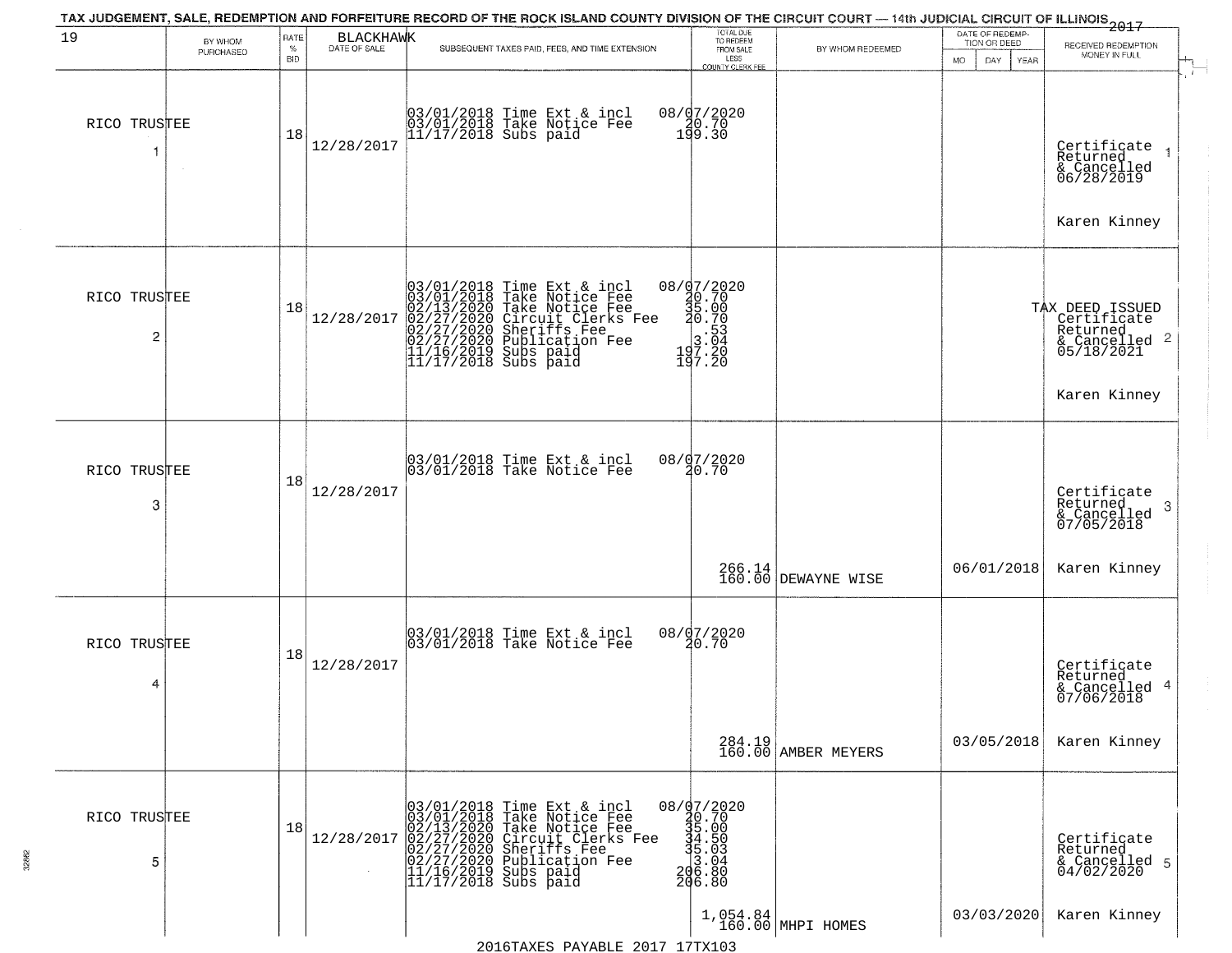# TAX JUDGEMENT, SALE, REDEMPTION AND FORFEITURE RECORD OF THE ROCK ISLAND COUNTY DIVISION OF THE CIRCUIT COURT — 14th JUDICIAL CIRCUIT OF ILLINOIS 2017

| 19 | BY WHOM PURCHASED | RATE % BID | BLACKHAWK DATE OF SALE | SUBSEQUENT TAXES PAID, FEES, AND TIME EXTENSION | TOTAL DUE TO REDEEM FROM SALE LESS COUNTY CLERK FEE | BY WHOM REDEEMED | DATE OF REDEMPTION OR DEED MO DAY YEAR | RECEIVED REDEMPTION MONEY IN FULL |
|---|---|---|---|---|---|---|---|---|
| 1 | RICO TRUSTEE | 18 | 12/28/2017 | 03/01/2018 Time Ext & incl<br>03/01/2018 Take Notice Fee<br>11/17/2018 Subs paid | 08/07/2020<br>20.70<br>199.30 | | | Certificate Returned & Cancelled 06/28/2019<br>Karen Kinney |
| 2 | RICO TRUSTEE | 18 | 12/28/2017 | 03/01/2018 Time Ext & incl<br>03/01/2018 Take Notice Fee<br>02/13/2020 Take Notice Fee<br>02/27/2020 Circuit Clerks Fee<br>02/27/2020 Sheriffs Fee<br>02/27/2020 Publication Fee<br>11/16/2019 Subs paid<br>11/17/2018 Subs paid | 08/07/2020<br>20.70<br>35.00<br>20.70<br>.53<br>3.04<br>197.20<br>197.20 | | | TAX DEED ISSUED<br>Certificate Returned & Cancelled 05/18/2021<br>Karen Kinney |
| 3 | RICO TRUSTEE | 18 | 12/28/2017 | 03/01/2018 Time Ext & incl<br>03/01/2018 Take Notice Fee | 08/07/2020<br>20.70<br>266.14<br>160.00 | DEWAYNE WISE | 06/01/2018 | Certificate Returned & Cancelled 07/05/2018<br>Karen Kinney |
| 4 | RICO TRUSTEE | 18 | 12/28/2017 | 03/01/2018 Time Ext & incl<br>03/01/2018 Take Notice Fee | 08/07/2020<br>20.70<br>284.19<br>160.00 | AMBER MEYERS | 03/05/2018 | Certificate Returned & Cancelled 07/06/2018<br>Karen Kinney |
| 5 | RICO TRUSTEE | 18 | 12/28/2017 | 03/01/2018 Time Ext & incl<br>03/01/2018 Take Notice Fee<br>02/13/2020 Take Notice Fee<br>02/27/2020 Circuit Clerks Fee<br>02/27/2020 Sheriffs Fee<br>02/27/2020 Publication Fee<br>11/16/2019 Subs paid<br>11/17/2018 Subs paid | 08/07/2020<br>20.70<br>35.00<br>34.50<br>35.03<br>3.04<br>206.80<br>206.80<br>1,054.84<br>160.00 | MHPI HOMES | 03/03/2020 | Certificate Returned & Cancelled 04/02/2020<br>Karen Kinney |

2016TAXES PAYABLE 2017 17TX103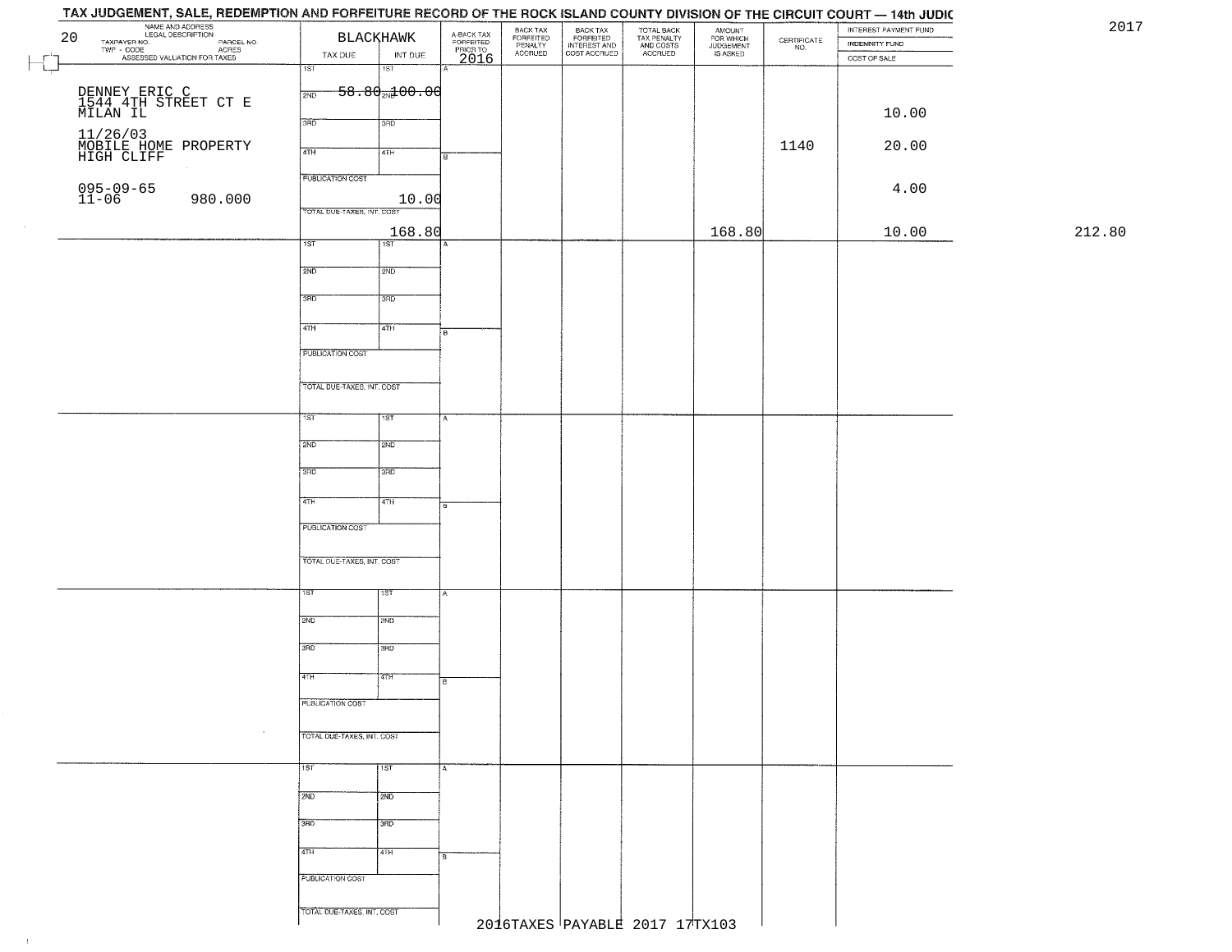# TAX JUDGEMENT, SALE, REDEMPTION AND FORFEITURE RECORD OF THE ROCK ISLAND COUNTY DIVISION OF THE CIRCUIT COURT — 14th JUDIC

2017

| NAME AND ADDRESS / LEGAL DESCRIPTION / TAXPAYER NO. / PARCEL NO. / TWP - CODE / ACRES / ASSESSED VALUATION FOR TAXES | BLACKHAWK TAX DUE | INT DUE | A-BACK TAX FORFEITED PRIOR TO 2016 | BACK TAX FORFEITED PENALTY ACCRUED | BACK TAX FORFEITED INTEREST AND COST ACCRUED | TOTAL BACK TAX PENALTY AND COSTS ACCRUED | AMOUNT FOR WHICH JUDGEMENT IS ASKED | CERTIFICATE NO. | INTEREST PAYMENT FUND / INDEMNITY FUND / COST OF SALE | |
|---|---|---|---|---|---|---|---|---|---|---|
| 20 | 1ST | 1ST | A | | | | | | | |
| DENNEY ERIC C<br>1544 4TH STREET CT E<br>MILAN IL | 2ND 58.80 | 2ND 100.00 | | | | | | | 10.00 | |
| 11/26/03<br>MOBILE HOME PROPERTY<br>HIGH CLIFF | 3RD | 3RD | | | | | | | | |
| | 4TH | 4TH | B | | | | | 1140 | 20.00 | |
| 095-09-65<br>11-06 980.000 | PUBLICATION COST 10.00 | | | | | | | | 4.00 | |
| | TOTAL DUE-TAXES, INT. COST 168.80 | | | | | | 168.80 | | 10.00 | 212.80 |
| | 1ST | 1ST | A | | | | | | | |
| | 2ND | 2ND | | | | | | | | |
| | 3RD | 3RD | | | | | | | | |
| | 4TH | 4TH | B | | | | | | | |
| | PUBLICATION COST | | | | | | | | | |
| | TOTAL DUE-TAXES, INT. COST | | | | | | | | | |
| | 1ST | 1ST | A | | | | | | | |
| | 2ND | 2ND | | | | | | | | |
| | 3RD | 3RD | | | | | | | | |
| | 4TH | 4TH | B | | | | | | | |
| | PUBLICATION COST | | | | | | | | | |
| | TOTAL DUE-TAXES, INT. COST | | | | | | | | | |
| | 1ST | 1ST | A | | | | | | | |
| | 2ND | 2ND | | | | | | | | |
| | 3RD | 3RD | | | | | | | | |
| | 4TH | 4TH | B | | | | | | | |
| | PUBLICATION COST | | | | | | | | | |
| | TOTAL DUE-TAXES, INT. COST | | | | | | | | | |
| | 1ST | 1ST | A | | | | | | | |
| | 2ND | 2ND | | | | | | | | |
| | 3RD | 3RD | | | | | | | | |
| | 4TH | 4TH | B | | | | | | | |
| | PUBLICATION COST | | | | | | | | | |
| | TOTAL DUE-TAXES, INT. COST | | | | | | | | | |

2016TAXES PAYABLE 2017 17TX103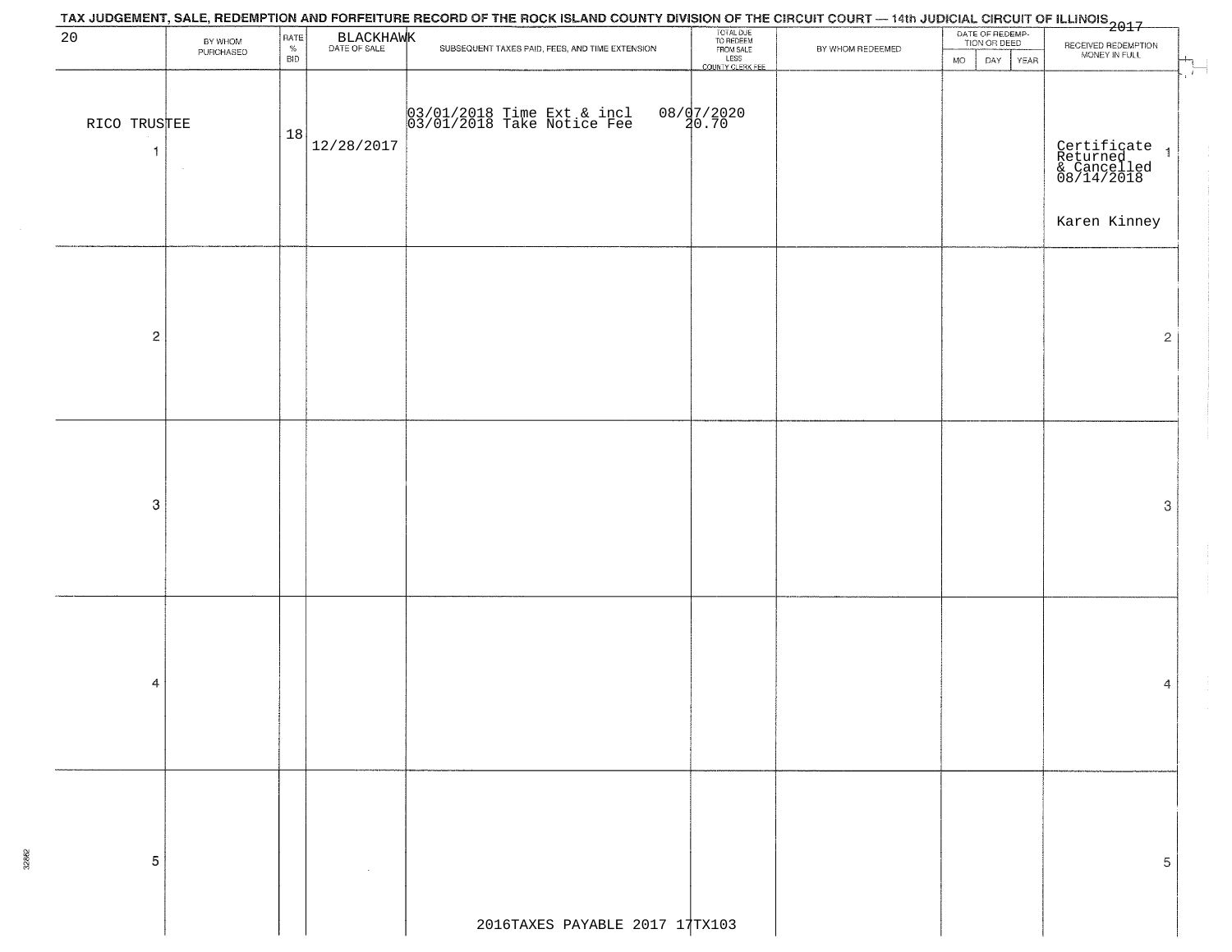# TAX JUDGEMENT, SALE, REDEMPTION AND FORFEITURE RECORD OF THE ROCK ISLAND COUNTY DIVISION OF THE CIRCUIT COURT — 14th JUDICIAL CIRCUIT OF ILLINOIS 2017

BLACKHAWK

| 20 | BY WHOM PURCHASED | RATE % BID | DATE OF SALE | SUBSEQUENT TAXES PAID, FEES, AND TIME EXTENSION | TOTAL DUE TO REDEEM FROM SALE LESS COUNTY CLERK FEE | BY WHOM REDEEMED | DATE OF REDEMPTION OR DEED MO DAY YEAR | RECEIVED REDEMPTION MONEY IN FULL | |
|---|---|---|---|---|---|---|---|---|---|
| 1 | RICO TRUSTEE | 18 | 12/28/2017 | 03/01/2018 Time Ext & incl<br>03/01/2018 Take Notice Fee | 08/07/2020<br>20.70 | | | Certificate Returned & Cancelled 08/14/2018<br><br>Karen Kinney | 1 |
| 2 | | | | | | | | | 2 |
| 3 | | | | | | | | | 3 |
| 4 | | | | | | | | | 4 |
| 5 | | | | | | | | | 5 |

2016TAXES PAYABLE 2017 17TX103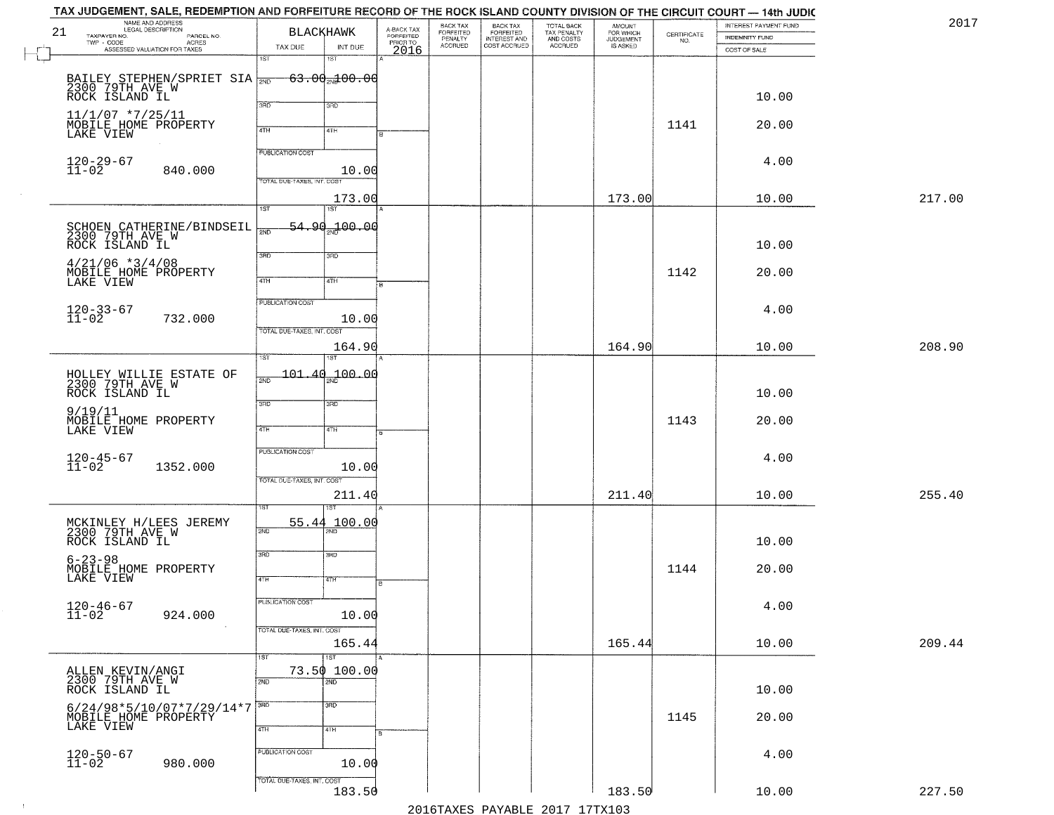# TAX JUDGEMENT, SALE, REDEMPTION AND FORFEITURE RECORD OF THE ROCK ISLAND COUNTY DIVISION OF THE CIRCUIT COURT — 14th JUDIC

2017

21 — BLACKHAWK

| NAME AND ADDRESS / LEGAL DESCRIPTION / TAXPAYER NO. / PARCEL NO. / TWP - CODE / ACRES / ASSESSED VALUATION FOR TAXES | TAX DUE | INT DUE | A-BACK TAX FORFEITED PRIOR TO 2016 | BACK TAX FORFEITED PENALTY ACCRUED | BACK TAX FORFEITED INTEREST AND COST ACCRUED | TOTAL BACK TAX PENALTY AND COSTS ACCRUED | AMOUNT FOR WHICH JUDGEMENT IS ASKED | CERTIFICATE NO. | INTEREST PAYMENT FUND / INDEMNITY FUND / COST OF SALE | |
|---|---|---|---|---|---|---|---|---|---|---|
| BAILEY STEPHEN/SPRIET SIA<br>2300 79TH AVE W<br>ROCK ISLAND IL<br>11/1/07 *7/25/11<br>MOBILE HOME PROPERTY<br>LAKE VIEW<br>120-29-67<br>11-02 840.000 | 1ST 63.00<br>PUBLICATION COST<br>TOTAL DUE-TAXES, INT. COST | 2ND 100.00<br>10.00<br>173.00 | | | | | 173.00 | 1141 | 10.00<br>20.00<br>4.00<br>10.00 | 217.00 |
| SCHOEN CATHERINE/BINDSEIL<br>2300 79TH AVE W<br>ROCK ISLAND IL<br>4/21/06 *3/4/08<br>MOBILE HOME PROPERTY<br>LAKE VIEW<br>120-33-67<br>11-02 732.000 | 1ST 54.90<br>PUBLICATION COST<br>TOTAL DUE-TAXES, INT. COST | 2ND 100.00<br>10.00<br>164.90 | | | | | 164.90 | 1142 | 10.00<br>20.00<br>4.00<br>10.00 | 208.90 |
| HOLLEY WILLIE ESTATE OF<br>2300 79TH AVE W<br>ROCK ISLAND IL<br>9/19/11<br>MOBILE HOME PROPERTY<br>LAKE VIEW<br>120-45-67<br>11-02 1352.000 | 1ST 101.40<br>PUBLICATION COST<br>TOTAL DUE-TAXES, INT. COST | 2ND 100.00<br>10.00<br>211.40 | | | | | 211.40 | 1143 | 10.00<br>20.00<br>4.00<br>10.00 | 255.40 |
| MCKINLEY H/LEES JEREMY<br>2300 79TH AVE W<br>ROCK ISLAND IL<br>6-23-98<br>MOBILE HOME PROPERTY<br>LAKE VIEW<br>120-46-67<br>11-02 924.000 | 1ST 55.44<br>PUBLICATION COST<br>TOTAL DUE-TAXES, INT. COST | 2ND 100.00<br>10.00<br>165.44 | | | | | 165.44 | 1144 | 10.00<br>20.00<br>4.00<br>10.00 | 209.44 |
| ALLEN KEVIN/ANGI<br>2300 79TH AVE W<br>ROCK ISLAND IL<br>6/24/98*5/10/07*7/29/14*7<br>MOBILE HOME PROPERTY<br>LAKE VIEW<br>120-50-67<br>11-02 980.000 | 1ST 73.50<br>PUBLICATION COST<br>TOTAL DUE-TAXES, INT. COST | 2ND 100.00<br>10.00<br>183.50 | | | | | 183.50 | 1145 | 10.00<br>20.00<br>4.00<br>10.00 | 227.50 |

2016TAXES PAYABLE 2017 17TX103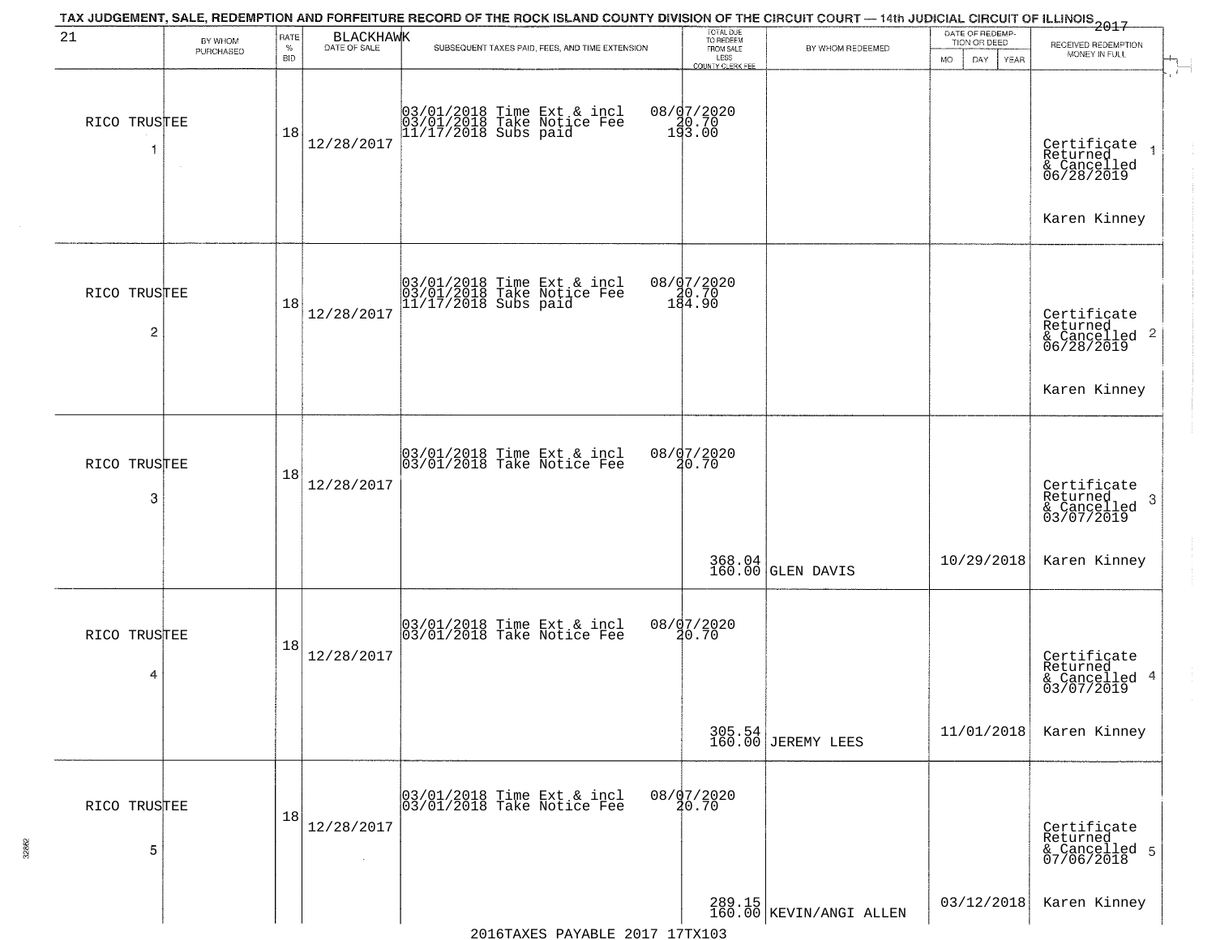TAX JUDGEMENT, SALE, REDEMPTION AND FORFEITURE RECORD OF THE ROCK ISLAND COUNTY DIVISION OF THE CIRCUIT COURT — 14th JUDICIAL CIRCUIT OF ILLINOIS 2017

| 21 | BY WHOM PURCHASED | RATE % BID | BLACKHAWK DATE OF SALE | SUBSEQUENT TAXES PAID, FEES, AND TIME EXTENSION | TOTAL DUE TO REDEEM FROM SALE LESS COUNTY CLERK FEE | BY WHOM REDEEMED | DATE OF REDEMPTION OR DEED MO DAY YEAR | RECEIVED REDEMPTION MONEY IN FULL |
|---|---|---|---|---|---|---|---|---|
| RICO TRUSTEE 1 | | 18 | 12/28/2017 | 03/01/2018 Time Ext & incl<br>03/01/2018 Take Notice Fee<br>11/17/2018 Subs paid | 08/07/2020<br>20.70<br>193.00 | | | Certificate Returned & Cancelled 06/28/2019<br>Karen Kinney |
| RICO TRUSTEE 2 | | 18 | 12/28/2017 | 03/01/2018 Time Ext & incl<br>03/01/2018 Take Notice Fee<br>11/17/2018 Subs paid | 08/07/2020<br>20.70<br>184.90 | | | Certificate Returned & Cancelled 06/28/2019<br>Karen Kinney |
| RICO TRUSTEE 3 | | 18 | 12/28/2017 | 03/01/2018 Time Ext & incl<br>03/01/2018 Take Notice Fee | 08/07/2020<br>20.70<br>368.04<br>160.00 | GLEN DAVIS | 10/29/2018 | Certificate Returned & Cancelled 03/07/2019<br>Karen Kinney |
| RICO TRUSTEE 4 | | 18 | 12/28/2017 | 03/01/2018 Time Ext & incl<br>03/01/2018 Take Notice Fee | 08/07/2020<br>20.70<br>305.54<br>160.00 | JEREMY LEES | 11/01/2018 | Certificate Returned & Cancelled 03/07/2019<br>Karen Kinney |
| RICO TRUSTEE 5 | | 18 | 12/28/2017 | 03/01/2018 Time Ext & incl<br>03/01/2018 Take Notice Fee | 08/07/2020<br>20.70<br>289.15<br>160.00 | KEVIN/ANGI ALLEN | 03/12/2018 | Certificate Returned & Cancelled 07/06/2018<br>Karen Kinney |

2016TAXES PAYABLE 2017 17TX103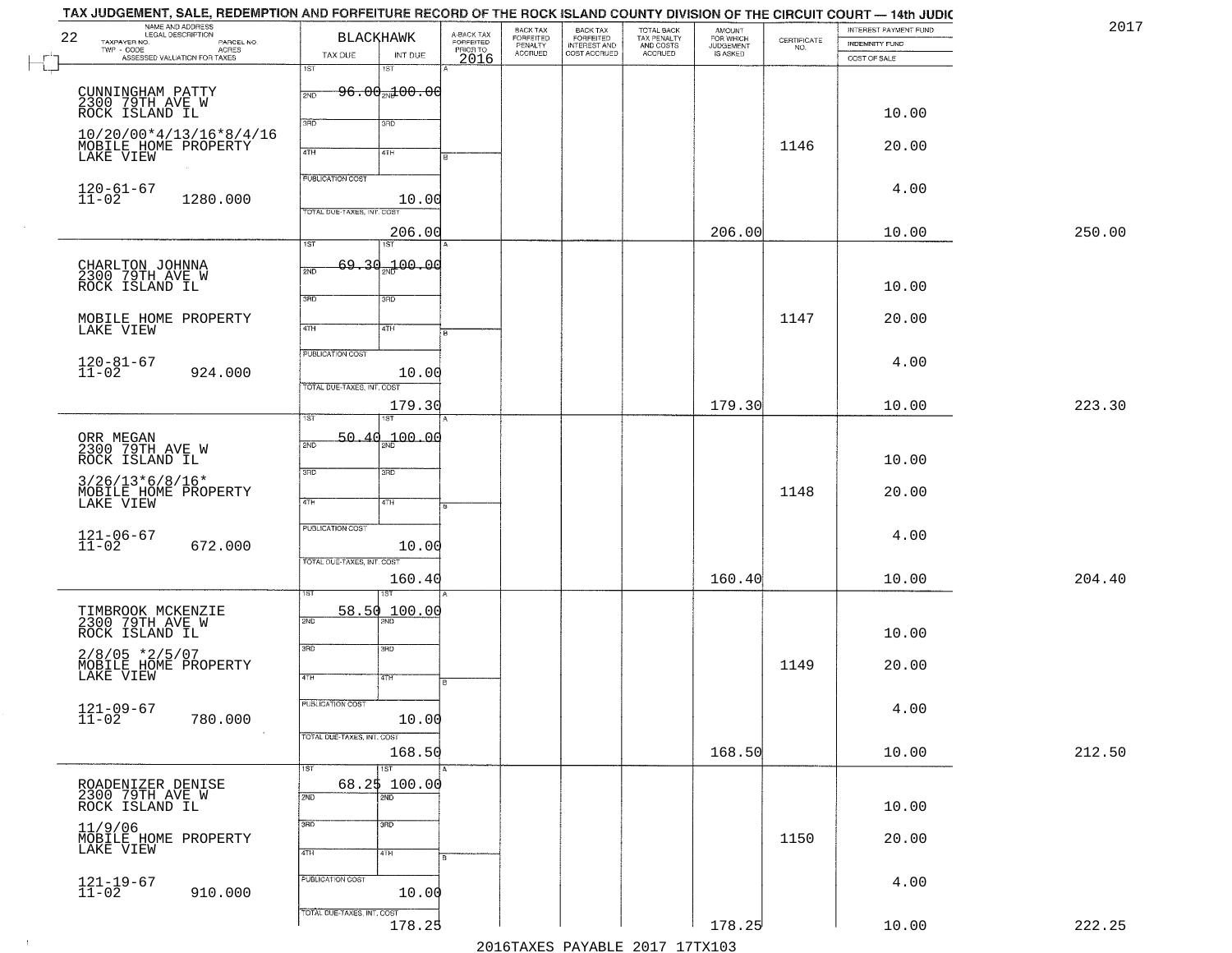# TAX JUDGEMENT, SALE, REDEMPTION AND FORFEITURE RECORD OF THE ROCK ISLAND COUNTY DIVISION OF THE CIRCUIT COURT — 14th JUDIC

2017

22

| NAME AND ADDRESS / LEGAL DESCRIPTION / TAXPAYER NO. / PARCEL NO. / TWP - CODE / ACRES / ASSESSED VALUATION FOR TAXES | BLACKHAWK TAX DUE | INT DUE | A-BACK TAX FORFEITED PRIOR TO 2016 | BACK TAX FORFEITED PENALTY ACCRUED | BACK TAX FORFEITED INTEREST AND COST ACCRUED | TOTAL BACK TAX PENALTY AND COSTS ACCRUED | AMOUNT FOR WHICH JUDGEMENT IS ASKED | CERTIFICATE NO. | INTEREST PAYMENT FUND / INDEMNITY FUND / COST OF SALE | |
|---|---|---|---|---|---|---|---|---|---|---|
| CUNNINGHAM PATTY 2300 79TH AVE W ROCK ISLAND IL 10/20/00*4/13/16*8/4/16 MOBILE HOME PROPERTY LAKE VIEW 120-61-67 11-02 1280.000 | 1ST 96.00 | 100.00 | | | | | | 1146 | 10.00 / 20.00 / 4.00 | |
| | PUBLICATION COST | 10.00 | | | | | | | | |
| | TOTAL DUE-TAXES, INT. COST | 206.00 | | | | | 206.00 | | 10.00 | 250.00 |
| CHARLTON JOHNNA 2300 79TH AVE W ROCK ISLAND IL MOBILE HOME PROPERTY LAKE VIEW 120-81-67 11-02 924.000 | 1ST 69.30 | 100.00 | | | | | | 1147 | 10.00 / 20.00 / 4.00 | |
| | PUBLICATION COST | 10.00 | | | | | | | | |
| | TOTAL DUE-TAXES, INT. COST | 179.30 | | | | | 179.30 | | 10.00 | 223.30 |
| ORR MEGAN 2300 79TH AVE W ROCK ISLAND IL 3/26/13*6/8/16* MOBILE HOME PROPERTY LAKE VIEW 121-06-67 11-02 672.000 | 1ST 50.40 | 100.00 | | | | | | 1148 | 10.00 / 20.00 / 4.00 | |
| | PUBLICATION COST | 10.00 | | | | | | | | |
| | TOTAL DUE-TAXES, INT. COST | 160.40 | | | | | 160.40 | | 10.00 | 204.40 |
| TIMBROOK MCKENZIE 2300 79TH AVE W ROCK ISLAND IL 2/8/05 *2/5/07 MOBILE HOME PROPERTY LAKE VIEW 121-09-67 11-02 780.000 | 1ST 58.50 | 100.00 | | | | | | 1149 | 10.00 / 20.00 / 4.00 | |
| | PUBLICATION COST | 10.00 | | | | | | | | |
| | TOTAL DUE-TAXES, INT. COST | 168.50 | | | | | 168.50 | | 10.00 | 212.50 |
| ROADENIZER DENISE 2300 79TH AVE W ROCK ISLAND IL 11/9/06 MOBILE HOME PROPERTY LAKE VIEW 121-19-67 11-02 910.000 | 1ST 68.25 | 100.00 | | | | | | 1150 | 10.00 / 20.00 / 4.00 | |
| | PUBLICATION COST | 10.00 | | | | | | | | |
| | TOTAL DUE-TAXES, INT. COST | 178.25 | | | | | 178.25 | | 10.00 | 222.25 |

2016TAXES PAYABLE 2017 17TX103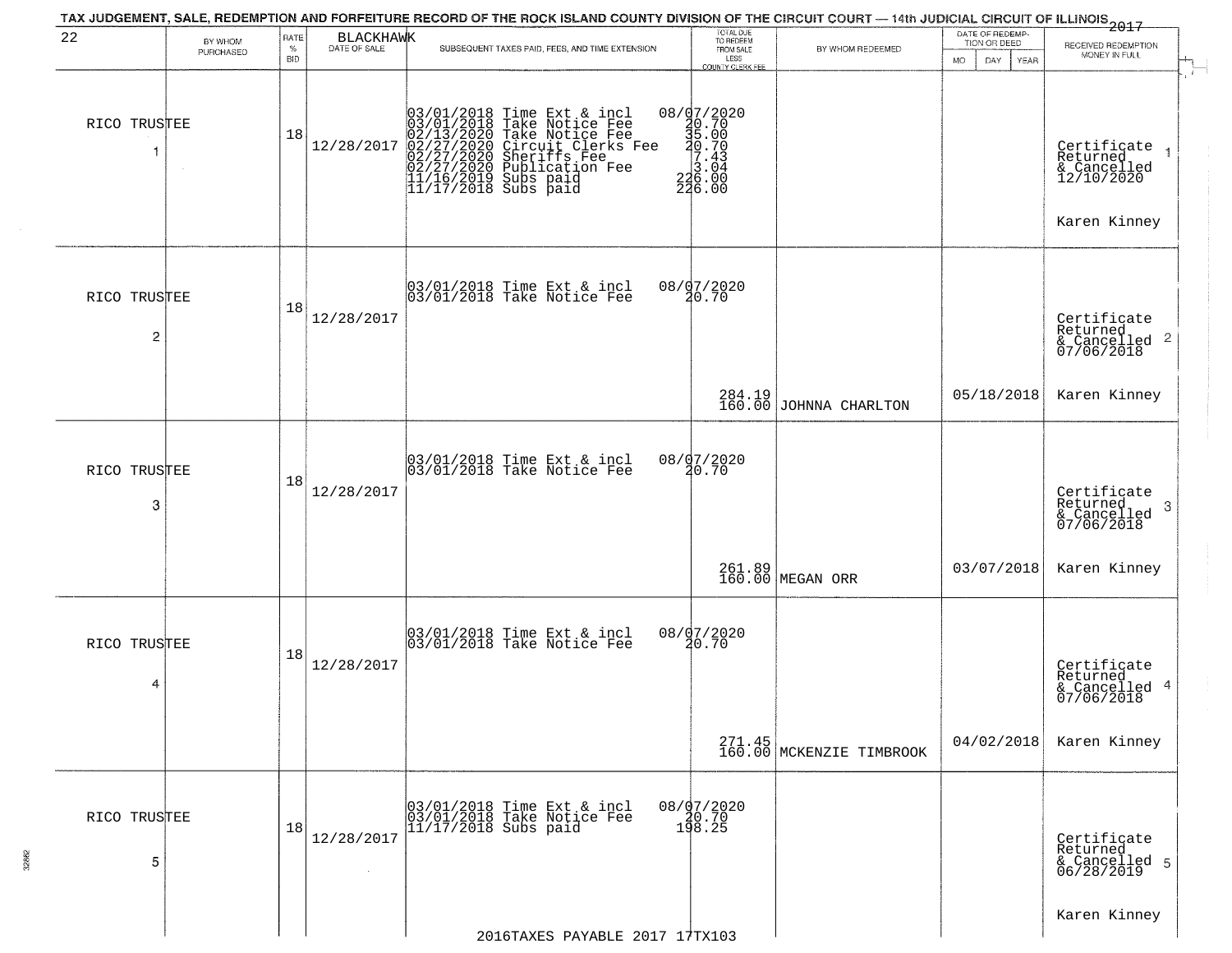TAX JUDGEMENT, SALE, REDEMPTION AND FORFEITURE RECORD OF THE ROCK ISLAND COUNTY DIVISION OF THE CIRCUIT COURT — 14th JUDICIAL CIRCUIT OF ILLINOIS 2017

| 22 | BY WHOM PURCHASED | RATE % BID | BLACKHAWK DATE OF SALE | SUBSEQUENT TAXES PAID, FEES, AND TIME EXTENSION | TOTAL DUE TO REDEEM FROM SALE LESS COUNTY CLERK FEE | BY WHOM REDEEMED | DATE OF REDEMPTION OR DEED MO DAY YEAR | RECEIVED REDEMPTION MONEY IN FULL |
|---|---|---|---|---|---|---|---|---|
| RICO TRUSTEE 1 | | 18 | 12/28/2017 | 03/01/2018 Time Ext & incl 08/07/2020<br>03/01/2018 Take Notice Fee 20.70<br>02/13/2020 Take Notice Fee 35.00<br>02/27/2020 Circuit Clerks Fee 20.70<br>02/27/2020 Sheriffs Fee 7.43<br>02/27/2020 Publication Fee 3.04<br>11/16/2019 Subs paid 226.00<br>11/17/2018 Subs paid 226.00 | | | | Certificate Returned & Cancelled 12/10/2020 1<br>Karen Kinney |
| RICO TRUSTEE 2 | | 18 | 12/28/2017 | 03/01/2018 Time Ext & incl 08/07/2020<br>03/01/2018 Take Notice Fee 20.70 | 284.19<br>160.00 | JOHNNA CHARLTON | 05/18/2018 | Certificate Returned & Cancelled 07/06/2018 2<br>Karen Kinney |
| RICO TRUSTEE 3 | | 18 | 12/28/2017 | 03/01/2018 Time Ext & incl 08/07/2020<br>03/01/2018 Take Notice Fee 20.70 | 261.89<br>160.00 | MEGAN ORR | 03/07/2018 | Certificate Returned & Cancelled 07/06/2018 3<br>Karen Kinney |
| RICO TRUSTEE 4 | | 18 | 12/28/2017 | 03/01/2018 Time Ext & incl 08/07/2020<br>03/01/2018 Take Notice Fee 20.70 | 271.45<br>160.00 | MCKENZIE TIMBROOK | 04/02/2018 | Certificate Returned & Cancelled 07/06/2018 4<br>Karen Kinney |
| RICO TRUSTEE 5 | | 18 | 12/28/2017 | 03/01/2018 Time Ext & incl 08/07/2020<br>03/01/2018 Take Notice Fee 20.70<br>11/17/2018 Subs paid 198.25 | | | | Certificate Returned & Cancelled 06/28/2019 5<br>Karen Kinney |

2016TAXES PAYABLE 2017 17TX103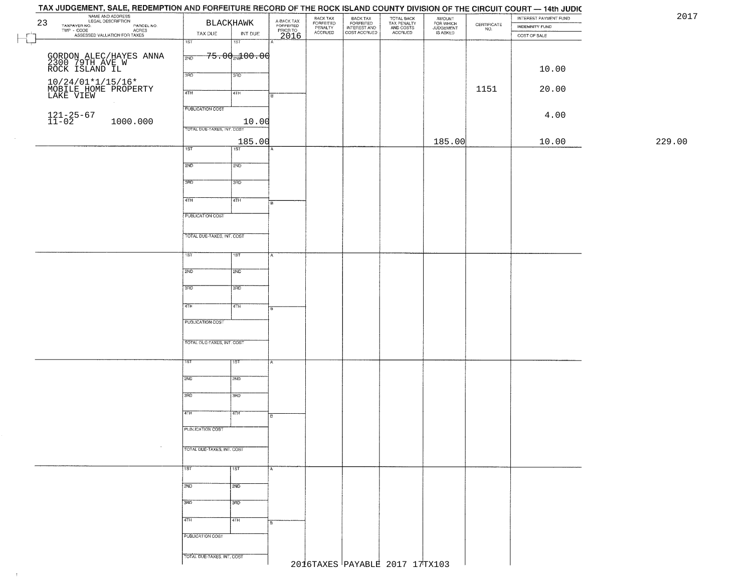# TAX JUDGEMENT, SALE, REDEMPTION AND FORFEITURE RECORD OF THE ROCK ISLAND COUNTY DIVISION OF THE CIRCUIT COURT — 14th JUDIC

2017

| 23 NAME AND ADDRESS / LEGAL DESCRIPTION / TAXPAYER NO. / PARCEL NO. / TWP - CODE / ACRES / ASSESSED VALUATION FOR TAXES | BLACKHAWK TAX DUE | INT DUE | A-BACK TAX FORFEITED PRIOR TO 2016 | BACK TAX FORFEITED PENALTY ACCRUED | BACK TAX FORFEITED INTEREST AND COST ACCRUED | TOTAL BACK TAX PENALTY AND COSTS ACCRUED | AMOUNT FOR WHICH JUDGEMENT IS ASKED | CERTIFICATE NO. | INTEREST PAYMENT FUND / INDEMNITY FUND / COST OF SALE | |
|---|---|---|---|---|---|---|---|---|---|---|
| GORDON ALEC/HAYES ANNA<br>2300 79TH AVE W<br>ROCK ISLAND IL<br>10/24/01*1/15/16*<br>MOBILE HOME PROPERTY<br>LAKE VIEW<br>121-25-67<br>11-02 1000.000 | 1ST<br>2ND 75.00<br>3RD<br>4TH<br>PUBLICATION COST 10.00<br>TOTAL DUE-TAXES, INT. COST 185.00 | 1ST<br>2ND 100.00<br>3RD<br>4TH | | | | | 185.00 | 1151 | 10.00<br>20.00<br>4.00<br>10.00 | 229.00 |

2016TAXES PAYABLE 2017 17TX103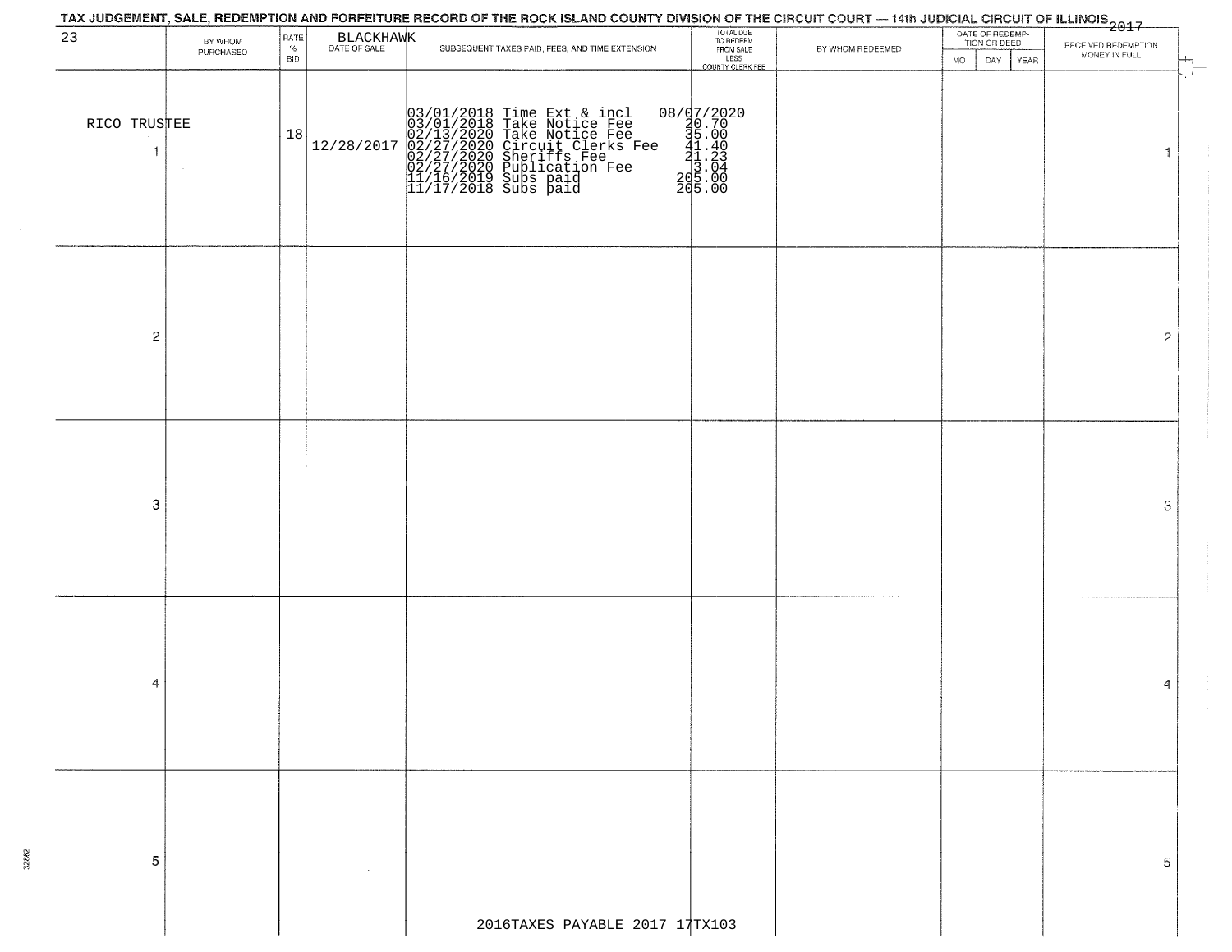TAX JUDGEMENT, SALE, REDEMPTION AND FORFEITURE RECORD OF THE ROCK ISLAND COUNTY DIVISION OF THE CIRCUIT COURT — 14th JUDICIAL CIRCUIT OF ILLINOIS 2017

| 23 | BY WHOM PURCHASED | RATE % BID | BLACKHAWK DATE OF SALE | SUBSEQUENT TAXES PAID, FEES, AND TIME EXTENSION | TOTAL DUE TO REDEEM FROM SALE LESS COUNTY CLERK FEE | BY WHOM REDEEMED | DATE OF REDEMPTION OR DEED MO DAY YEAR | RECEIVED REDEMPTION MONEY IN FULL | |
|---|---|---|---|---|---|---|---|---|---|
| RICO TRUSTEE 1 | | 18 | 12/28/2017 | 03/01/2018 Time Ext & incl<br>03/01/2018 Take Notice Fee<br>02/13/2020 Take Notice Fee<br>02/27/2020 Circuit Clerks Fee<br>02/27/2020 Sheriffs Fee<br>02/27/2020 Publication Fee<br>11/16/2019 Subs paid<br>11/17/2018 Subs paid | 08/07/2020<br>20.70<br>35.00<br>41.40<br>21.23<br>3.04<br>205.00<br>205.00 | | | | 1 |
| 2 | | | | | | | | | 2 |
| 3 | | | | | | | | | 3 |
| 4 | | | | | | | | | 4 |
| 5 | | | | | | | | | 5 |

2016TAXES PAYABLE 2017 17TX103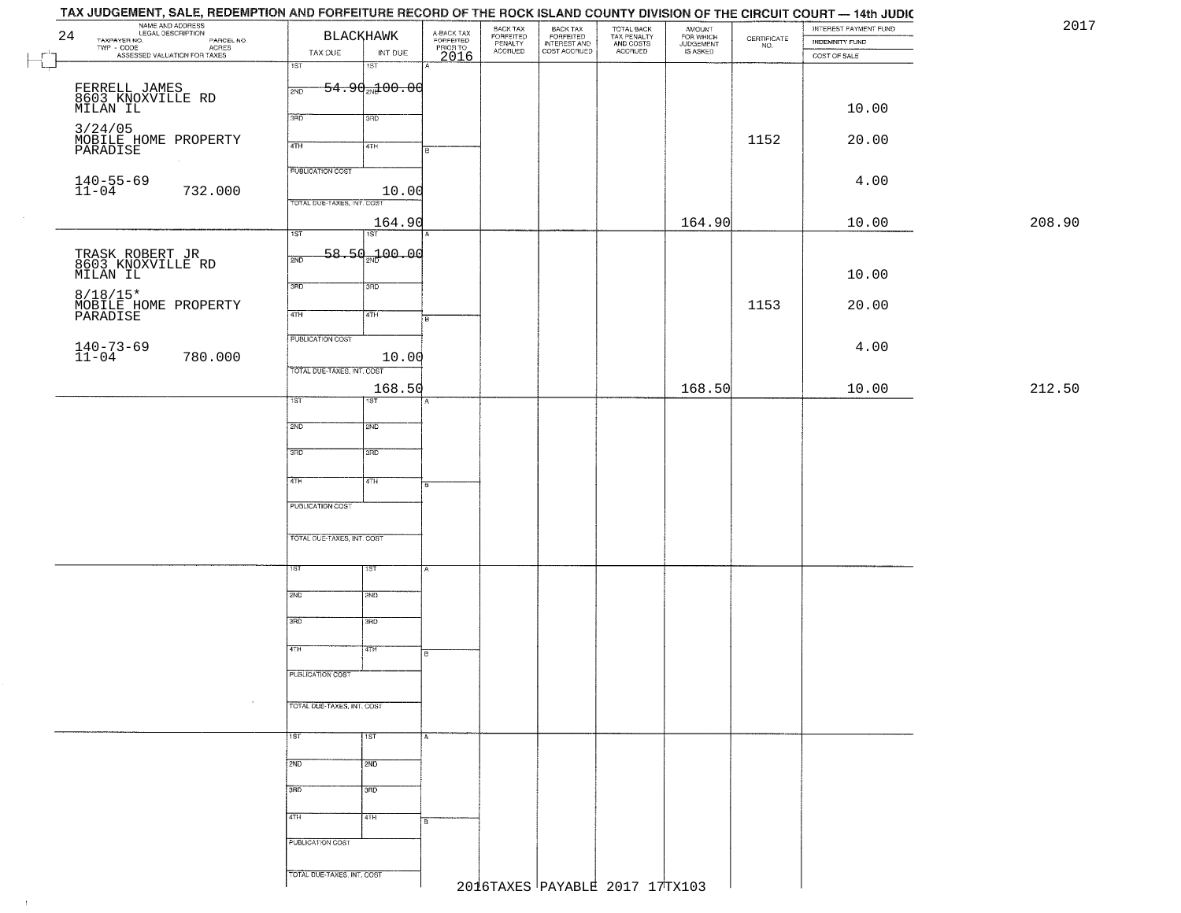# TAX JUDGEMENT, SALE, REDEMPTION AND FORFEITURE RECORD OF THE ROCK ISLAND COUNTY DIVISION OF THE CIRCUIT COURT — 14th JUDIC

2017

| 24 NAME AND ADDRESS / LEGAL DESCRIPTION / TAXPAYER NO. / PARCEL NO. / TWP - CODE / ACRES / ASSESSED VALUATION FOR TAXES | BLACKHAWK TAX DUE | INT DUE | A-BACK TAX FORFEITED PRIOR TO 2016 | BACK TAX FORFEITED PENALTY ACCRUED | BACK TAX FORFEITED INTEREST AND COST ACCRUED | TOTAL BACK TAX PENALTY AND COSTS ACCRUED | AMOUNT FOR WHICH JUDGEMENT IS ASKED | CERTIFICATE NO. | INTEREST PAYMENT FUND / INDEMNITY FUND / COST OF SALE | |
|---|---|---|---|---|---|---|---|---|---|---|
| FERRELL JAMES 8603 KNOXVILLE RD MILAN IL 3/24/05 MOBILE HOME PROPERTY PARADISE 140-55-69 11-04 732.000 | 1ST / 2ND 54.90 / 3RD / 4TH / PUBLICATION COST 10.00 / TOTAL DUE-TAXES, INT. COST 164.90 | 1ST / 2ND 100.00 / 3RD / 4TH | | | | | 164.90 | 1152 | 10.00 / 20.00 / 4.00 / 10.00 | 208.90 |
| TRASK ROBERT JR 8603 KNOXVILLE RD MILAN IL 8/18/15* MOBILE HOME PROPERTY PARADISE 140-73-69 11-04 780.000 | 1ST / 2ND 58.50 / 3RD / 4TH / PUBLICATION COST 10.00 / TOTAL DUE-TAXES, INT. COST 168.50 | 1ST / 2ND 100.00 / 3RD / 4TH | | | | | 168.50 | 1153 | 10.00 / 20.00 / 4.00 / 10.00 | 212.50 |
| | 1ST / 2ND / 3RD / 4TH / PUBLICATION COST / TOTAL DUE-TAXES, INT. COST | 1ST / 2ND / 3RD / 4TH | | | | | | | | |
| | 1ST / 2ND / 3RD / 4TH / PUBLICATION COST / TOTAL DUE-TAXES, INT. COST | 1ST / 2ND / 3RD / 4TH | | | | | | | | |
| | 1ST / 2ND / 3RD / 4TH / PUBLICATION COST / TOTAL DUE-TAXES, INT. COST | 1ST / 2ND / 3RD / 4TH | | | | | | | | |

2016TAXES PAYABLE 2017 17TX103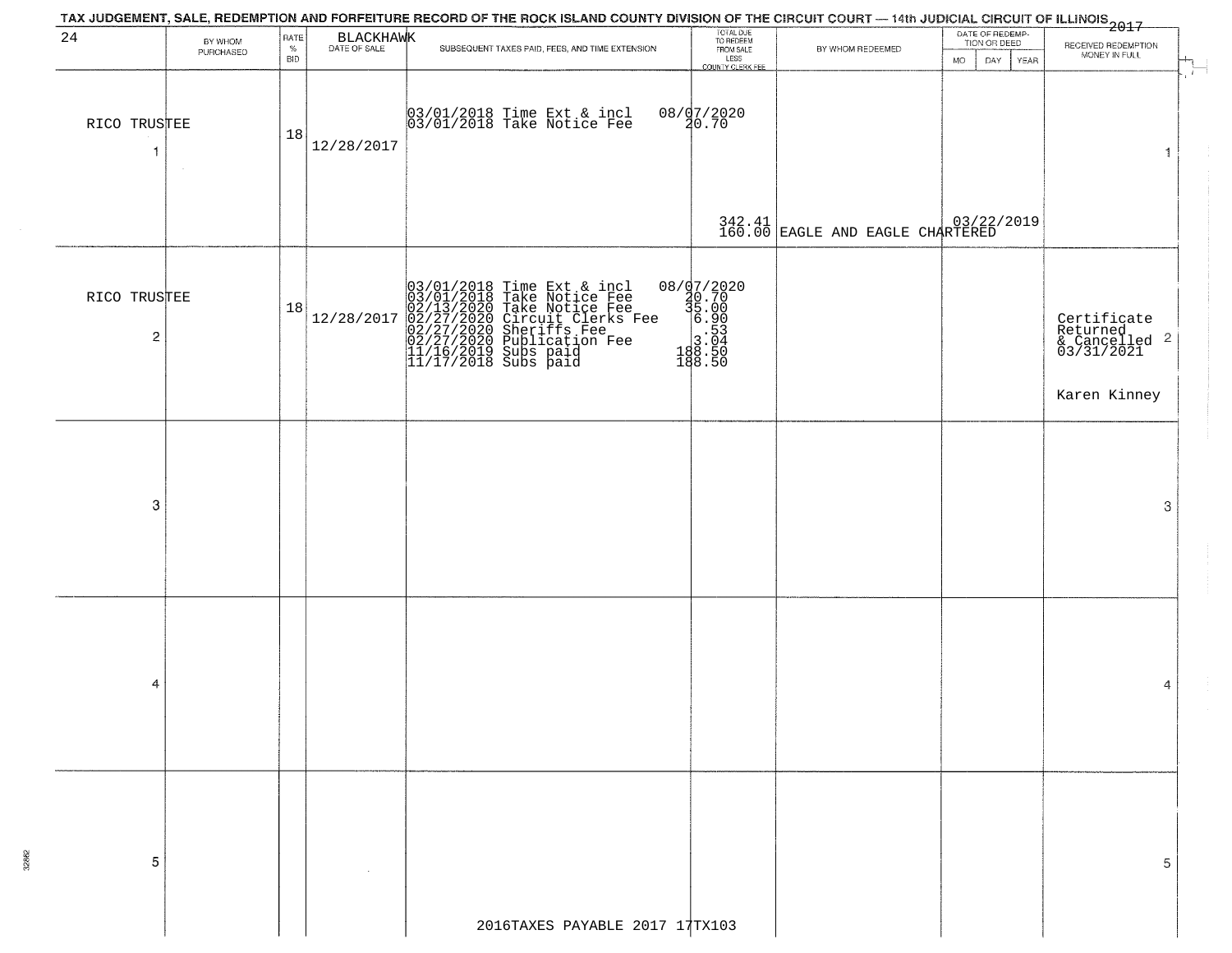TAX JUDGEMENT, SALE, REDEMPTION AND FORFEITURE RECORD OF THE ROCK ISLAND COUNTY DIVISION OF THE CIRCUIT COURT — 14th JUDICIAL CIRCUIT OF ILLINOIS 2017

| 24 | BY WHOM PURCHASED | RATE % BID | BLACKHAWK DATE OF SALE | SUBSEQUENT TAXES PAID, FEES, AND TIME EXTENSION | TOTAL DUE TO REDEEM FROM SALE LESS COUNTY CLERK FEE | BY WHOM REDEEMED | DATE OF REDEMPTION OR DEED MO DAY YEAR | RECEIVED REDEMPTION MONEY IN FULL | |
|---|---|---|---|---|---|---|---|---|---|
| 1 | RICO TRUSTEE | 18 | 12/28/2017 | 03/01/2018 Time Ext & incl<br>03/01/2018 Take Notice Fee | 08/07/2020<br>20.70<br><br>342.41<br>160.00 | EAGLE AND EAGLE CHARTERED | 03/22/2019 | | 1 |
| 2 | RICO TRUSTEE | 18 | 12/28/2017 | 03/01/2018 Time Ext & incl<br>03/01/2018 Take Notice Fee<br>02/13/2020 Take Notice Fee<br>02/27/2020 Circuit Clerks Fee<br>02/27/2020 Sheriffs Fee<br>02/27/2020 Publication Fee<br>11/16/2019 Subs paid<br>11/17/2018 Subs paid | 08/07/2020<br>20.70<br>35.00<br>6.90<br>.53<br>3.04<br>188.50<br>188.50 | | | Certificate Returned & Cancelled 03/31/2021<br><br>Karen Kinney | 2 |
| 3 | | | | | | | | | 3 |
| 4 | | | | | | | | | 4 |
| 5 | | | | | | | | | 5 |

2016TAXES PAYABLE 2017 17TX103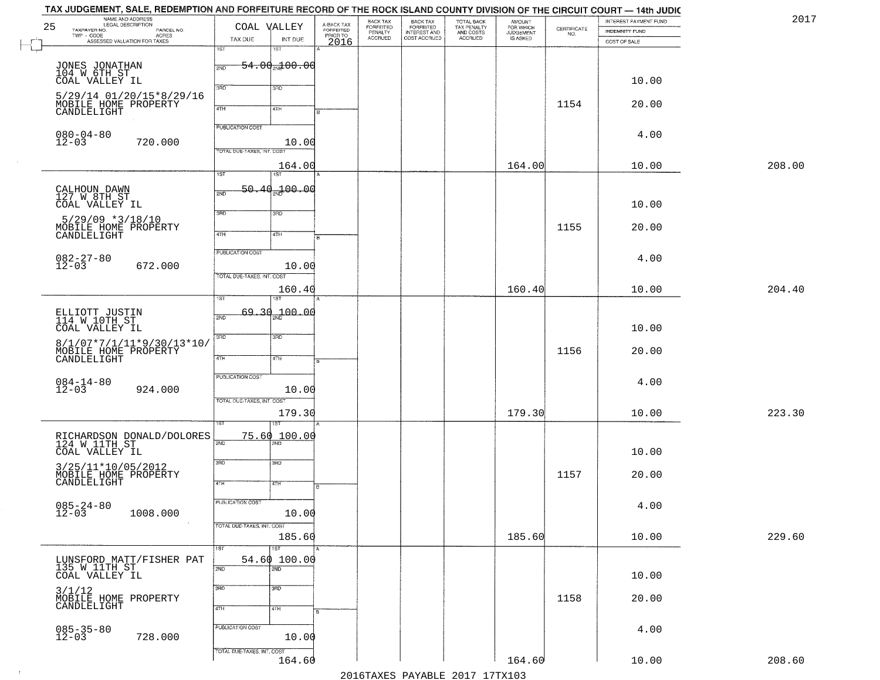TAX JUDGEMENT, SALE, REDEMPTION AND FORFEITURE RECORD OF THE ROCK ISLAND COUNTY DIVISION OF THE CIRCUIT COURT — 14th JUDIC

2017

| 25 NAME AND ADDRESS / LEGAL DESCRIPTION / TAXPAYER NO. / PARCEL NO. / TWP - CODE / ACRES / ASSESSED VALUATION FOR TAXES | COAL VALLEY TAX DUE | INT DUE | A-BACK TAX FORFEITED PRIOR TO 2016 | BACK TAX FORFEITED PENALTY ACCRUED | BACK TAX FORFEITED INTEREST AND COST ACCRUED | TOTAL BACK TAX PENALTY AND COSTS ACCRUED | AMOUNT FOR WHICH JUDGEMENT IS ASKED | CERTIFICATE NO. | INTEREST PAYMENT FUND / INDEMNITY FUND / COST OF SALE | |
|---|---|---|---|---|---|---|---|---|---|---|
| JONES JONATHAN 104 W 6TH ST COAL VALLEY IL 5/29/14 01/20/15*8/29/16 MOBILE HOME PROPERTY CANDLELIGHT 080-04-80 12-03 720.000 | 1ST 2ND 54.00 3RD 4TH PUBLICATION COST TOTAL DUE-TAXES, INT. COST 164.00 | 1ST 2ND 100.00 3RD 4TH 10.00 | | | | | 164.00 | 1154 | 10.00 20.00 4.00 10.00 | 208.00 |
| CALHOUN DAWN 127 W 8TH ST COAL VALLEY IL 5/29/09 *3/18/10 MOBILE HOME PROPERTY CANDLELIGHT 082-27-80 12-03 672.000 | 1ST 2ND 50.40 3RD 4TH PUBLICATION COST TOTAL DUE-TAXES, INT. COST 160.40 | 1ST 2ND 100.00 3RD 4TH 10.00 | | | | | 160.40 | 1155 | 10.00 20.00 4.00 10.00 | 204.40 |
| ELLIOTT JUSTIN 114 W 10TH ST COAL VALLEY IL 8/1/07*7/1/11*9/30/13*10/ MOBILE HOME PROPERTY CANDLELIGHT 084-14-80 12-03 924.000 | 1ST 2ND 69.30 3RD 4TH PUBLICATION COST TOTAL DUE-TAXES, INT. COST 179.30 | 1ST 2ND 100.00 3RD 4TH 10.00 | | | | | 179.30 | 1156 | 10.00 20.00 4.00 10.00 | 223.30 |
| RICHARDSON DONALD/DOLORES 124 W 11TH ST COAL VALLEY IL 3/25/11*10/05/2012 MOBILE HOME PROPERTY CANDLELIGHT 085-24-80 12-03 1008.000 | 1ST 2ND 75.60 3RD 4TH PUBLICATION COST TOTAL DUE-TAXES, INT. COST 185.60 | 1ST 2ND 100.00 3RD 4TH 10.00 | | | | | 185.60 | 1157 | 10.00 20.00 4.00 10.00 | 229.60 |
| LUNSFORD MATT/FISHER PAT 135 W 11TH ST COAL VALLEY IL 3/1/12 MOBILE HOME PROPERTY CANDLELIGHT 085-35-80 12-03 728.000 | 1ST 2ND 54.60 3RD 4TH PUBLICATION COST TOTAL DUE-TAXES, INT. COST 164.60 | 1ST 2ND 100.00 3RD 4TH 10.00 | | | | | 164.60 | 1158 | 10.00 20.00 4.00 10.00 | 208.60 |

2016TAXES PAYABLE 2017 17TX103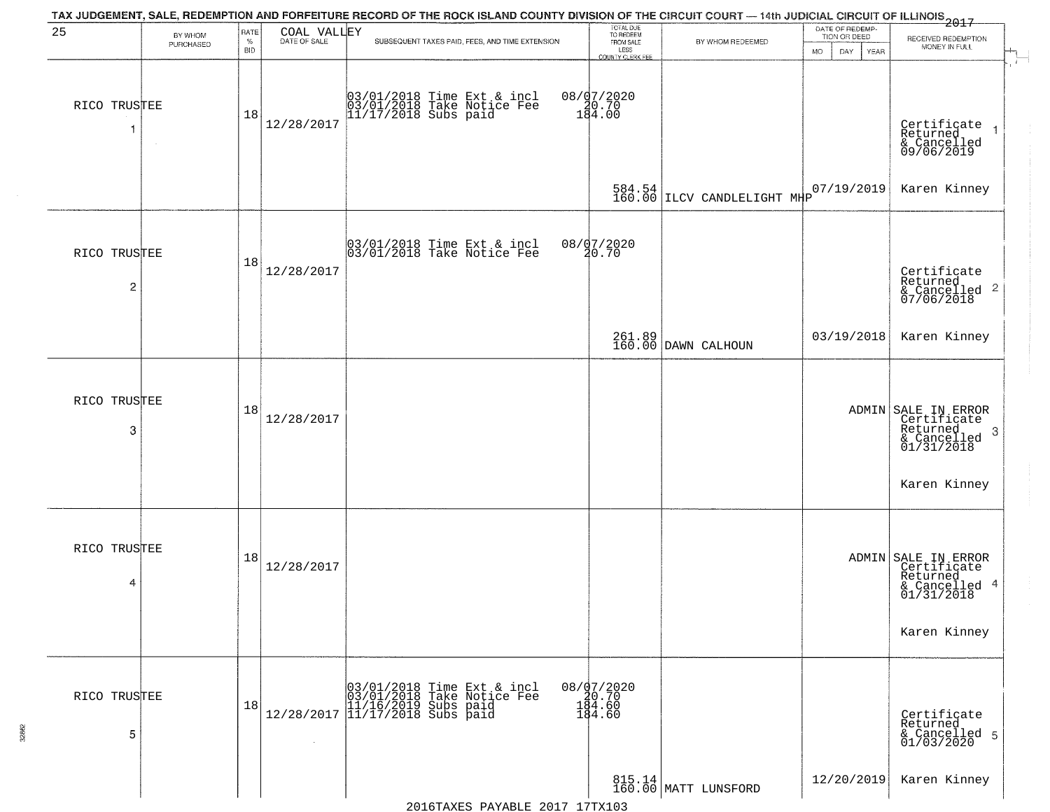TAX JUDGEMENT, SALE, REDEMPTION AND FORFEITURE RECORD OF THE ROCK ISLAND COUNTY DIVISION OF THE CIRCUIT COURT — 14th JUDICIAL CIRCUIT OF ILLINOIS 2017

| 25 BY WHOM PURCHASED | RATE % BID | COAL VALLEY DATE OF SALE | SUBSEQUENT TAXES PAID, FEES, AND TIME EXTENSION | TOTAL DUE TO REDEEM FROM SALE LESS COUNTY CLERK FEE | BY WHOM REDEEMED | DATE OF REDEMPTION OR DEED MO DAY YEAR | RECEIVED REDEMPTION MONEY IN FULL |
|---|---|---|---|---|---|---|---|
| RICO TRUSTEE 1 | 18 | 12/28/2017 | 03/01/2018 Time Ext & incl<br>03/01/2018 Take Notice Fee<br>11/17/2018 Subs paid | 08/07/2020<br>20.70<br>184.00<br><br>584.54<br>160.00 | ILCV CANDLELIGHT MHP | 07/19/2019 | Certificate Returned & Cancelled 09/06/2019 1<br>Karen Kinney |
| RICO TRUSTEE 2 | 18 | 12/28/2017 | 03/01/2018 Time Ext & incl<br>03/01/2018 Take Notice Fee | 08/07/2020<br>20.70<br><br>261.89<br>160.00 | DAWN CALHOUN | 03/19/2018 | Certificate Returned & Cancelled 07/06/2018 2<br>Karen Kinney |
| RICO TRUSTEE 3 | 18 | 12/28/2017 | | | | ADMIN | SALE IN ERROR Certificate Returned & Cancelled 01/31/2018 3<br>Karen Kinney |
| RICO TRUSTEE 4 | 18 | 12/28/2017 | | | | ADMIN | SALE IN ERROR Certificate Returned & Cancelled 01/31/2018 4<br>Karen Kinney |
| RICO TRUSTEE 5 | 18 | 12/28/2017 | 03/01/2018 Time Ext & incl<br>03/01/2018 Take Notice Fee<br>11/16/2019 Subs paid<br>11/17/2018 Subs paid | 08/07/2020<br>20.70<br>184.60<br>184.60<br><br>815.14<br>160.00 | MATT LUNSFORD | 12/20/2019 | Certificate Returned & Cancelled 01/03/2020 5<br>Karen Kinney |

2016TAXES PAYABLE 2017 17TX103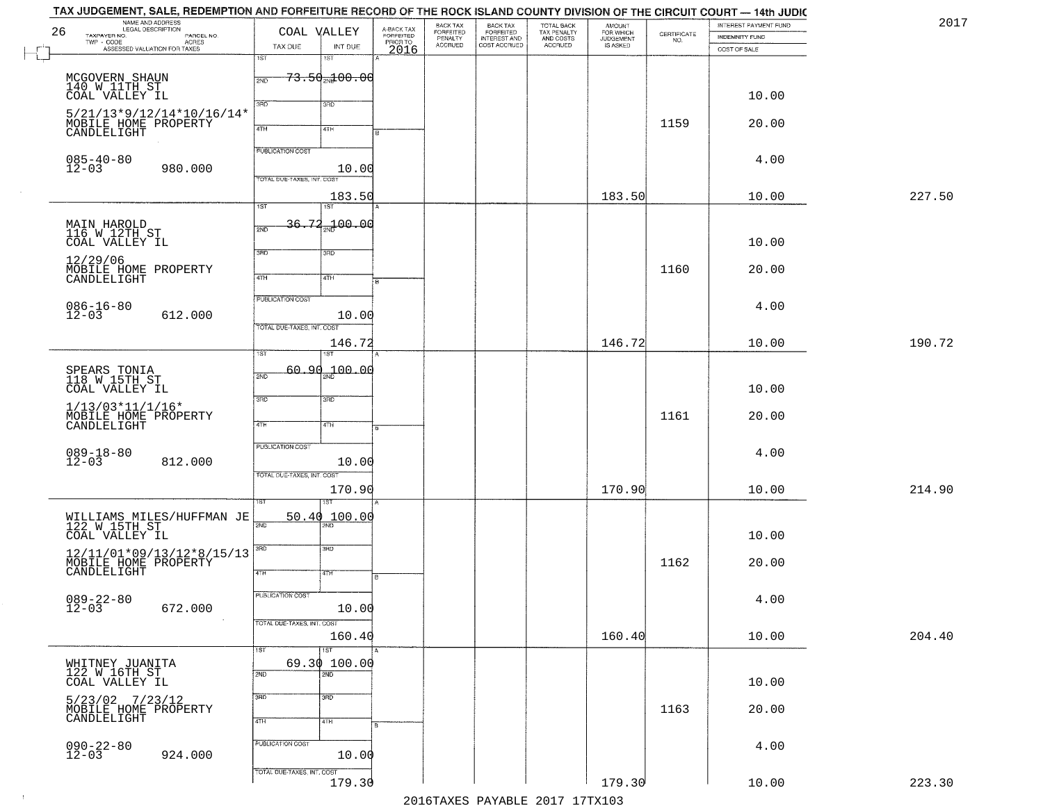# TAX JUDGEMENT, SALE, REDEMPTION AND FORFEITURE RECORD OF THE ROCK ISLAND COUNTY DIVISION OF THE CIRCUIT COURT — 14th JUDIC

2017

26

| NAME AND ADDRESS / LEGAL DESCRIPTION / TAXPAYER NO. / PARCEL NO. / TWP - CODE / ACRES / ASSESSED VALUATION FOR TAXES | COAL VALLEY TAX DUE | INT DUE | A-BACK TAX FORFEITED PRIOR TO 2016 | BACK TAX FORFEITED PENALTY ACCRUED | BACK TAX FORFEITED INTEREST AND COST ACCRUED | TOTAL BACK TAX PENALTY AND COSTS ACCRUED | AMOUNT FOR WHICH JUDGEMENT IS ASKED | CERTIFICATE NO. | INTEREST PAYMENT FUND / INDEMNITY FUND / COST OF SALE | |
|---|---|---|---|---|---|---|---|---|---|---|
| MCGOVERN SHAUN<br>140 W 11TH ST<br>COAL VALLEY IL<br>5/21/13*9/12/14*10/16/14*<br>MOBILE HOME PROPERTY<br>CANDLELIGHT<br>085-40-80<br>12-03 980.000 | 1ST 73.50<br>PUBLICATION COST 10.00<br>TOTAL DUE-TAXES, INT. COST 183.50 | 100.00 | | | | | 183.50 | 1159 | 10.00<br>20.00<br>4.00<br>10.00 | 227.50 |
| MAIN HAROLD<br>116 W 12TH ST<br>COAL VALLEY IL<br>12/29/06<br>MOBILE HOME PROPERTY<br>CANDLELIGHT<br>086-16-80<br>12-03 612.000 | 1ST 36.72<br>PUBLICATION COST 10.00<br>TOTAL DUE-TAXES, INT. COST 146.72 | 100.00 | | | | | 146.72 | 1160 | 10.00<br>20.00<br>4.00<br>10.00 | 190.72 |
| SPEARS TONIA<br>118 W 15TH ST<br>COAL VALLEY IL<br>1/13/03*11/1/16*<br>MOBILE HOME PROPERTY<br>CANDLELIGHT<br>089-18-80<br>12-03 812.000 | 1ST 60.90<br>PUBLICATION COST 10.00<br>TOTAL DUE-TAXES, INT. COST 170.90 | 100.00 | | | | | 170.90 | 1161 | 10.00<br>20.00<br>4.00<br>10.00 | 214.90 |
| WILLIAMS MILES/HUFFMAN JE<br>122 W 15TH ST<br>COAL VALLEY IL<br>12/11/01*09/13/12*8/15/13<br>MOBILE HOME PROPERTY<br>CANDLELIGHT<br>089-22-80<br>12-03 672.000 | 1ST 50.40<br>PUBLICATION COST 10.00<br>TOTAL DUE-TAXES, INT. COST 160.40 | 100.00 | | | | | 160.40 | 1162 | 10.00<br>20.00<br>4.00<br>10.00 | 204.40 |
| WHITNEY JUANITA<br>122 W 16TH ST<br>COAL VALLEY IL<br>5/23/02 7/23/12<br>MOBILE HOME PROPERTY<br>CANDLELIGHT<br>090-22-80<br>12-03 924.000 | 1ST 69.30<br>PUBLICATION COST 10.00<br>TOTAL DUE-TAXES, INT. COST 179.30 | 100.00 | | | | | 179.30 | 1163 | 10.00<br>20.00<br>4.00<br>10.00 | 223.30 |

2016TAXES PAYABLE 2017 17TX103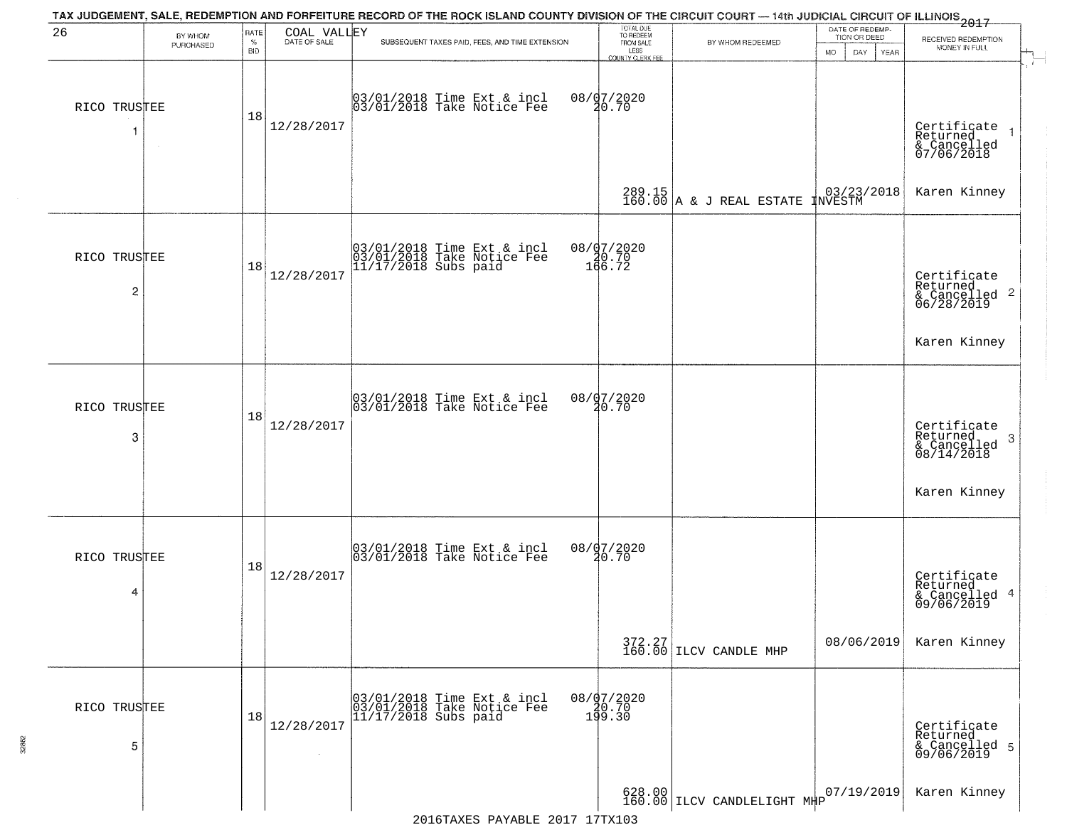TAX JUDGEMENT, SALE, REDEMPTION AND FORFEITURE RECORD OF THE ROCK ISLAND COUNTY DIVISION OF THE CIRCUIT COURT — 14th JUDICIAL CIRCUIT OF ILLINOIS 2017

| 26 | BY WHOM PURCHASED | RATE % BID | COAL VALLEY DATE OF SALE | SUBSEQUENT TAXES PAID, FEES, AND TIME EXTENSION | TOTAL DUE TO REDEEM FROM SALE LESS COUNTY CLERK FEE | BY WHOM REDEEMED | DATE OF REDEMPTION OR DEED MO DAY YEAR | RECEIVED REDEMPTION MONEY IN FULL |
|---|---|---|---|---|---|---|---|---|
| 1 | RICO TRUSTEE | 18 | 12/28/2017 | 03/01/2018 Time Ext & incl 08/07/2020<br>03/01/2018 Take Notice Fee 20.70 | 289.15<br>160.00 | A & J REAL ESTATE INVESTM | 03/23/2018 | Certificate Returned & Cancelled 07/06/2018<br>Karen Kinney |
| 2 | RICO TRUSTEE | 18 | 12/28/2017 | 03/01/2018 Time Ext & incl 08/07/2020<br>03/01/2018 Take Notice Fee 20.70<br>11/17/2018 Subs paid 166.72 | | | | Certificate Returned & Cancelled 06/28/2019<br>Karen Kinney |
| 3 | RICO TRUSTEE | 18 | 12/28/2017 | 03/01/2018 Time Ext & incl 08/07/2020<br>03/01/2018 Take Notice Fee 20.70 | | | | Certificate Returned & Cancelled 08/14/2018<br>Karen Kinney |
| 4 | RICO TRUSTEE | 18 | 12/28/2017 | 03/01/2018 Time Ext & incl 08/07/2020<br>03/01/2018 Take Notice Fee 20.70 | 372.27<br>160.00 | ILCV CANDLE MHP | 08/06/2019 | Certificate Returned & Cancelled 09/06/2019<br>Karen Kinney |
| 5 | RICO TRUSTEE | 18 | 12/28/2017 | 03/01/2018 Time Ext & incl 08/07/2020<br>03/01/2018 Take Notice Fee 20.70<br>11/17/2018 Subs paid 199.30 | 628.00<br>160.00 | ILCV CANDLELIGHT MHP | 07/19/2019 | Certificate Returned & Cancelled 09/06/2019<br>Karen Kinney |

2016TAXES PAYABLE 2017 17TX103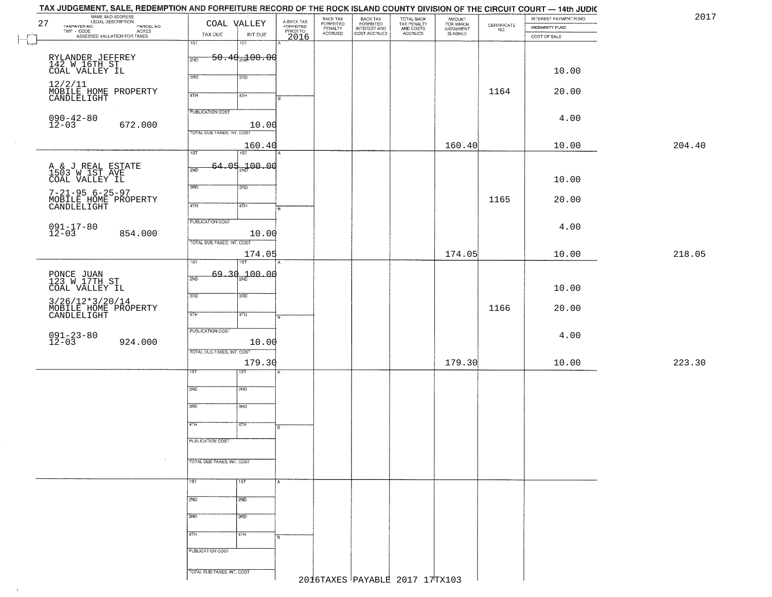TAX JUDGEMENT, SALE, REDEMPTION AND FORFEITURE RECORD OF THE ROCK ISLAND COUNTY DIVISION OF THE CIRCUIT COURT — 14th JUDIC

2017

| 27 NAME AND ADDRESS / LEGAL DESCRIPTION / TAXPAYER NO. / PARCEL NO. / TWP - CODE / ACRES / ASSESSED VALUATION FOR TAXES | COAL VALLEY TAX DUE | INT DUE | A-BACK TAX FORFEITED PRIOR TO 2016 | BACK TAX FORFEITED PENALTY ACCRUED | BACK TAX FORFEITED INTEREST AND COST ACCRUED | TOTAL BACK TAX PENALTY AND COSTS ACCRUED | AMOUNT FOR WHICH JUDGEMENT IS ASKED | CERTIFICATE NO. | INTEREST PAYMENT FUND / INDEMNITY FUND / COST OF SALE | |
|---|---|---|---|---|---|---|---|---|---|---|
| RYLANDER JEFFREY<br>142 W 16TH ST<br>COAL VALLEY IL<br>12/2/11<br>MOBILE HOME PROPERTY<br>CANDLELIGHT<br>090-42-80<br>12-03 672.000 | 1ST<br>2ND 50.40<br>3RD<br>4TH<br>PUBLICATION COST<br>TOTAL DUE-TAXES, INT. COST 160.40 | 1ST<br>2ND 100.00<br>3RD<br>4TH<br>10.00 | | | | | 160.40 | 1164 | 10.00<br>20.00<br>4.00<br>10.00 | 204.40 |
| A & J REAL ESTATE<br>1503 W 1ST AVE<br>COAL VALLEY IL<br>7-21-95 6-25-97<br>MOBILE HOME PROPERTY<br>CANDLELIGHT<br>091-17-80<br>12-03 854.000 | 1ST<br>2ND 64.05<br>3RD<br>4TH<br>PUBLICATION COST<br>TOTAL DUE-TAXES, INT. COST 174.05 | 1ST<br>2ND 100.00<br>3RD<br>4TH<br>10.00 | | | | | 174.05 | 1165 | 10.00<br>20.00<br>4.00<br>10.00 | 218.05 |
| PONCE JUAN<br>123 W 17TH ST<br>COAL VALLEY IL<br>3/26/12*3/20/14<br>MOBILE HOME PROPERTY<br>CANDLELIGHT<br>091-23-80<br>12-03 924.000 | 1ST<br>2ND 69.30<br>3RD<br>4TH<br>PUBLICATION COST<br>TOTAL DUE-TAXES, INT. COST 179.30 | 1ST<br>2ND 100.00<br>3RD<br>4TH<br>10.00 | | | | | 179.30 | 1166 | 10.00<br>20.00<br>4.00<br>10.00 | 223.30 |
| | 1ST<br>2ND<br>3RD<br>4TH<br>PUBLICATION COST<br>TOTAL DUE-TAXES, INT. COST | 1ST<br>2ND<br>3RD<br>4TH | | | | | | | | |
| | 1ST<br>2ND<br>3RD<br>4TH<br>PUBLICATION COST<br>TOTAL DUE-TAXES, INT. COST | 1ST<br>2ND<br>3RD<br>4TH | | | | | | | | |

2016TAXES PAYABLE 2017 17TX103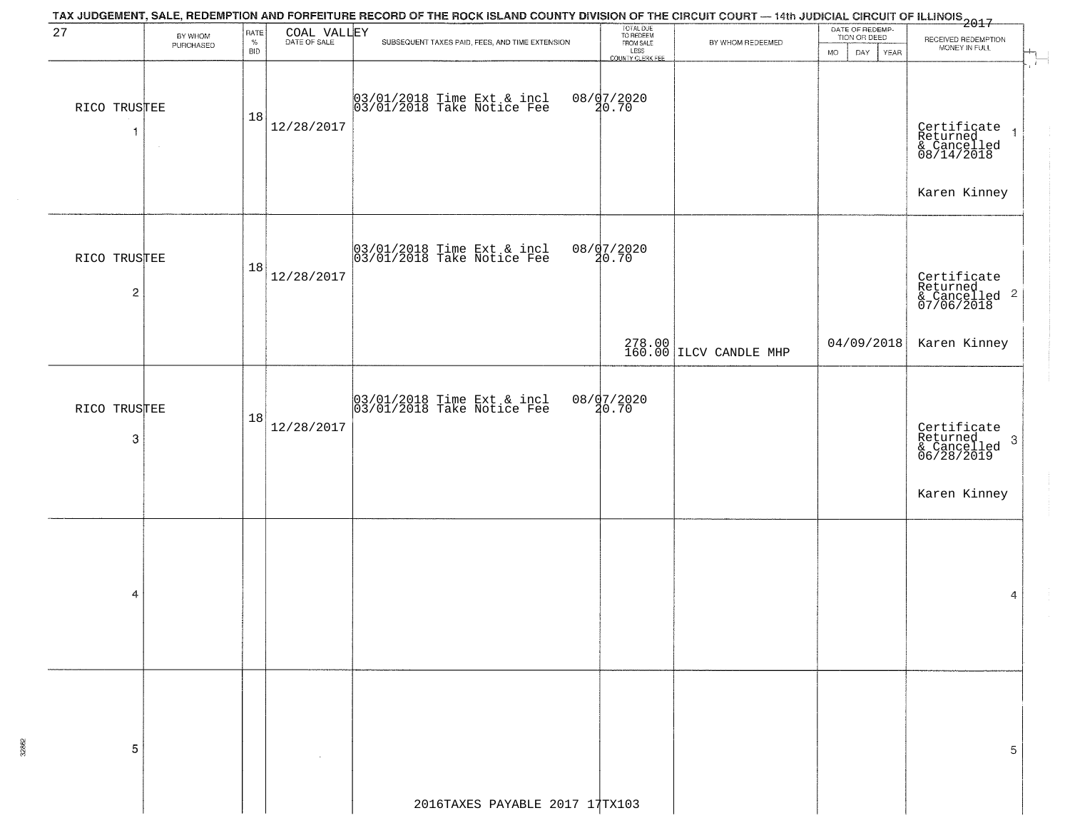TAX JUDGEMENT, SALE, REDEMPTION AND FORFEITURE RECORD OF THE ROCK ISLAND COUNTY DIVISION OF THE CIRCUIT COURT — 14th JUDICIAL CIRCUIT OF ILLINOIS 2017

| 27 | BY WHOM PURCHASED | RATE % BID | COAL VALLEY DATE OF SALE | SUBSEQUENT TAXES PAID, FEES, AND TIME EXTENSION | TOTAL DUE TO REDEEM FROM SALE LESS COUNTY CLERK FEE | BY WHOM REDEEMED | DATE OF REDEMPTION OR DEED MO DAY YEAR | RECEIVED REDEMPTION MONEY IN FULL |
|---|---|---|---|---|---|---|---|---|
| 1 | RICO TRUSTEE | 18 | 12/28/2017 | 03/01/2018 Time Ext & incl 03/01/2018 Take Notice Fee | 08/07/2020 20.70 | | | Certificate Returned & Cancelled 08/14/2018 Karen Kinney |
| 2 | RICO TRUSTEE | 18 | 12/28/2017 | 03/01/2018 Time Ext & incl 03/01/2018 Take Notice Fee | 08/07/2020 20.70 278.00 160.00 | ILCV CANDLE MHP | 04/09/2018 | Certificate Returned & Cancelled 07/06/2018 Karen Kinney |
| 3 | RICO TRUSTEE | 18 | 12/28/2017 | 03/01/2018 Time Ext & incl 03/01/2018 Take Notice Fee | 08/07/2020 20.70 | | | Certificate Returned & Cancelled 06/28/2019 Karen Kinney |
| 4 | | | | | | | | |
| 5 | | | | | | | | |

2016TAXES PAYABLE 2017 17TX103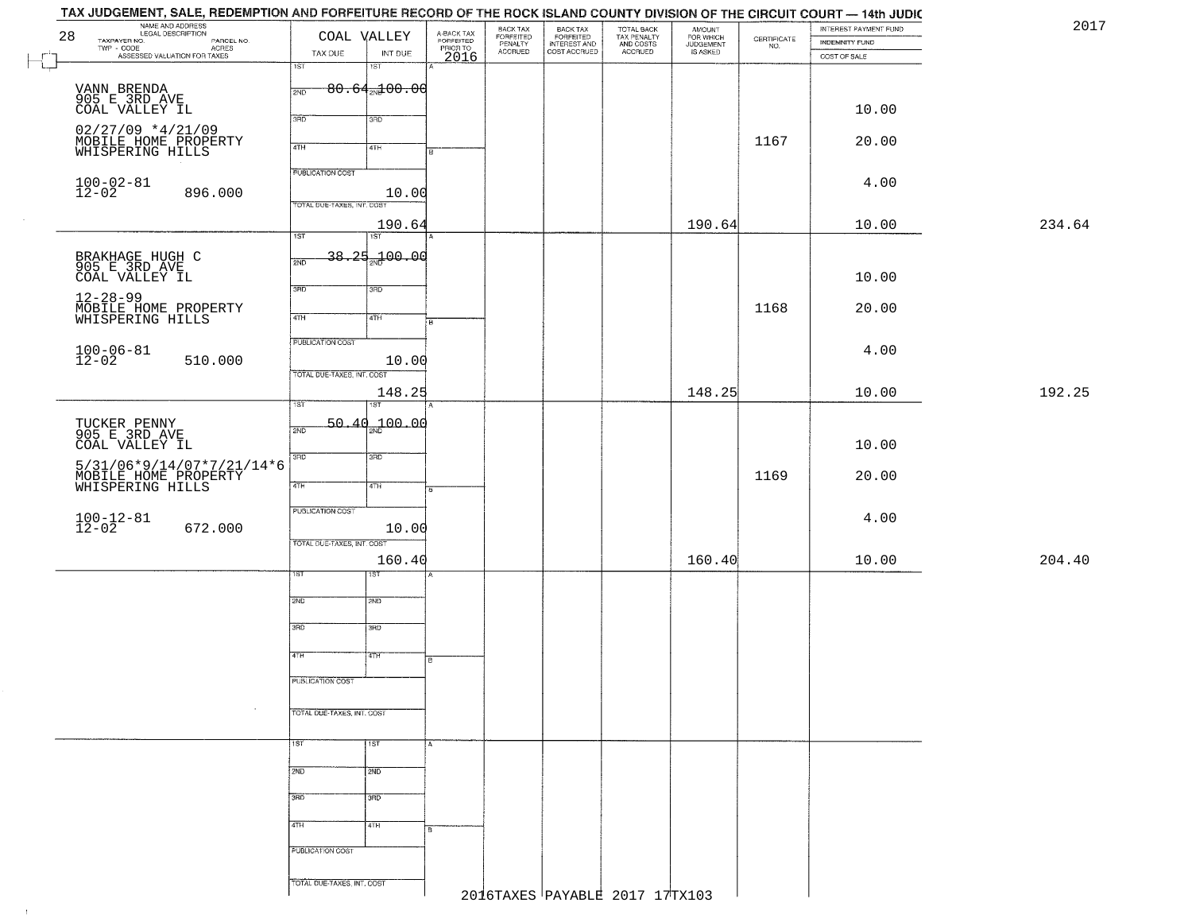# TAX JUDGEMENT, SALE, REDEMPTION AND FORFEITURE RECORD OF THE ROCK ISLAND COUNTY DIVISION OF THE CIRCUIT COURT — 14th JUDIC

2017

28 — COAL VALLEY

| NAME AND ADDRESS / LEGAL DESCRIPTION / TAXPAYER NO. / PARCEL NO. / TWP - CODE / ACRES / ASSESSED VALUATION FOR TAXES | TAX DUE | INT DUE | A-BACK TAX FORFEITED PRIOR TO 2016 | BACK TAX FORFEITED PENALTY ACCRUED | BACK TAX FORFEITED INTEREST AND COST ACCRUED | TOTAL BACK TAX PENALTY AND COSTS ACCRUED | AMOUNT FOR WHICH JUDGEMENT IS ASKED | CERTIFICATE NO. | INTEREST PAYMENT FUND / INDEMNITY FUND / COST OF SALE | |
|---|---|---|---|---|---|---|---|---|---|---|
| VANN BRENDA<br>905 E 3RD AVE<br>COAL VALLEY IL<br>02/27/09 *4/21/09<br>MOBILE HOME PROPERTY<br>WHISPERING HILLS<br>100-02-81<br>12-02 896.000 | 1ST 80.64<br>PUBLICATION COST<br>TOTAL DUE-TAXES, INT. COST 190.64 | 2ND 100.00<br>10.00 | | | | | 190.64 | 1167 | 10.00<br>20.00<br>4.00<br>10.00 | 234.64 |
| BRAKHAGE HUGH C<br>905 E 3RD AVE<br>COAL VALLEY IL<br>12-28-99<br>MOBILE HOME PROPERTY<br>WHISPERING HILLS<br>100-06-81<br>12-02 510.000 | 1ST 38.25<br>PUBLICATION COST<br>TOTAL DUE-TAXES, INT. COST 148.25 | 2ND 100.00<br>10.00 | | | | | 148.25 | 1168 | 10.00<br>20.00<br>4.00<br>10.00 | 192.25 |
| TUCKER PENNY<br>905 E 3RD AVE<br>COAL VALLEY IL<br>5/31/06*9/14/07*7/21/14*6<br>MOBILE HOME PROPERTY<br>WHISPERING HILLS<br>100-12-81<br>12-02 672.000 | 1ST 50.40<br>PUBLICATION COST<br>TOTAL DUE-TAXES, INT. COST 160.40 | 2ND 100.00<br>10.00 | | | | | 160.40 | 1169 | 10.00<br>20.00<br>4.00<br>10.00 | 204.40 |

2016TAXES PAYABLE 2017 17TX103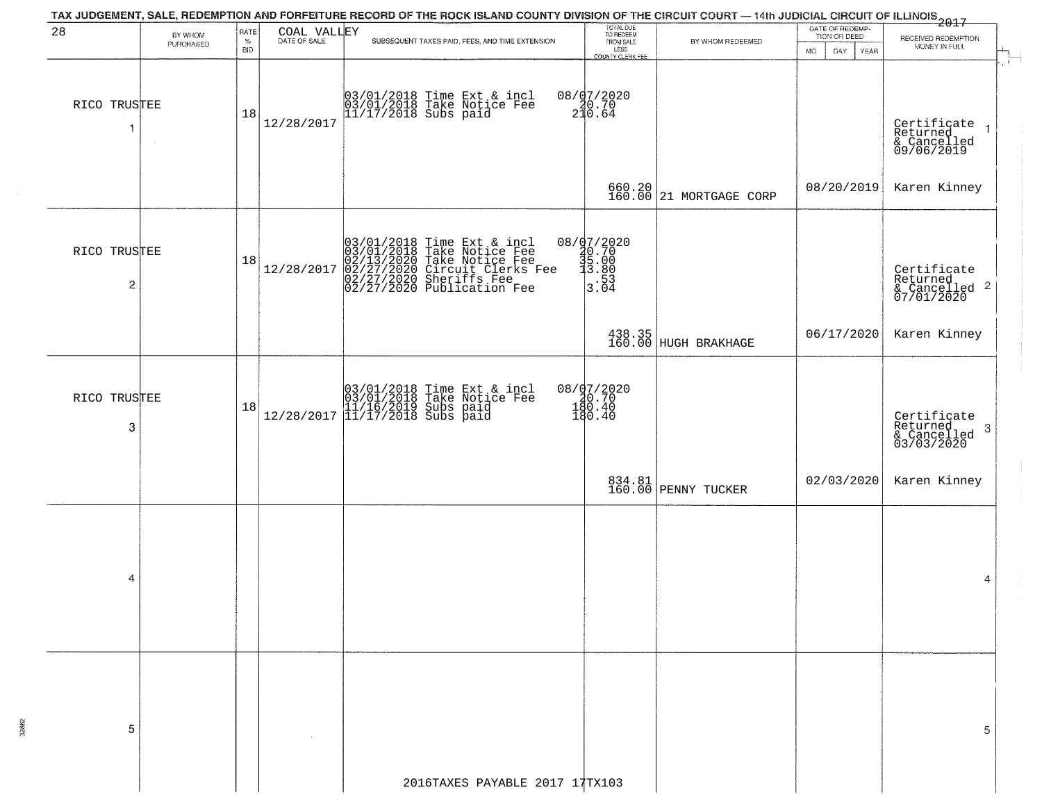# TAX JUDGEMENT, SALE, REDEMPTION AND FORFEITURE RECORD OF THE ROCK ISLAND COUNTY DIVISION OF THE CIRCUIT COURT — 14th JUDICIAL CIRCUIT OF ILLINOIS 2017

| 28 | BY WHOM PURCHASED | RATE % BID | COAL VALLEY DATE OF SALE | SUBSEQUENT TAXES PAID, FEES, AND TIME EXTENSION | TOTAL DUE TO REDEEM FROM SALE LESS COUNTY CLERK FEE | BY WHOM REDEEMED | DATE OF REDEMPTION OR DEED MO DAY YEAR | RECEIVED REDEMPTION MONEY IN FULL |
|---|---|---|---|---|---|---|---|---|
| RICO TRUSTEE 1 | | 18 | 12/28/2017 | 03/01/2018 Time Ext & incl<br>03/01/2018 Take Notice Fee<br>11/17/2018 Subs paid | 08/07/2020<br>20.70<br>210.64<br>660.20<br>160.00 | 21 MORTGAGE CORP | 08/20/2019 | Certificate Returned & Cancelled 09/06/2019<br>Karen Kinney |
| RICO TRUSTEE 2 | | 18 | 12/28/2017 | 03/01/2018 Time Ext & incl<br>03/01/2018 Take Notice Fee<br>02/13/2020 Take Notice Fee<br>02/27/2020 Circuit Clerks Fee<br>02/27/2020 Sheriffs Fee<br>02/27/2020 Publication Fee | 08/07/2020<br>20.70<br>35.00<br>13.80<br>.53<br>3.04<br>438.35<br>160.00 | HUGH BRAKHAGE | 06/17/2020 | Certificate Returned & Cancelled 07/01/2020<br>Karen Kinney |
| RICO TRUSTEE 3 | | 18 | 12/28/2017 | 03/01/2018 Time Ext & incl<br>03/01/2018 Take Notice Fee<br>11/16/2019 Subs paid<br>11/17/2018 Subs paid | 08/07/2020<br>20.70<br>180.40<br>180.40<br>834.81<br>160.00 | PENNY TUCKER | 02/03/2020 | Certificate Returned & Cancelled 03/03/2020<br>Karen Kinney |
| 4 | | | | | | | | 4 |
| 5 | | | | | | | | 5 |

2016TAXES PAYABLE 2017 17TX103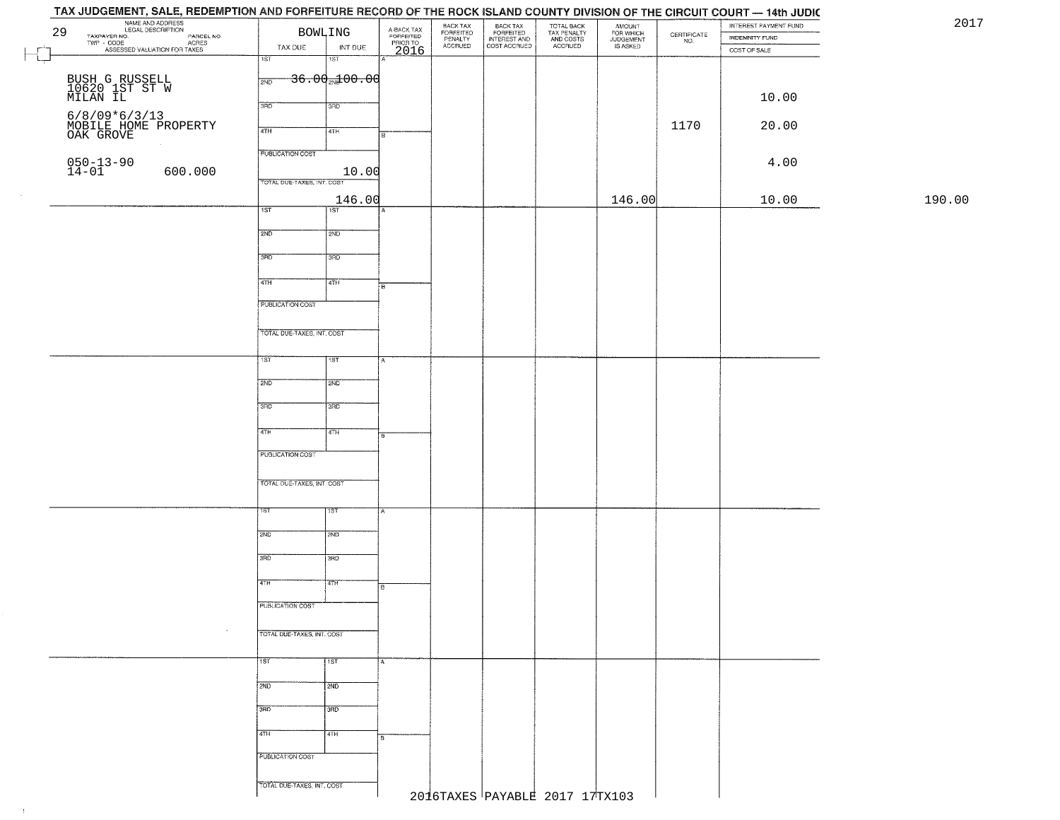# TAX JUDGEMENT, SALE, REDEMPTION AND FORFEITURE RECORD OF THE ROCK ISLAND COUNTY DIVISION OF THE CIRCUIT COURT — 14th JUDIC

2017

| 29 NAME AND ADDRESS / LEGAL DESCRIPTION / TAXPAYER NO. / PARCEL NO. / TWP - CODE / ACRES / ASSESSED VALUATION FOR TAXES | BOWLING TAX DUE | INT DUE | A-BACK TAX FORFEITED PRIOR TO 2016 | BACK TAX FORFEITED PENALTY ACCRUED | BACK TAX FORFEITED INTEREST AND COST ACCRUED | TOTAL BACK TAX PENALTY AND COSTS ACCRUED | AMOUNT FOR WHICH JUDGEMENT IS ASKED | CERTIFICATE NO. | INTEREST PAYMENT FUND / INDEMNITY FUND / COST OF SALE | |
|---|---|---|---|---|---|---|---|---|---|---|
| BUSH G RUSSELL<br>10620 1ST ST W<br>MILAN IL<br>6/8/09*6/3/13<br>MOBILE HOME PROPERTY<br>OAK GROVE<br>050-13-90<br>14-01 600.000 | 1ST<br>2ND 36.00<br>3RD<br>4TH<br>PUBLICATION COST 10.00<br>TOTAL DUE-TAXES, INT. COST 146.00 | 1ST<br>2ND 100.00<br>3RD<br>4TH | | | | | 146.00 | 1170 | 10.00<br>20.00<br>4.00<br>10.00 | 190.00 |
| | 1ST<br>2ND<br>3RD<br>4TH<br>PUBLICATION COST<br>TOTAL DUE-TAXES, INT. COST | 1ST<br>2ND<br>3RD<br>4TH | | | | | | | | |
| | 1ST<br>2ND<br>3RD<br>4TH<br>PUBLICATION COST<br>TOTAL DUE-TAXES, INT. COST | 1ST<br>2ND<br>3RD<br>4TH | | | | | | | | |
| | 1ST<br>2ND<br>3RD<br>4TH<br>PUBLICATION COST<br>TOTAL DUE-TAXES, INT. COST | 1ST<br>2ND<br>3RD<br>4TH | | | | | | | | |
| | 1ST<br>2ND<br>3RD<br>4TH<br>PUBLICATION COST<br>TOTAL DUE-TAXES, INT. COST | 1ST<br>2ND<br>3RD<br>4TH | | | | | | | | |

2016TAXES PAYABLE 2017 17TX103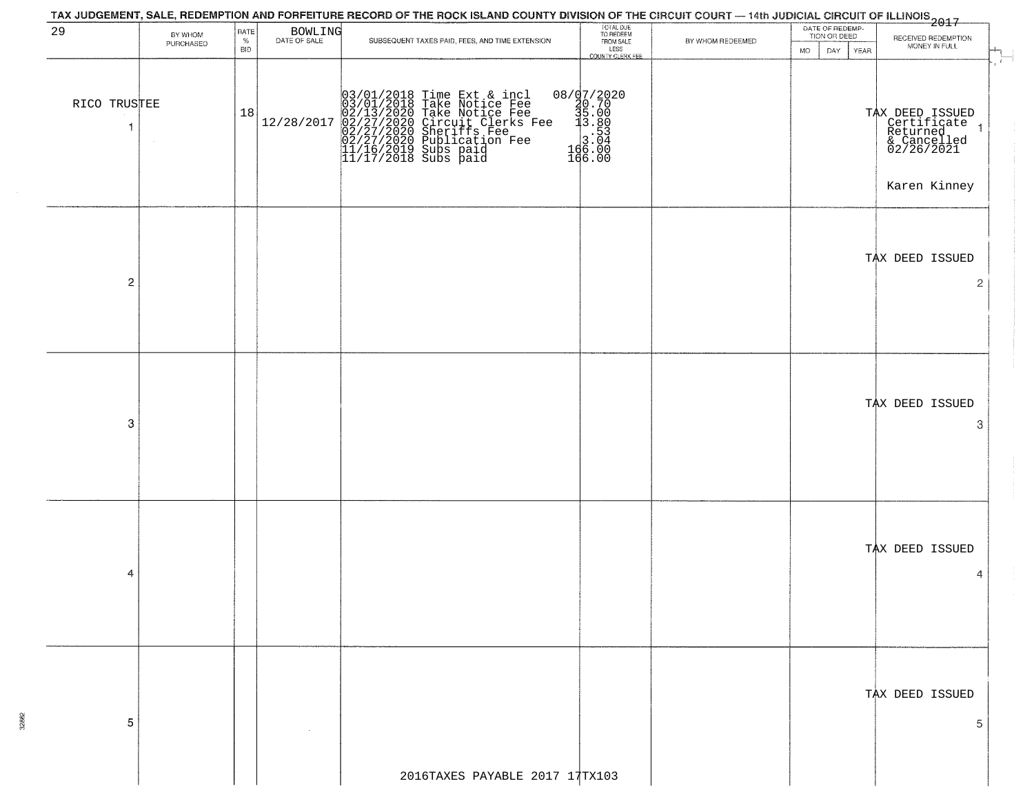TAX JUDGEMENT, SALE, REDEMPTION AND FORFEITURE RECORD OF THE ROCK ISLAND COUNTY DIVISION OF THE CIRCUIT COURT — 14th JUDICIAL CIRCUIT OF ILLINOIS 2017

| 29 | BY WHOM PURCHASED | RATE % BID | BOWLING DATE OF SALE | SUBSEQUENT TAXES PAID, FEES, AND TIME EXTENSION | TOTAL DUE TO REDEEM FROM SALE LESS COUNTY CLERK FEE | BY WHOM REDEEMED | DATE OF REDEMPTION OR DEED MO | DAY | YEAR | RECEIVED REDEMPTION MONEY IN FULL |
|---|---|---|---|---|---|---|---|---|---|---|
| 1 | RICO TRUSTEE | 18 | 12/28/2017 | 03/01/2018 Time Ext & incl<br>03/01/2018 Take Notice Fee<br>02/13/2020 Take Notice Fee<br>02/27/2020 Circuit Clerks Fee<br>02/27/2020 Sheriffs Fee<br>02/27/2020 Publication Fee<br>11/16/2019 Subs paid<br>11/17/2018 Subs paid | 08/07/2020<br>20.70<br>35.00<br>13.80<br>.53<br>3.04<br>166.00<br>166.00 | | | | | TAX DEED ISSUED Certificate Returned & Cancelled 02/26/2021<br><br>Karen Kinney |
| 2 | | | | | | | | | | TAX DEED ISSUED |
| 3 | | | | | | | | | | TAX DEED ISSUED |
| 4 | | | | | | | | | | TAX DEED ISSUED |
| 5 | | | | | | | | | | TAX DEED ISSUED |

2016TAXES PAYABLE 2017 17TX103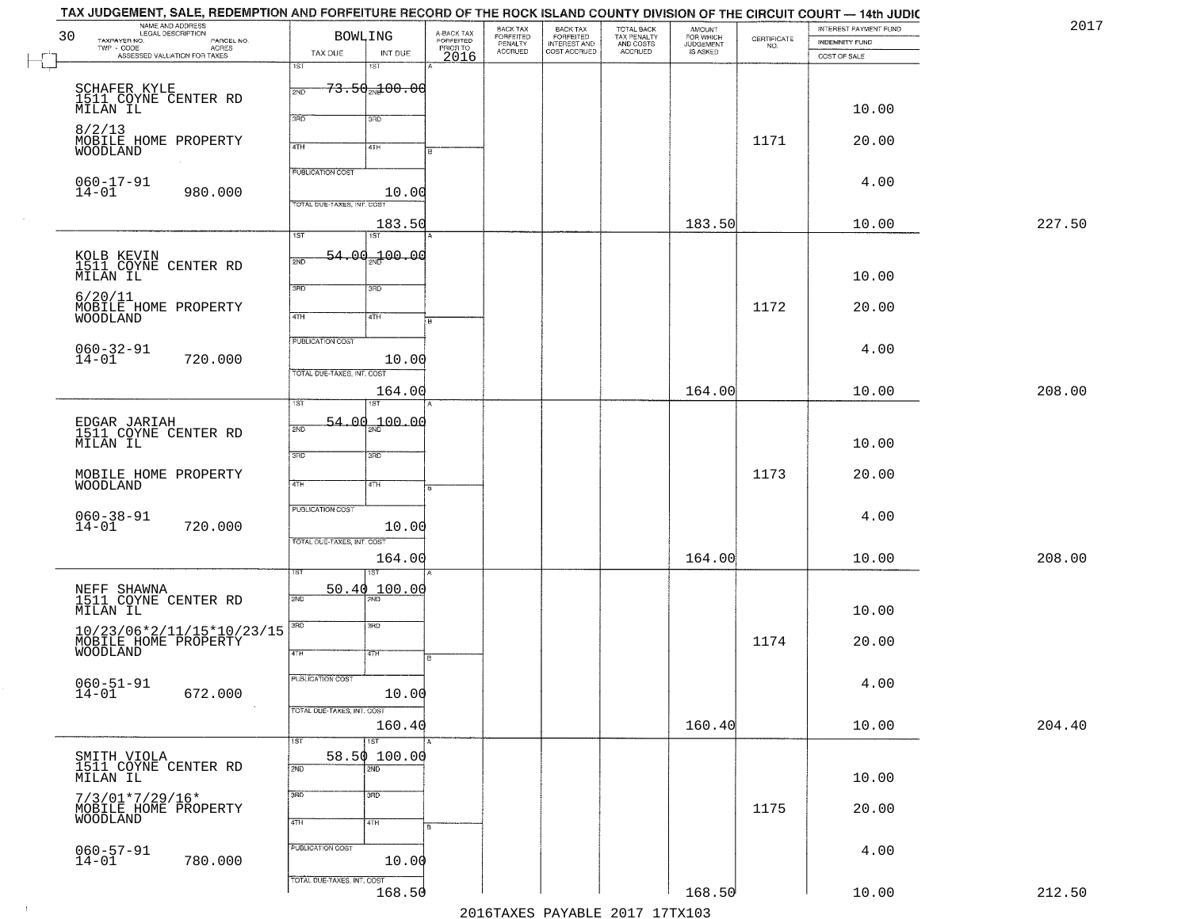TAX JUDGEMENT, SALE, REDEMPTION AND FORFEITURE RECORD OF THE ROCK ISLAND COUNTY DIVISION OF THE CIRCUIT COURT — 14th JUDIC

2017

| 30 NAME AND ADDRESS / LEGAL DESCRIPTION / TAXPAYER NO. PARCEL NO. / TWP - CODE ACRES / ASSESSED VALUATION FOR TAXES | BOWLING TAX DUE | INT DUE | A-BACK TAX FORFEITED PRIOR TO 2016 | BACK TAX FORFEITED PENALTY ACCRUED | BACK TAX FORFEITED INTEREST AND COST ACCRUED | TOTAL BACK TAX PENALTY AND COSTS ACCRUED | AMOUNT FOR WHICH JUDGEMENT IS ASKED | CERTIFICATE NO. | INTEREST PAYMENT FUND / INDEMNITY FUND / COST OF SALE | |
|---|---|---|---|---|---|---|---|---|---|---|
| SCHAFER KYLE<br>1511 COYNE CENTER RD<br>MILAN IL<br>8/2/13<br>MOBILE HOME PROPERTY<br>WOODLAND<br>060-17-91<br>14-01 980.000 | 1ST 73.50<br>PUBLICATION COST<br>TOTAL DUE-TAXES, INT. COST 183.50 | 100.00<br>10.00 | | | | | 183.50 | 1171 | 10.00<br>20.00<br>4.00<br>10.00 | 227.50 |
| KOLB KEVIN<br>1511 COYNE CENTER RD<br>MILAN IL<br>6/20/11<br>MOBILE HOME PROPERTY<br>WOODLAND<br>060-32-91<br>14-01 720.000 | 1ST 54.00<br>PUBLICATION COST<br>TOTAL DUE-TAXES, INT. COST 164.00 | 100.00<br>10.00 | | | | | 164.00 | 1172 | 10.00<br>20.00<br>4.00<br>10.00 | 208.00 |
| EDGAR JARIAH<br>1511 COYNE CENTER RD<br>MILAN IL<br>MOBILE HOME PROPERTY<br>WOODLAND<br>060-38-91<br>14-01 720.000 | 1ST 54.00<br>PUBLICATION COST<br>TOTAL DUE-TAXES, INT. COST 164.00 | 100.00<br>10.00 | | | | | 164.00 | 1173 | 10.00<br>20.00<br>4.00<br>10.00 | 208.00 |
| NEFF SHAWNA<br>1511 COYNE CENTER RD<br>MILAN IL<br>10/23/06*2/11/15*10/23/15<br>MOBILE HOME PROPERTY<br>WOODLAND<br>060-51-91<br>14-01 672.000 | 1ST 50.40<br>PUBLICATION COST<br>TOTAL DUE-TAXES, INT. COST 160.40 | 100.00<br>10.00 | | | | | 160.40 | 1174 | 10.00<br>20.00<br>4.00<br>10.00 | 204.40 |
| SMITH VIOLA<br>1511 COYNE CENTER RD<br>MILAN IL<br>7/3/01*7/29/16*<br>MOBILE HOME PROPERTY<br>WOODLAND<br>060-57-91<br>14-01 780.000 | 1ST 58.50<br>PUBLICATION COST<br>TOTAL DUE-TAXES, INT. COST 168.50 | 100.00<br>10.00 | | | | | 168.50 | 1175 | 10.00<br>20.00<br>4.00<br>10.00 | 212.50 |

2016TAXES PAYABLE 2017 17TX103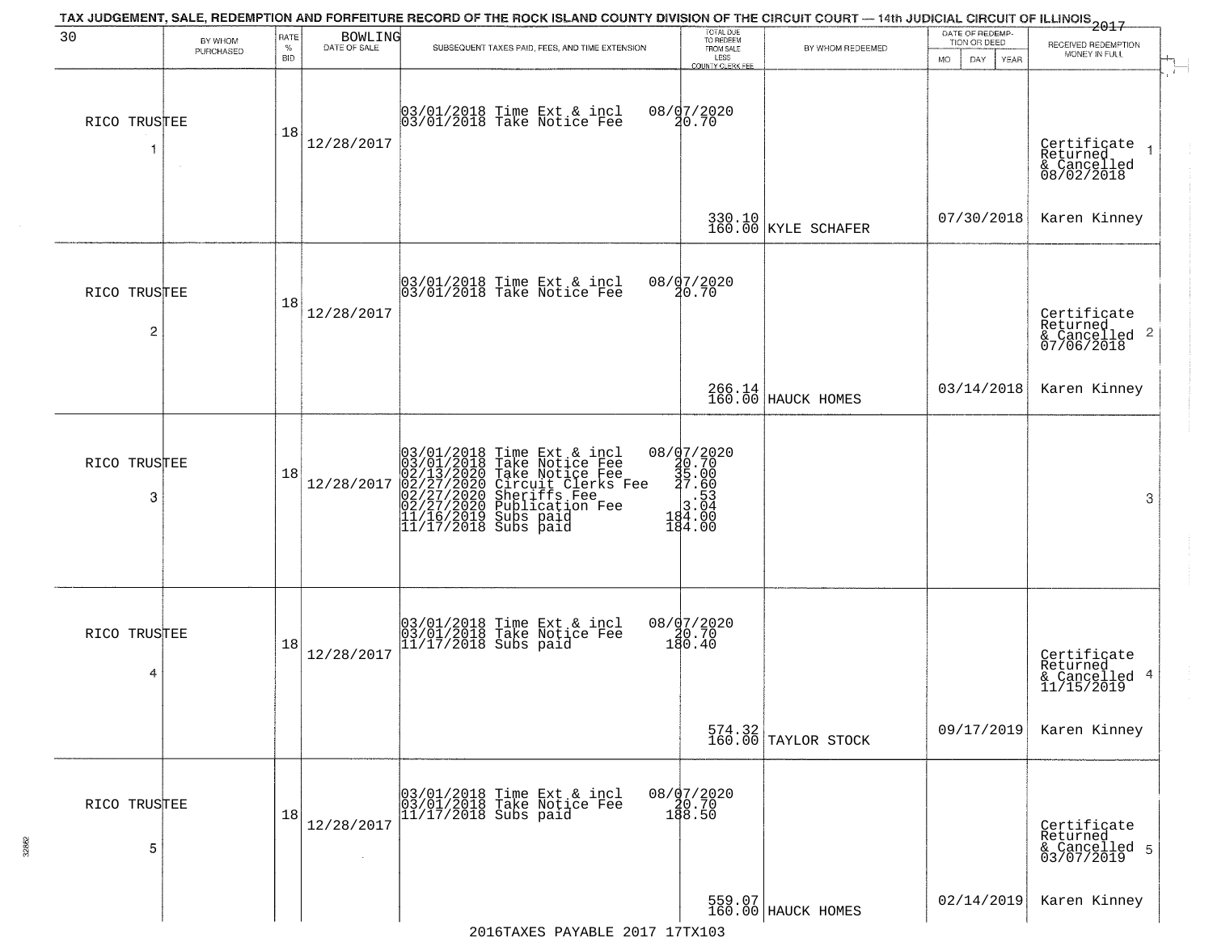TAX JUDGEMENT, SALE, REDEMPTION AND FORFEITURE RECORD OF THE ROCK ISLAND COUNTY DIVISION OF THE CIRCUIT COURT — 14th JUDICIAL CIRCUIT OF ILLINOIS 2017

| 30 | BY WHOM PURCHASED | RATE % BID | BOWLING DATE OF SALE | SUBSEQUENT TAXES PAID, FEES, AND TIME EXTENSION | TOTAL DUE TO REDEEM FROM SALE LESS COUNTY CLERK FEE | BY WHOM REDEEMED | DATE OF REDEMPTION OR DEED MO DAY YEAR | RECEIVED REDEMPTION MONEY IN FULL |
|---|---|---|---|---|---|---|---|---|
| RICO TRUSTEE 1 | | 18 | 12/28/2017 | 03/01/2018 Time Ext & incl 08/07/2020<br>03/01/2018 Take Notice Fee 20.70 | 330.10<br>160.00 | KYLE SCHAFER | 07/30/2018 | Certificate Returned & Cancelled 08/02/2018 1<br>Karen Kinney |
| RICO TRUSTEE 2 | | 18 | 12/28/2017 | 03/01/2018 Time Ext & incl 08/07/2020<br>03/01/2018 Take Notice Fee 20.70 | 266.14<br>160.00 | HAUCK HOMES | 03/14/2018 | Certificate Returned & Cancelled 07/06/2018 2<br>Karen Kinney |
| RICO TRUSTEE 3 | | 18 | 12/28/2017 | 03/01/2018 Time Ext & incl 08/07/2020<br>03/01/2018 Take Notice Fee 20.70<br>02/13/2020 Take Notice Fee 35.00<br>02/27/2020 Circuit Clerks Fee 27.60<br>02/27/2020 Sheriffs Fee .53<br>02/27/2020 Publication Fee 3.04<br>11/16/2019 Subs paid 184.00<br>11/17/2018 Subs paid 184.00 | | | | 3 |
| RICO TRUSTEE 4 | | 18 | 12/28/2017 | 03/01/2018 Time Ext & incl 08/07/2020<br>03/01/2018 Take Notice Fee 20.70<br>11/17/2018 Subs paid 180.40 | 574.32<br>160.00 | TAYLOR STOCK | 09/17/2019 | Certificate Returned & Cancelled 11/15/2019 4<br>Karen Kinney |
| RICO TRUSTEE 5 | | 18 | 12/28/2017 | 03/01/2018 Time Ext & incl 08/07/2020<br>03/01/2018 Take Notice Fee 20.70<br>11/17/2018 Subs paid 188.50 | 559.07<br>160.00 | HAUCK HOMES | 02/14/2019 | Certificate Returned & Cancelled 03/07/2019 5<br>Karen Kinney |

2016TAXES PAYABLE 2017 17TX103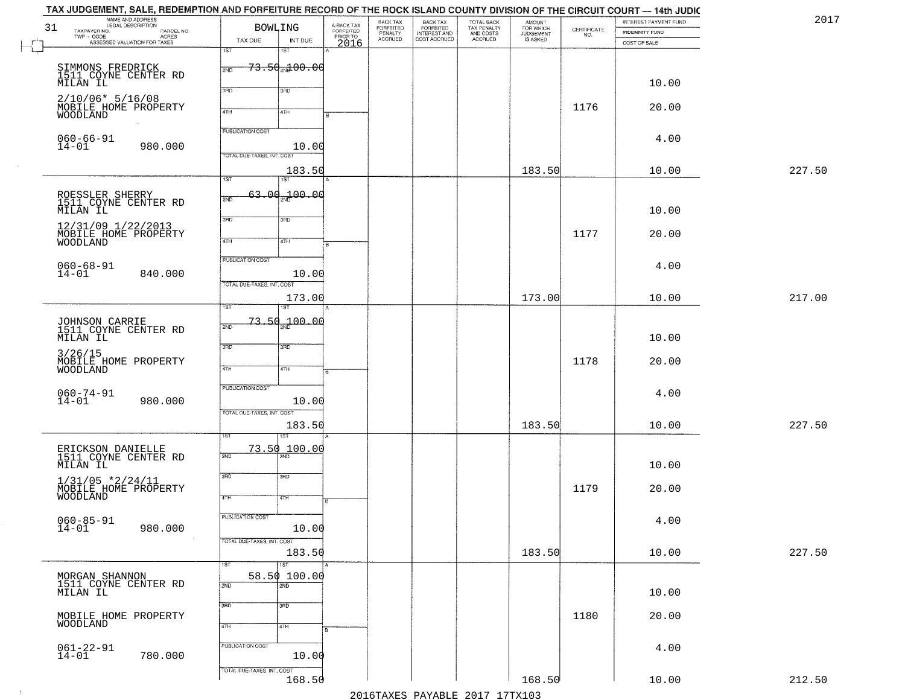# TAX JUDGEMENT, SALE, REDEMPTION AND FORFEITURE RECORD OF THE ROCK ISLAND COUNTY DIVISION OF THE CIRCUIT COURT — 14th JUDIC

2017

| 31 NAME AND ADDRESS / LEGAL DESCRIPTION / TAXPAYER NO. / PARCEL NO. / TWP - CODE / ACRES / ASSESSED VALUATION FOR TAXES | BOWLING TAX DUE | INT DUE | A-BACK TAX FORFEITED PRIOR TO 2016 | BACK TAX FORFEITED PENALTY ACCRUED | BACK TAX FORFEITED INTEREST AND COST ACCRUED | TOTAL BACK TAX PENALTY AND COSTS ACCRUED | AMOUNT FOR WHICH JUDGEMENT IS ASKED | CERTIFICATE NO. | INTEREST PAYMENT FUND / INDEMNITY FUND / COST OF SALE | |
|---|---|---|---|---|---|---|---|---|---|---|
| SIMMONS FREDRICK 1511 COYNE CENTER RD MILAN IL 2/10/06* 5/16/08 MOBILE HOME PROPERTY WOODLAND 060-66-91 14-01 980.000 | 1ST 73.50 | 100.00 | | | | | | 1176 | 10.00 20.00 4.00 | |
| | PUBLICATION COST | 10.00 | | | | | | | | |
| | TOTAL DUE-TAXES, INT. COST | 183.50 | | | | | 183.50 | | 10.00 | 227.50 |
| ROESSLER SHERRY 1511 COYNE CENTER RD MILAN IL 12/31/09 1/22/2013 MOBILE HOME PROPERTY WOODLAND 060-68-91 14-01 840.000 | 1ST 63.00 | 100.00 | | | | | | 1177 | 10.00 20.00 4.00 | |
| | PUBLICATION COST | 10.00 | | | | | | | | |
| | TOTAL DUE-TAXES, INT. COST | 173.00 | | | | | 173.00 | | 10.00 | 217.00 |
| JOHNSON CARRIE 1511 COYNE CENTER RD MILAN IL 3/26/15 MOBILE HOME PROPERTY WOODLAND 060-74-91 14-01 980.000 | 1ST 73.50 | 100.00 | | | | | | 1178 | 10.00 20.00 4.00 | |
| | PUBLICATION COST | 10.00 | | | | | | | | |
| | TOTAL DUE-TAXES, INT. COST | 183.50 | | | | | 183.50 | | 10.00 | 227.50 |
| ERICKSON DANIELLE 1511 COYNE CENTER RD MILAN IL 1/31/05 *2/24/11 MOBILE HOME PROPERTY WOODLAND 060-85-91 14-01 980.000 | 1ST 73.50 | 100.00 | | | | | | 1179 | 10.00 20.00 4.00 | |
| | PUBLICATION COST | 10.00 | | | | | | | | |
| | TOTAL DUE-TAXES, INT. COST | 183.50 | | | | | 183.50 | | 10.00 | 227.50 |
| MORGAN SHANNON 1511 COYNE CENTER RD MILAN IL MOBILE HOME PROPERTY WOODLAND 061-22-91 14-01 780.000 | 1ST 58.50 | 100.00 | | | | | | 1180 | 10.00 20.00 4.00 | |
| | PUBLICATION COST | 10.00 | | | | | | | | |
| | TOTAL DUE-TAXES, INT. COST | 168.50 | | | | | 168.50 | | 10.00 | 212.50 |

2016TAXES PAYABLE 2017 17TX103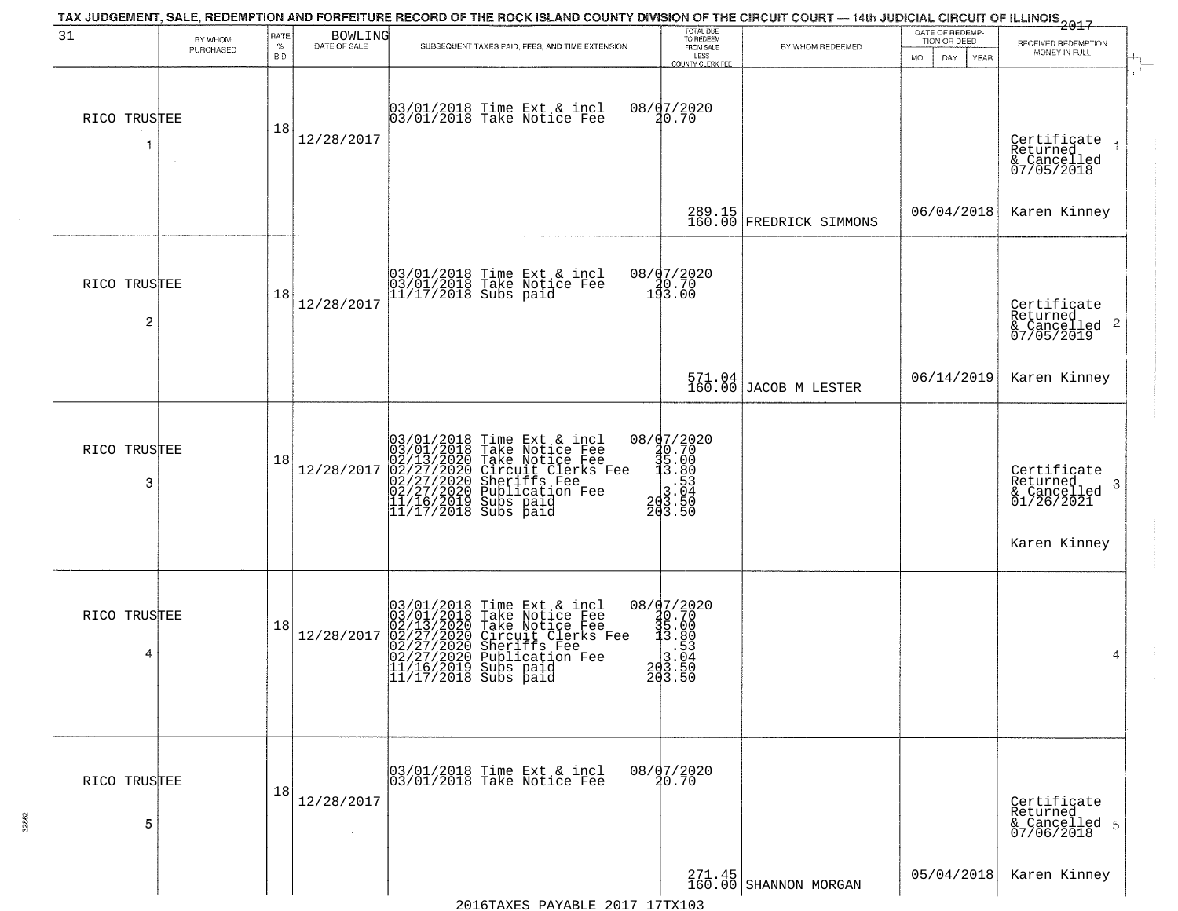TAX JUDGEMENT, SALE, REDEMPTION AND FORFEITURE RECORD OF THE ROCK ISLAND COUNTY DIVISION OF THE CIRCUIT COURT — 14th JUDICIAL CIRCUIT OF ILLINOIS 2017

| 31 BY WHOM PURCHASED | RATE % BID | BOWLING DATE OF SALE | SUBSEQUENT TAXES PAID, FEES, AND TIME EXTENSION | TOTAL DUE TO REDEEM FROM SALE LESS COUNTY CLERK FEE | BY WHOM REDEEMED | DATE OF REDEMPTION OR DEED MO DAY YEAR | RECEIVED REDEMPTION MONEY IN FULL |
|---|---|---|---|---|---|---|---|
| RICO TRUSTEE 1 | 18 | 12/28/2017 | 03/01/2018 Time Ext & incl 08/07/2020<br>03/01/2018 Take Notice Fee 20.70 | 289.15<br>160.00 | FREDRICK SIMMONS | 06/04/2018 | Certificate Returned & Cancelled 07/05/2018 Karen Kinney |
| RICO TRUSTEE 2 | 18 | 12/28/2017 | 03/01/2018 Time Ext & incl 08/07/2020<br>03/01/2018 Take Notice Fee 20.70<br>11/17/2018 Subs paid 193.00 | 571.04<br>160.00 | JACOB M LESTER | 06/14/2019 | Certificate Returned & Cancelled 07/05/2019 Karen Kinney |
| RICO TRUSTEE 3 | 18 | 12/28/2017 | 03/01/2018 Time Ext & incl 08/07/2020<br>03/01/2018 Take Notice Fee 20.70<br>02/13/2020 Take Notice Fee 35.00<br>02/27/2020 Circuit Clerks Fee 13.80<br>02/27/2020 Sheriffs Fee .53<br>02/27/2020 Publication Fee 3.04<br>11/16/2019 Subs paid 203.50<br>11/17/2018 Subs paid 203.50 | | | | Certificate Returned & Cancelled 01/26/2021 Karen Kinney |
| RICO TRUSTEE 4 | 18 | 12/28/2017 | 03/01/2018 Time Ext & incl 08/07/2020<br>03/01/2018 Take Notice Fee 20.70<br>02/13/2020 Take Notice Fee 35.00<br>02/27/2020 Circuit Clerks Fee 13.80<br>02/27/2020 Sheriffs Fee .53<br>02/27/2020 Publication Fee 3.04<br>11/16/2019 Subs paid 203.50<br>11/17/2018 Subs paid 203.50 | | | | |
| RICO TRUSTEE 5 | 18 | 12/28/2017 | 03/01/2018 Time Ext & incl 08/07/2020<br>03/01/2018 Take Notice Fee 20.70 | 271.45<br>160.00 | SHANNON MORGAN | 05/04/2018 | Certificate Returned & Cancelled 07/06/2018 Karen Kinney |

2016TAXES PAYABLE 2017 17TX103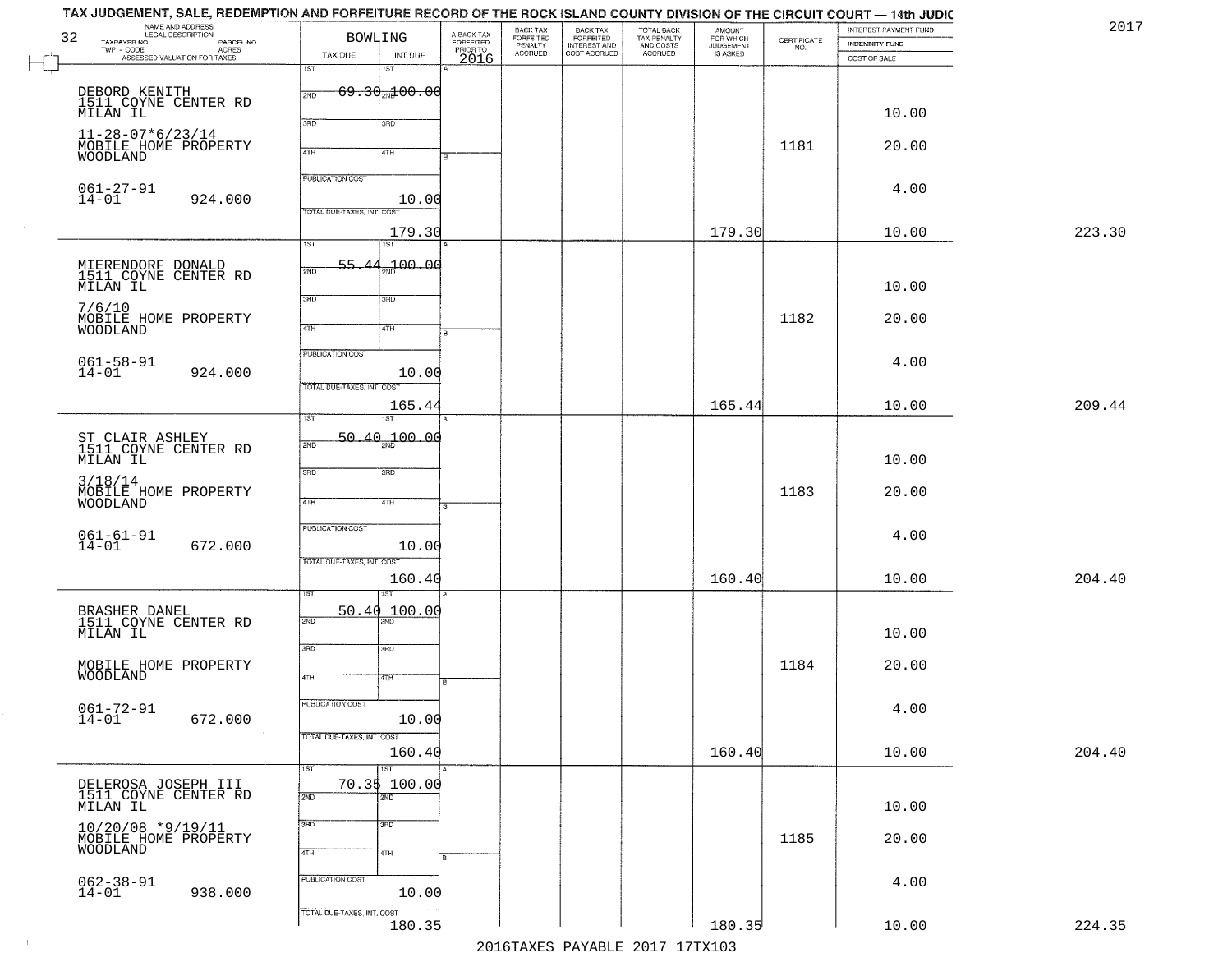TAX JUDGEMENT, SALE, REDEMPTION AND FORFEITURE RECORD OF THE ROCK ISLAND COUNTY DIVISION OF THE CIRCUIT COURT — 14th JUDIC

2017

32

| NAME AND ADDRESS / LEGAL DESCRIPTION / TAXPAYER NO. / PARCEL NO. / TWP - CODE / ACRES / ASSESSED VALUATION FOR TAXES | BOWLING TAX DUE | INT DUE | A-BACK TAX FORFEITED PRIOR TO 2016 | BACK TAX FORFEITED PENALTY ACCRUED | BACK TAX FORFEITED INTEREST AND COST ACCRUED | TOTAL BACK TAX PENALTY AND COSTS ACCRUED | AMOUNT FOR WHICH JUDGEMENT IS ASKED | CERTIFICATE NO. | INTEREST PAYMENT FUND / INDEMNITY FUND / COST OF SALE | |
|---|---|---|---|---|---|---|---|---|---|---|
| DEBORD KENITH<br>1511 COYNE CENTER RD<br>MILAN IL<br>11-28-07*6/23/14<br>MOBILE HOME PROPERTY<br>WOODLAND<br>061-27-91<br>14-01 924.000 | 1ST 69.30<br>PUBLICATION COST<br>TOTAL DUE-TAXES, INT. COST 179.30 | 1ST 100.00<br>10.00 | | | | | 179.30 | 1181 | 10.00<br>20.00<br>4.00<br>10.00 | 223.30 |
| MIERENDORF DONALD<br>1511 COYNE CENTER RD<br>MILAN IL<br>7/6/10<br>MOBILE HOME PROPERTY<br>WOODLAND<br>061-58-91<br>14-01 924.000 | 1ST 55.44<br>PUBLICATION COST<br>TOTAL DUE-TAXES, INT. COST 165.44 | 1ST 100.00<br>10.00 | | | | | 165.44 | 1182 | 10.00<br>20.00<br>4.00<br>10.00 | 209.44 |
| ST CLAIR ASHLEY<br>1511 COYNE CENTER RD<br>MILAN IL<br>3/18/14<br>MOBILE HOME PROPERTY<br>WOODLAND<br>061-61-91<br>14-01 672.000 | 1ST 50.40<br>PUBLICATION COST<br>TOTAL DUE-TAXES, INT. COST 160.40 | 1ST 100.00<br>10.00 | | | | | 160.40 | 1183 | 10.00<br>20.00<br>4.00<br>10.00 | 204.40 |
| BRASHER DANEL<br>1511 COYNE CENTER RD<br>MILAN IL<br>MOBILE HOME PROPERTY<br>WOODLAND<br>061-72-91<br>14-01 672.000 | 1ST 50.40<br>PUBLICATION COST<br>TOTAL DUE-TAXES, INT. COST 160.40 | 1ST 100.00<br>10.00 | | | | | 160.40 | 1184 | 10.00<br>20.00<br>4.00<br>10.00 | 204.40 |
| DELEROSA JOSEPH III<br>1511 COYNE CENTER RD<br>MILAN IL<br>10/20/08 *9/19/11<br>MOBILE HOME PROPERTY<br>WOODLAND<br>062-38-91<br>14-01 938.000 | 1ST 70.35<br>PUBLICATION COST<br>TOTAL DUE-TAXES, INT. COST 180.35 | 1ST 100.00<br>10.00 | | | | | 180.35 | 1185 | 10.00<br>20.00<br>4.00<br>10.00 | 224.35 |

2016TAXES PAYABLE 2017 17TX103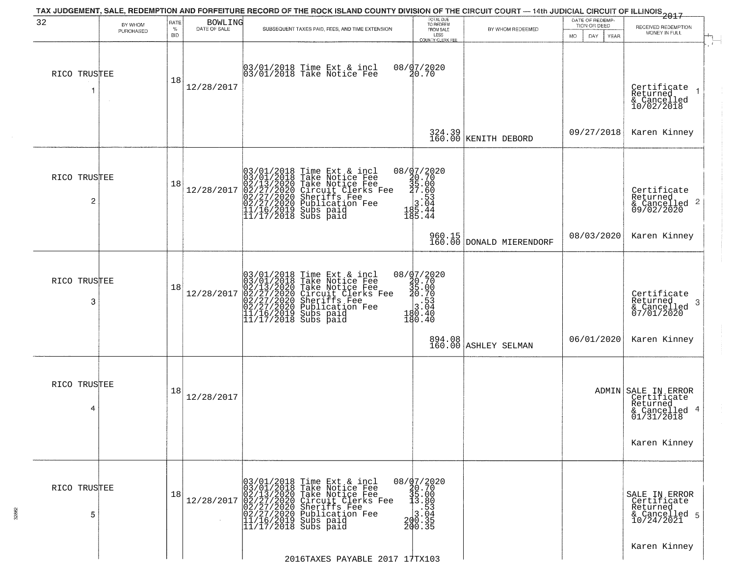TAX JUDGEMENT, SALE, REDEMPTION AND FORFEITURE RECORD OF THE ROCK ISLAND COUNTY DIVISION OF THE CIRCUIT COURT — 14th JUDICIAL CIRCUIT OF ILLINOIS 2017

| 32 BOWLING | BY WHOM PURCHASED | RATE % BID | DATE OF SALE | SUBSEQUENT TAXES PAID, FEES, AND TIME EXTENSION | TOTAL DUE TO REDEEM FROM SALE LESS COUNTY CLERK FEE | BY WHOM REDEEMED | DATE OF REDEMPTION OR DEED MO DAY YEAR | RECEIVED REDEMPTION MONEY IN FULL |
|---|---|---|---|---|---|---|---|---|
| RICO TRUSTEE 1 | | 18 | 12/28/2017 | 03/01/2018 Time Ext & incl<br>03/01/2018 Take Notice Fee | 08/07/2020<br>20.70<br>324.39<br>160.00 | KENITH DEBORD | 09/27/2018 | Certificate Returned & Cancelled 10/02/2018 1<br>Karen Kinney |
| RICO TRUSTEE 2 | | 18 | 12/28/2017 | 03/01/2018 Time Ext & incl<br>03/01/2018 Take Notice Fee<br>02/13/2020 Take Notice Fee<br>02/27/2020 Circuit Clerks Fee<br>02/27/2020 Sheriffs Fee<br>02/27/2020 Publication Fee<br>11/16/2019 Subs paid<br>11/17/2018 Subs paid | 08/07/2020<br>20.70<br>35.00<br>27.60<br>.53<br>3.04<br>185.44<br>185.44<br>960.15<br>160.00 | DONALD MIERENDORF | 08/03/2020 | Certificate Returned & Cancelled 09/02/2020 2<br>Karen Kinney |
| RICO TRUSTEE 3 | | 18 | 12/28/2017 | 03/01/2018 Time Ext & incl<br>03/01/2018 Take Notice Fee<br>02/13/2020 Take Notice Fee<br>02/27/2020 Circuit Clerks Fee<br>02/27/2020 Sheriffs Fee<br>02/27/2020 Publication Fee<br>11/16/2019 Subs paid<br>11/17/2018 Subs paid | 08/07/2020<br>20.70<br>35.00<br>20.70<br>.53<br>3.04<br>180.40<br>180.40<br>894.08<br>160.00 | ASHLEY SELMAN | 06/01/2020 | Certificate Returned & Cancelled 07/01/2020 3<br>Karen Kinney |
| RICO TRUSTEE 4 | | 18 | 12/28/2017 | | | | ADMIN | SALE IN ERROR Certificate Returned & Cancelled 01/31/2018 4<br>Karen Kinney |
| RICO TRUSTEE 5 | | 18 | 12/28/2017 | 03/01/2018 Time Ext & incl<br>03/01/2018 Take Notice Fee<br>02/13/2020 Take Notice Fee<br>02/27/2020 Circuit Clerks Fee<br>02/27/2020 Sheriffs Fee<br>02/27/2020 Publication Fee<br>11/16/2019 Subs paid<br>11/17/2018 Subs paid | 08/07/2020<br>20.70<br>35.00<br>13.80<br>.53<br>3.04<br>200.35<br>200.35 | | | SALE IN ERROR Certificate Returned & Cancelled 10/24/2021 5<br>Karen Kinney |

2016TAXES PAYABLE 2017 17TX103